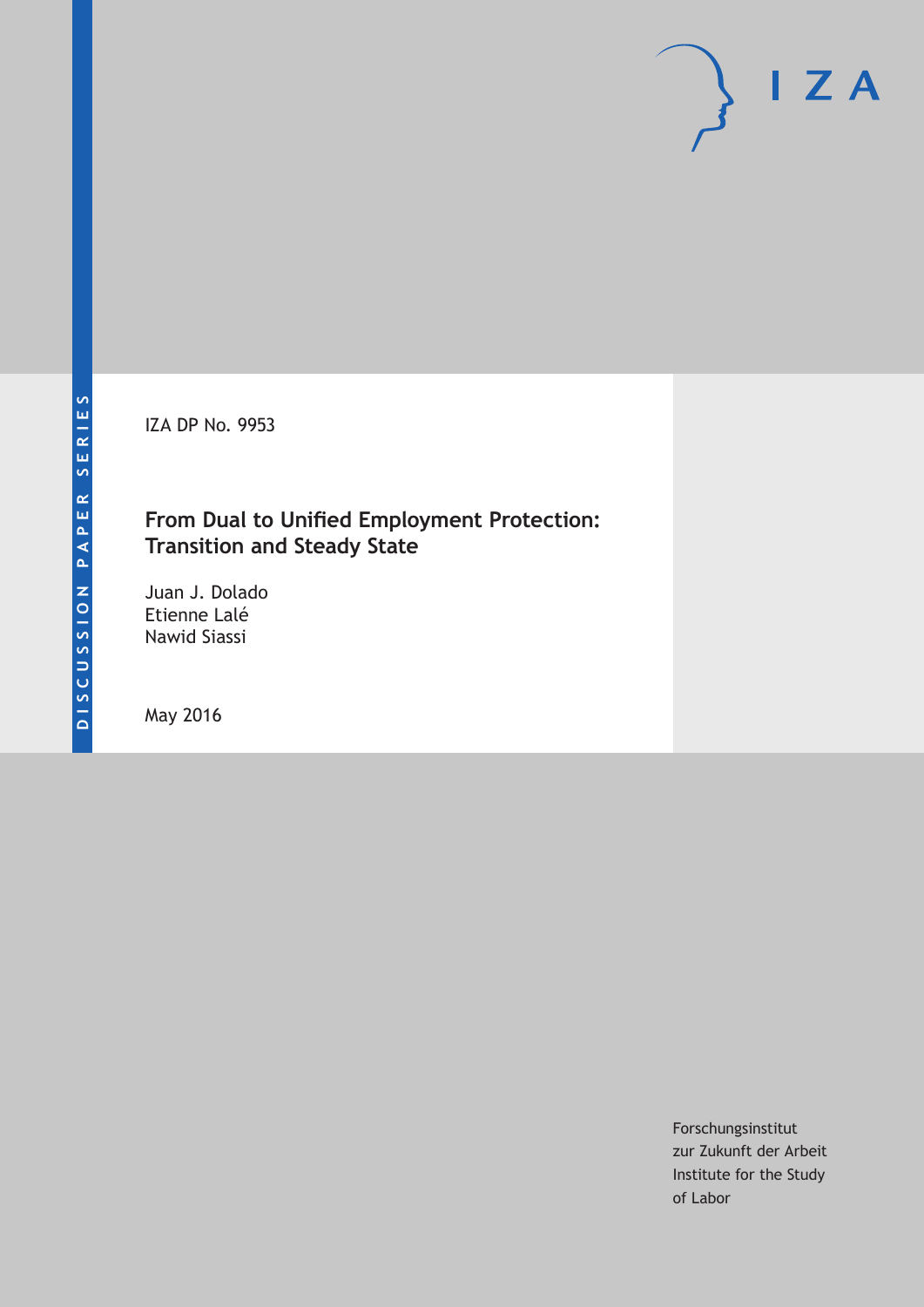DISCUSSION PAPER SERIES

IZA

IZA DP No. 9953

# From Dual to Unified Employment Protection: Transition and Steady State

Juan J. Dolado
Etienne Lalé
Nawid Siassi

May 2016

Forschungsinstitut
zur Zukunft der Arbeit
Institute for the Study
of Labor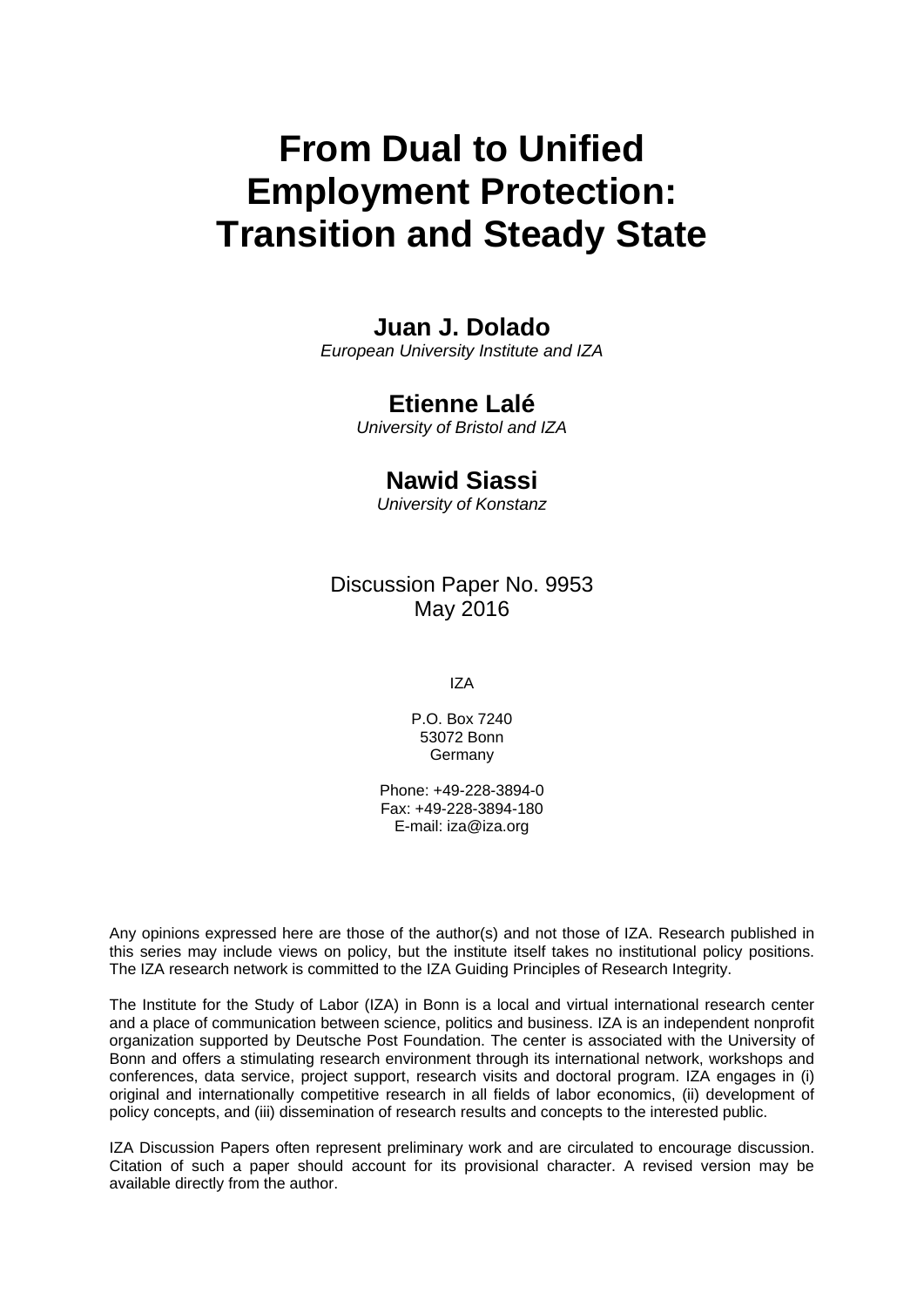# From Dual to Unified Employment Protection: Transition and Steady State

**Juan J. Dolado**
*European University Institute and IZA*

**Etienne Lalé**
*University of Bristol and IZA*

**Nawid Siassi**
*University of Konstanz*

Discussion Paper No. 9953
May 2016

IZA

P.O. Box 7240
53072 Bonn
Germany

Phone: +49-228-3894-0
Fax: +49-228-3894-180
E-mail: iza@iza.org

Any opinions expressed here are those of the author(s) and not those of IZA. Research published in this series may include views on policy, but the institute itself takes no institutional policy positions. The IZA research network is committed to the IZA Guiding Principles of Research Integrity.

The Institute for the Study of Labor (IZA) in Bonn is a local and virtual international research center and a place of communication between science, politics and business. IZA is an independent nonprofit organization supported by Deutsche Post Foundation. The center is associated with the University of Bonn and offers a stimulating research environment through its international network, workshops and conferences, data service, project support, research visits and doctoral program. IZA engages in (i) original and internationally competitive research in all fields of labor economics, (ii) development of policy concepts, and (iii) dissemination of research results and concepts to the interested public.

IZA Discussion Papers often represent preliminary work and are circulated to encourage discussion. Citation of such a paper should account for its provisional character. A revised version may be available directly from the author.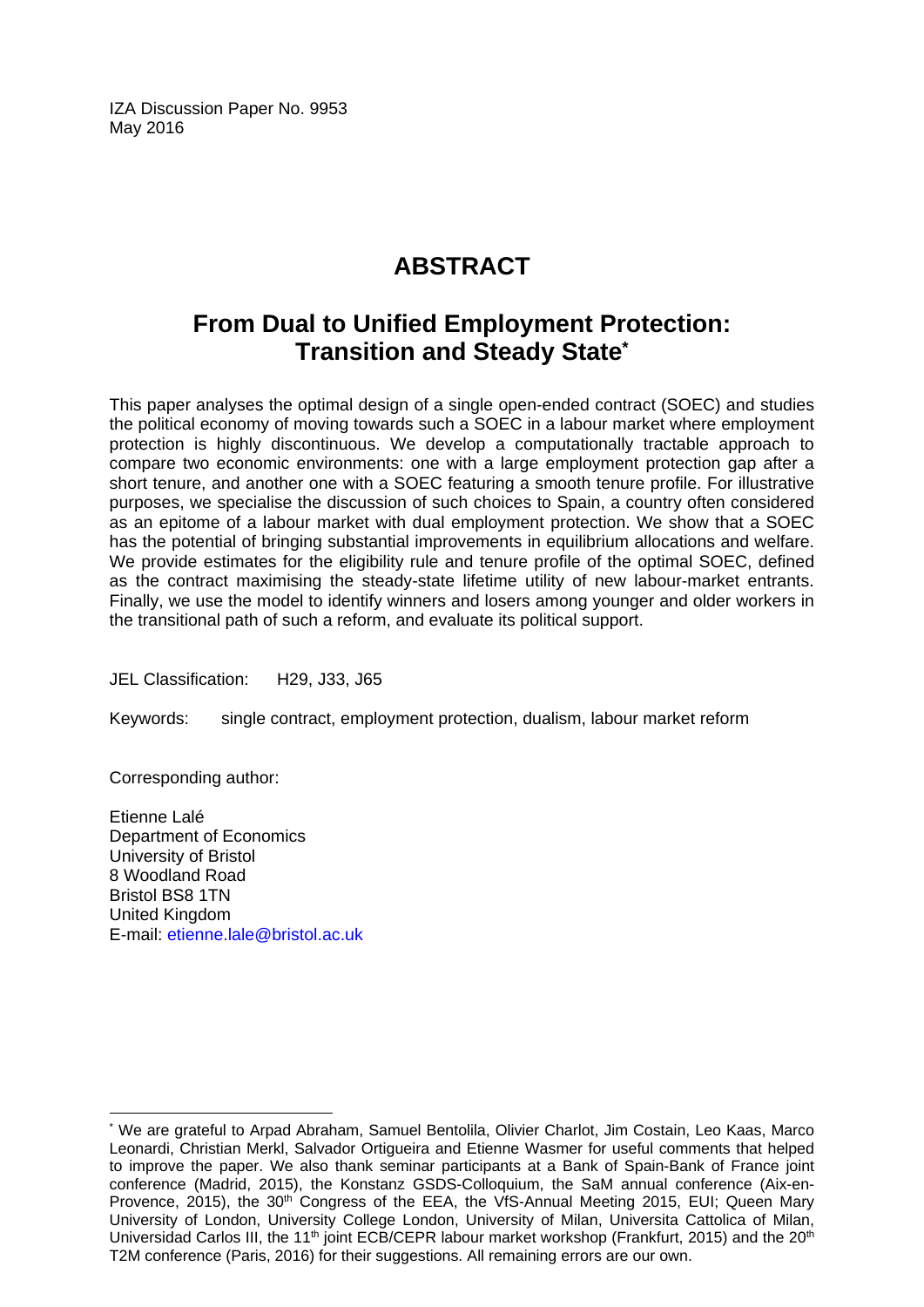IZA Discussion Paper No. 9953
May 2016

# ABSTRACT

## From Dual to Unified Employment Protection: Transition and Steady State*

This paper analyses the optimal design of a single open-ended contract (SOEC) and studies the political economy of moving towards such a SOEC in a labour market where employment protection is highly discontinuous. We develop a computationally tractable approach to compare two economic environments: one with a large employment protection gap after a short tenure, and another one with a SOEC featuring a smooth tenure profile. For illustrative purposes, we specialise the discussion of such choices to Spain, a country often considered as an epitome of a labour market with dual employment protection. We show that a SOEC has the potential of bringing substantial improvements in equilibrium allocations and welfare. We provide estimates for the eligibility rule and tenure profile of the optimal SOEC, defined as the contract maximising the steady-state lifetime utility of new labour-market entrants. Finally, we use the model to identify winners and losers among younger and older workers in the transitional path of such a reform, and evaluate its political support.

JEL Classification: H29, J33, J65

Keywords: single contract, employment protection, dualism, labour market reform

Corresponding author:

Etienne Lalé
Department of Economics
University of Bristol
8 Woodland Road
Bristol BS8 1TN
United Kingdom
E-mail: etienne.lale@bristol.ac.uk

---

* We are grateful to Arpad Abraham, Samuel Bentolila, Olivier Charlot, Jim Costain, Leo Kaas, Marco Leonardi, Christian Merkl, Salvador Ortigueira and Etienne Wasmer for useful comments that helped to improve the paper. We also thank seminar participants at a Bank of Spain-Bank of France joint conference (Madrid, 2015), the Konstanz GSDS-Colloquium, the SaM annual conference (Aix-en-Provence, 2015), the 30th Congress of the EEA, the VfS-Annual Meeting 2015, EUI; Queen Mary University of London, University College London, University of Milan, Universita Cattolica of Milan, Universidad Carlos III, the 11th joint ECB/CEPR labour market workshop (Frankfurt, 2015) and the 20th T2M conference (Paris, 2016) for their suggestions. All remaining errors are our own.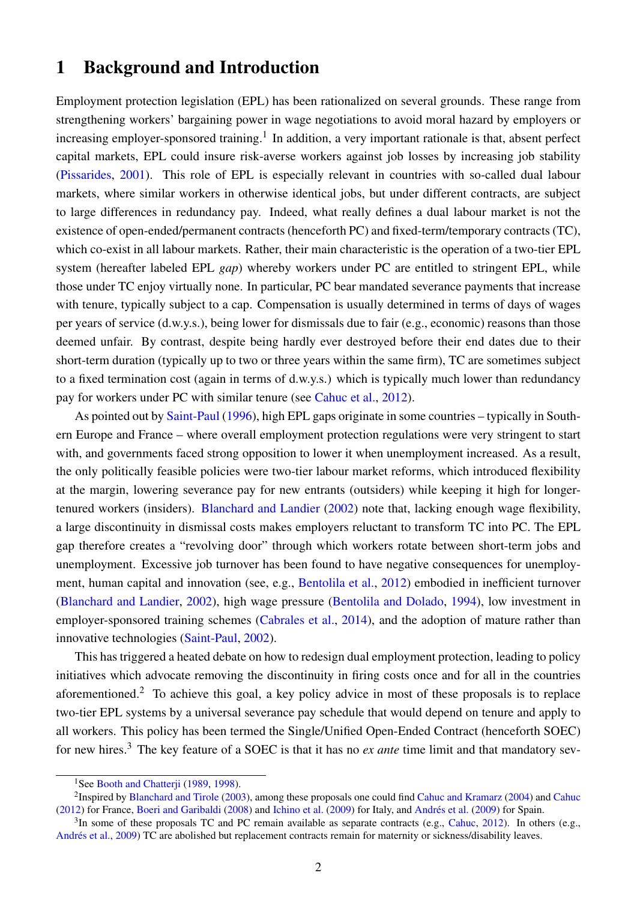# 1 Background and Introduction

Employment protection legislation (EPL) has been rationalized on several grounds. These range from strengthening workers' bargaining power in wage negotiations to avoid moral hazard by employers or increasing employer-sponsored training.[1] In addition, a very important rationale is that, absent perfect capital markets, EPL could insure risk-averse workers against job losses by increasing job stability (Pissarides, 2001). This role of EPL is especially relevant in countries with so-called dual labour markets, where similar workers in otherwise identical jobs, but under different contracts, are subject to large differences in redundancy pay. Indeed, what really defines a dual labour market is not the existence of open-ended/permanent contracts (henceforth PC) and fixed-term/temporary contracts (TC), which co-exist in all labour markets. Rather, their main characteristic is the operation of a two-tier EPL system (hereafter labeled EPL *gap*) whereby workers under PC are entitled to stringent EPL, while those under TC enjoy virtually none. In particular, PC bear mandated severance payments that increase with tenure, typically subject to a cap. Compensation is usually determined in terms of days of wages per years of service (d.w.y.s.), being lower for dismissals due to fair (e.g., economic) reasons than those deemed unfair. By contrast, despite being hardly ever destroyed before their end dates due to their short-term duration (typically up to two or three years within the same firm), TC are sometimes subject to a fixed termination cost (again in terms of d.w.y.s.) which is typically much lower than redundancy pay for workers under PC with similar tenure (see Cahuc et al., 2012).

As pointed out by Saint-Paul (1996), high EPL gaps originate in some countries – typically in Southern Europe and France – where overall employment protection regulations were very stringent to start with, and governments faced strong opposition to lower it when unemployment increased. As a result, the only politically feasible policies were two-tier labour market reforms, which introduced flexibility at the margin, lowering severance pay for new entrants (outsiders) while keeping it high for longer-tenured workers (insiders). Blanchard and Landier (2002) note that, lacking enough wage flexibility, a large discontinuity in dismissal costs makes employers reluctant to transform TC into PC. The EPL gap therefore creates a "revolving door" through which workers rotate between short-term jobs and unemployment. Excessive job turnover has been found to have negative consequences for unemployment, human capital and innovation (see, e.g., Bentolila et al., 2012) embodied in inefficient turnover (Blanchard and Landier, 2002), high wage pressure (Bentolila and Dolado, 1994), low investment in employer-sponsored training schemes (Cabrales et al., 2014), and the adoption of mature rather than innovative technologies (Saint-Paul, 2002).

This has triggered a heated debate on how to redesign dual employment protection, leading to policy initiatives which advocate removing the discontinuity in firing costs once and for all in the countries aforementioned.[2] To achieve this goal, a key policy advice in most of these proposals is to replace two-tier EPL systems by a universal severance pay schedule that would depend on tenure and apply to all workers. This policy has been termed the Single/Unified Open-Ended Contract (henceforth SOEC) for new hires.[3] The key feature of a SOEC is that it has no *ex ante* time limit and that mandatory sev-

---

[1] See Booth and Chatterji (1989, 1998).

[2] Inspired by Blanchard and Tirole (2003), among these proposals one could find Cahuc and Kramarz (2004) and Cahuc (2012) for France, Boeri and Garibaldi (2008) and Ichino et al. (2009) for Italy, and Andrés et al. (2009) for Spain.

[3] In some of these proposals TC and PC remain available as separate contracts (e.g., Cahuc, 2012). In others (e.g., Andrés et al., 2009) TC are abolished but replacement contracts remain for maternity or sickness/disability leaves.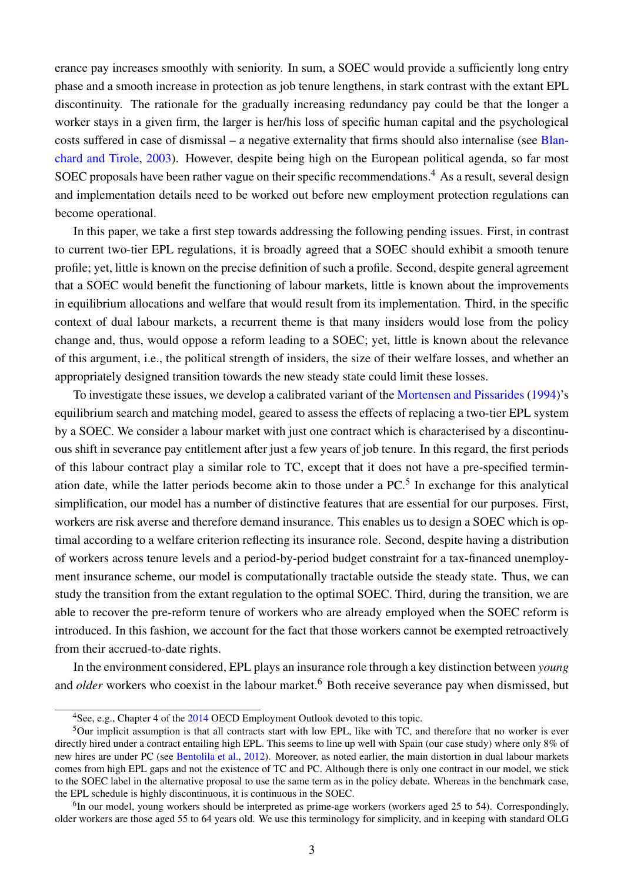erance pay increases smoothly with seniority. In sum, a SOEC would provide a sufficiently long entry phase and a smooth increase in protection as job tenure lengthens, in stark contrast with the extant EPL discontinuity. The rationale for the gradually increasing redundancy pay could be that the longer a worker stays in a given firm, the larger is her/his loss of specific human capital and the psychological costs suffered in case of dismissal – a negative externality that firms should also internalise (see Blanchard and Tirole, 2003). However, despite being high on the European political agenda, so far most SOEC proposals have been rather vague on their specific recommendations.[4] As a result, several design and implementation details need to be worked out before new employment protection regulations can become operational.

In this paper, we take a first step towards addressing the following pending issues. First, in contrast to current two-tier EPL regulations, it is broadly agreed that a SOEC should exhibit a smooth tenure profile; yet, little is known on the precise definition of such a profile. Second, despite general agreement that a SOEC would benefit the functioning of labour markets, little is known about the improvements in equilibrium allocations and welfare that would result from its implementation. Third, in the specific context of dual labour markets, a recurrent theme is that many insiders would lose from the policy change and, thus, would oppose a reform leading to a SOEC; yet, little is known about the relevance of this argument, i.e., the political strength of insiders, the size of their welfare losses, and whether an appropriately designed transition towards the new steady state could limit these losses.

To investigate these issues, we develop a calibrated variant of the Mortensen and Pissarides (1994)'s equilibrium search and matching model, geared to assess the effects of replacing a two-tier EPL system by a SOEC. We consider a labour market with just one contract which is characterised by a discontinuous shift in severance pay entitlement after just a few years of job tenure. In this regard, the first periods of this labour contract play a similar role to TC, except that it does not have a pre-specified termination date, while the latter periods become akin to those under a PC.[5] In exchange for this analytical simplification, our model has a number of distinctive features that are essential for our purposes. First, workers are risk averse and therefore demand insurance. This enables us to design a SOEC which is optimal according to a welfare criterion reflecting its insurance role. Second, despite having a distribution of workers across tenure levels and a period-by-period budget constraint for a tax-financed unemployment insurance scheme, our model is computationally tractable outside the steady state. Thus, we can study the transition from the extant regulation to the optimal SOEC. Third, during the transition, we are able to recover the pre-reform tenure of workers who are already employed when the SOEC reform is introduced. In this fashion, we account for the fact that those workers cannot be exempted retroactively from their accrued-to-date rights.

In the environment considered, EPL plays an insurance role through a key distinction between *young* and *older* workers who coexist in the labour market.[6] Both receive severance pay when dismissed, but

[4] See, e.g., Chapter 4 of the 2014 OECD Employment Outlook devoted to this topic.

[5] Our implicit assumption is that all contracts start with low EPL, like with TC, and therefore that no worker is ever directly hired under a contract entailing high EPL. This seems to line up well with Spain (our case study) where only 8% of new hires are under PC (see Bentolila et al., 2012). Moreover, as noted earlier, the main distortion in dual labour markets comes from high EPL gaps and not the existence of TC and PC. Although there is only one contract in our model, we stick to the SOEC label in the alternative proposal to use the same term as in the policy debate. Whereas in the benchmark case, the EPL schedule is highly discontinuous, it is continuous in the SOEC.

[6] In our model, young workers should be interpreted as prime-age workers (workers aged 25 to 54). Correspondingly, older workers are those aged 55 to 64 years old. We use this terminology for simplicity, and in keeping with standard OLG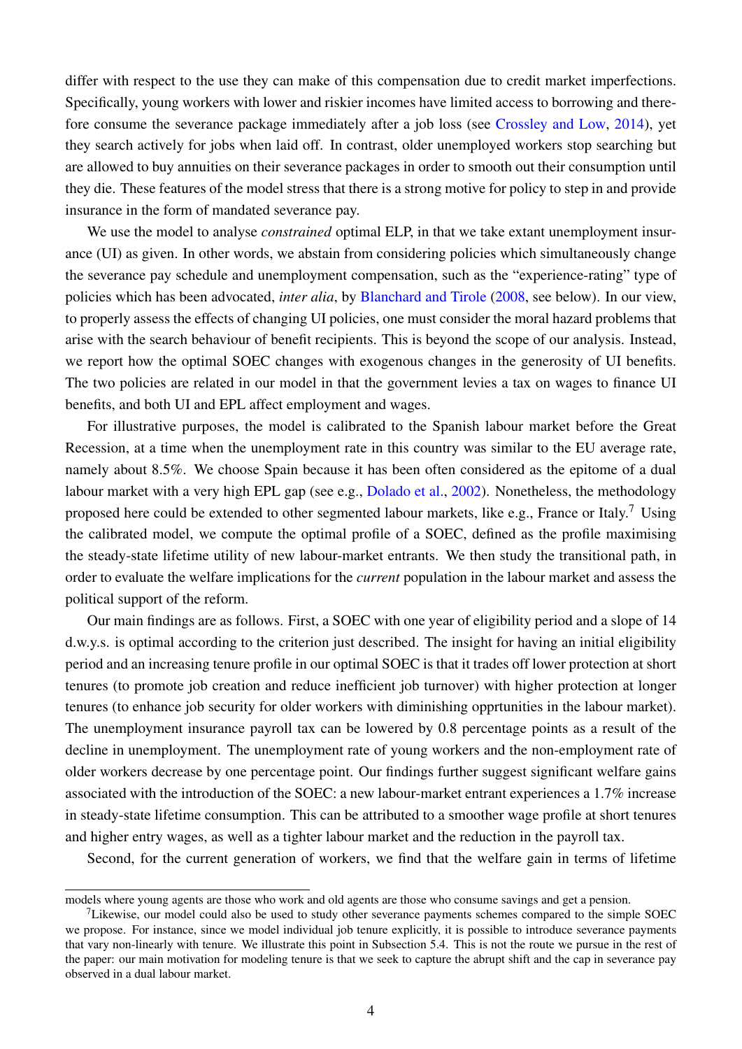differ with respect to the use they can make of this compensation due to credit market imperfections. Specifically, young workers with lower and riskier incomes have limited access to borrowing and therefore consume the severance package immediately after a job loss (see Crossley and Low, 2014), yet they search actively for jobs when laid off. In contrast, older unemployed workers stop searching but are allowed to buy annuities on their severance packages in order to smooth out their consumption until they die. These features of the model stress that there is a strong motive for policy to step in and provide insurance in the form of mandated severance pay.

We use the model to analyse *constrained* optimal ELP, in that we take extant unemployment insurance (UI) as given. In other words, we abstain from considering policies which simultaneously change the severance pay schedule and unemployment compensation, such as the "experience-rating" type of policies which has been advocated, *inter alia*, by Blanchard and Tirole (2008, see below). In our view, to properly assess the effects of changing UI policies, one must consider the moral hazard problems that arise with the search behaviour of benefit recipients. This is beyond the scope of our analysis. Instead, we report how the optimal SOEC changes with exogenous changes in the generosity of UI benefits. The two policies are related in our model in that the government levies a tax on wages to finance UI benefits, and both UI and EPL affect employment and wages.

For illustrative purposes, the model is calibrated to the Spanish labour market before the Great Recession, at a time when the unemployment rate in this country was similar to the EU average rate, namely about 8.5%. We choose Spain because it has been often considered as the epitome of a dual labour market with a very high EPL gap (see e.g., Dolado et al., 2002). Nonetheless, the methodology proposed here could be extended to other segmented labour markets, like e.g., France or Italy.[7] Using the calibrated model, we compute the optimal profile of a SOEC, defined as the profile maximising the steady-state lifetime utility of new labour-market entrants. We then study the transitional path, in order to evaluate the welfare implications for the *current* population in the labour market and assess the political support of the reform.

Our main findings are as follows. First, a SOEC with one year of eligibility period and a slope of 14 d.w.y.s. is optimal according to the criterion just described. The insight for having an initial eligibility period and an increasing tenure profile in our optimal SOEC is that it trades off lower protection at short tenures (to promote job creation and reduce inefficient job turnover) with higher protection at longer tenures (to enhance job security for older workers with diminishing opprtunities in the labour market). The unemployment insurance payroll tax can be lowered by 0.8 percentage points as a result of the decline in unemployment. The unemployment rate of young workers and the non-employment rate of older workers decrease by one percentage point. Our findings further suggest significant welfare gains associated with the introduction of the SOEC: a new labour-market entrant experiences a 1.7% increase in steady-state lifetime consumption. This can be attributed to a smoother wage profile at short tenures and higher entry wages, as well as a tighter labour market and the reduction in the payroll tax.

Second, for the current generation of workers, we find that the welfare gain in terms of lifetime

models where young agents are those who work and old agents are those who consume savings and get a pension.

[7] Likewise, our model could also be used to study other severance payments schemes compared to the simple SOEC we propose. For instance, since we model individual job tenure explicitly, it is possible to introduce severance payments that vary non-linearly with tenure. We illustrate this point in Subsection 5.4. This is not the route we pursue in the rest of the paper: our main motivation for modeling tenure is that we seek to capture the abrupt shift and the cap in severance pay observed in a dual labour market.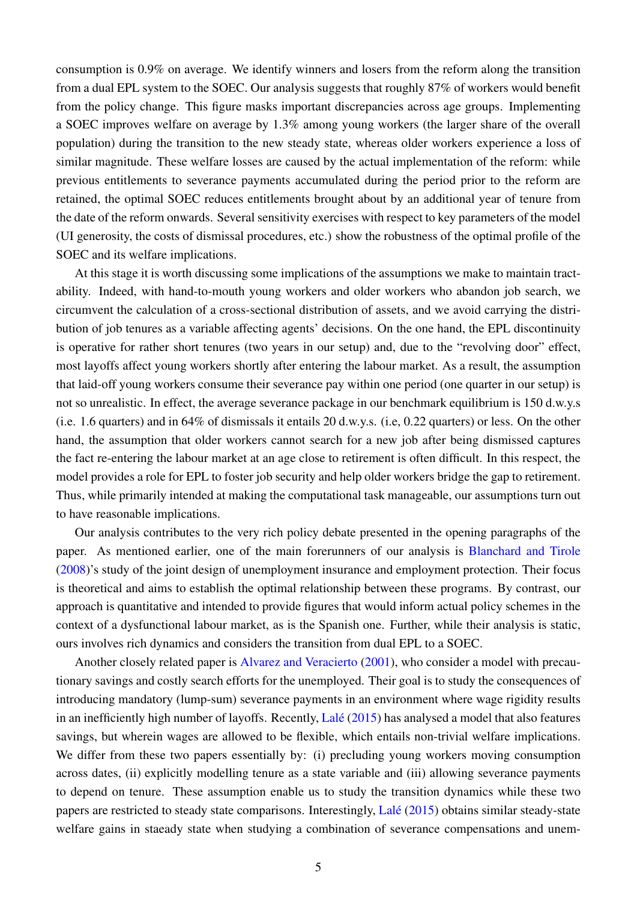consumption is 0.9% on average. We identify winners and losers from the reform along the transition from a dual EPL system to the SOEC. Our analysis suggests that roughly 87% of workers would benefit from the policy change. This figure masks important discrepancies across age groups. Implementing a SOEC improves welfare on average by 1.3% among young workers (the larger share of the overall population) during the transition to the new steady state, whereas older workers experience a loss of similar magnitude. These welfare losses are caused by the actual implementation of the reform: while previous entitlements to severance payments accumulated during the period prior to the reform are retained, the optimal SOEC reduces entitlements brought about by an additional year of tenure from the date of the reform onwards. Several sensitivity exercises with respect to key parameters of the model (UI generosity, the costs of dismissal procedures, etc.) show the robustness of the optimal profile of the SOEC and its welfare implications.

At this stage it is worth discussing some implications of the assumptions we make to maintain tractability. Indeed, with hand-to-mouth young workers and older workers who abandon job search, we circumvent the calculation of a cross-sectional distribution of assets, and we avoid carrying the distribution of job tenures as a variable affecting agents' decisions. On the one hand, the EPL discontinuity is operative for rather short tenures (two years in our setup) and, due to the "revolving door" effect, most layoffs affect young workers shortly after entering the labour market. As a result, the assumption that laid-off young workers consume their severance pay within one period (one quarter in our setup) is not so unrealistic. In effect, the average severance package in our benchmark equilibrium is 150 d.w.y.s (i.e. 1.6 quarters) and in 64% of dismissals it entails 20 d.w.y.s. (i.e, 0.22 quarters) or less. On the other hand, the assumption that older workers cannot search for a new job after being dismissed captures the fact re-entering the labour market at an age close to retirement is often difficult. In this respect, the model provides a role for EPL to foster job security and help older workers bridge the gap to retirement. Thus, while primarily intended at making the computational task manageable, our assumptions turn out to have reasonable implications.

Our analysis contributes to the very rich policy debate presented in the opening paragraphs of the paper. As mentioned earlier, one of the main forerunners of our analysis is Blanchard and Tirole (2008)'s study of the joint design of unemployment insurance and employment protection. Their focus is theoretical and aims to establish the optimal relationship between these programs. By contrast, our approach is quantitative and intended to provide figures that would inform actual policy schemes in the context of a dysfunctional labour market, as is the Spanish one. Further, while their analysis is static, ours involves rich dynamics and considers the transition from dual EPL to a SOEC.

Another closely related paper is Alvarez and Veracierto (2001), who consider a model with precautionary savings and costly search efforts for the unemployed. Their goal is to study the consequences of introducing mandatory (lump-sum) severance payments in an environment where wage rigidity results in an inefficiently high number of layoffs. Recently, Lalé (2015) has analysed a model that also features savings, but wherein wages are allowed to be flexible, which entails non-trivial welfare implications. We differ from these two papers essentially by: (i) precluding young workers moving consumption across dates, (ii) explicitly modelling tenure as a state variable and (iii) allowing severance payments to depend on tenure. These assumption enable us to study the transition dynamics while these two papers are restricted to steady state comparisons. Interestingly, Lalé (2015) obtains similar steady-state welfare gains in staeady state when studying a combination of severance compensations and unem-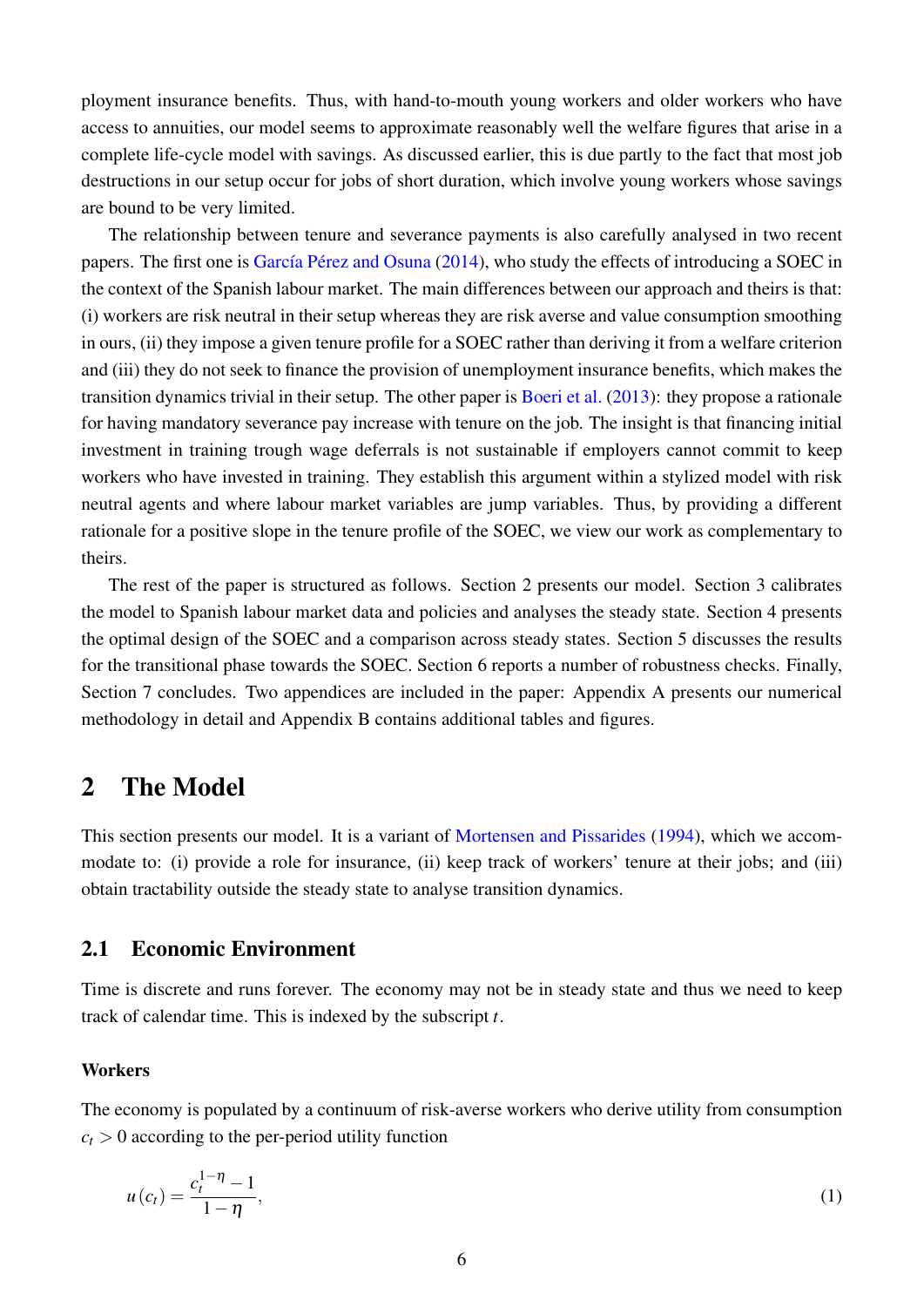ployment insurance benefits. Thus, with hand-to-mouth young workers and older workers who have access to annuities, our model seems to approximate reasonably well the welfare figures that arise in a complete life-cycle model with savings. As discussed earlier, this is due partly to the fact that most job destructions in our setup occur for jobs of short duration, which involve young workers whose savings are bound to be very limited.

The relationship between tenure and severance payments is also carefully analysed in two recent papers. The first one is García Pérez and Osuna (2014), who study the effects of introducing a SOEC in the context of the Spanish labour market. The main differences between our approach and theirs is that: (i) workers are risk neutral in their setup whereas they are risk averse and value consumption smoothing in ours, (ii) they impose a given tenure profile for a SOEC rather than deriving it from a welfare criterion and (iii) they do not seek to finance the provision of unemployment insurance benefits, which makes the transition dynamics trivial in their setup. The other paper is Boeri et al. (2013): they propose a rationale for having mandatory severance pay increase with tenure on the job. The insight is that financing initial investment in training trough wage deferrals is not sustainable if employers cannot commit to keep workers who have invested in training. They establish this argument within a stylized model with risk neutral agents and where labour market variables are jump variables. Thus, by providing a different rationale for a positive slope in the tenure profile of the SOEC, we view our work as complementary to theirs.

The rest of the paper is structured as follows. Section 2 presents our model. Section 3 calibrates the model to Spanish labour market data and policies and analyses the steady state. Section 4 presents the optimal design of the SOEC and a comparison across steady states. Section 5 discusses the results for the transitional phase towards the SOEC. Section 6 reports a number of robustness checks. Finally, Section 7 concludes. Two appendices are included in the paper: Appendix A presents our numerical methodology in detail and Appendix B contains additional tables and figures.

# 2 The Model

This section presents our model. It is a variant of Mortensen and Pissarides (1994), which we accommodate to: (i) provide a role for insurance, (ii) keep track of workers' tenure at their jobs; and (iii) obtain tractability outside the steady state to analyse transition dynamics.

## 2.1 Economic Environment

Time is discrete and runs forever. The economy may not be in steady state and thus we need to keep track of calendar time. This is indexed by the subscript $t$.

### Workers

The economy is populated by a continuum of risk-averse workers who derive utility from consumption $c_t > 0$ according to the per-period utility function

$$u(c_t) = \frac{c_t^{1-\eta} - 1}{1-\eta}, \tag{1}$$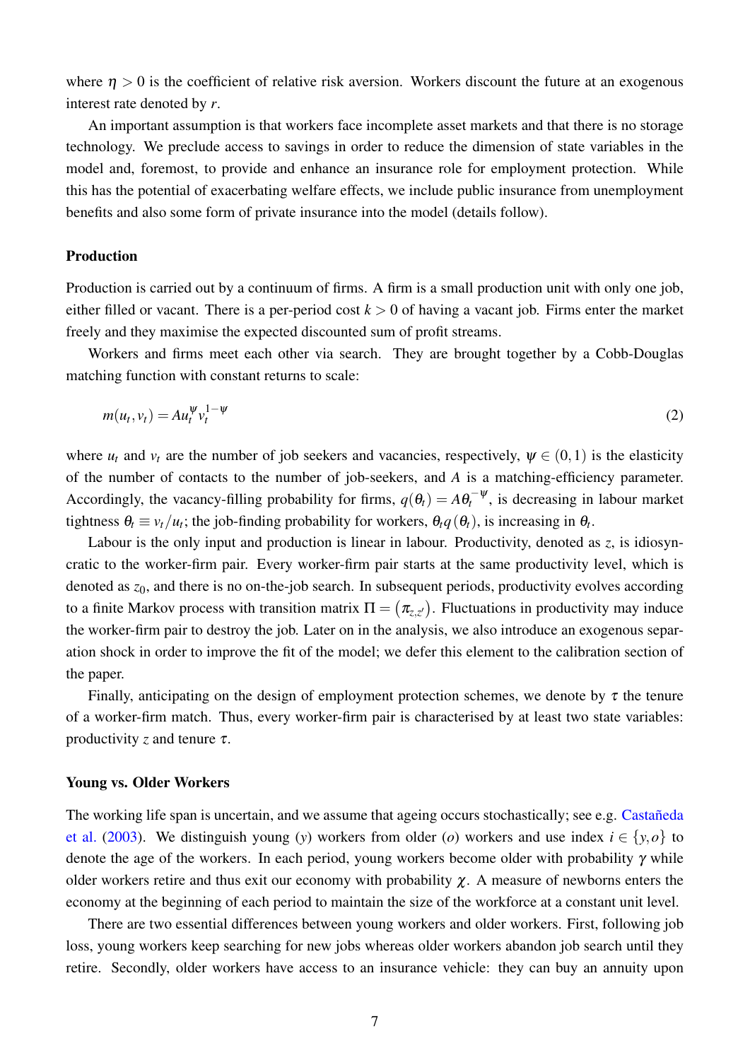where $\eta > 0$ is the coefficient of relative risk aversion. Workers discount the future at an exogenous interest rate denoted by $r$.

An important assumption is that workers face incomplete asset markets and that there is no storage technology. We preclude access to savings in order to reduce the dimension of state variables in the model and, foremost, to provide and enhance an insurance role for employment protection. While this has the potential of exacerbating welfare effects, we include public insurance from unemployment benefits and also some form of private insurance into the model (details follow).

**Production**

Production is carried out by a continuum of firms. A firm is a small production unit with only one job, either filled or vacant. There is a per-period cost $k > 0$ of having a vacant job. Firms enter the market freely and they maximise the expected discounted sum of profit streams.

Workers and firms meet each other via search. They are brought together by a Cobb-Douglas matching function with constant returns to scale:

$$m(u_t, v_t) = A u_t^{\psi} v_t^{1-\psi} \tag{2}$$

where $u_t$ and $v_t$ are the number of job seekers and vacancies, respectively, $\psi \in (0,1)$ is the elasticity of the number of contacts to the number of job-seekers, and $A$ is a matching-efficiency parameter. Accordingly, the vacancy-filling probability for firms, $q(\theta_t) = A\theta_t^{-\psi}$, is decreasing in labour market tightness $\theta_t \equiv v_t/u_t$; the job-finding probability for workers, $\theta_t q(\theta_t)$, is increasing in $\theta_t$.

Labour is the only input and production is linear in labour. Productivity, denoted as $z$, is idiosyncratic to the worker-firm pair. Every worker-firm pair starts at the same productivity level, which is denoted as $z_0$, and there is no on-the-job search. In subsequent periods, productivity evolves according to a finite Markov process with transition matrix $\Pi = \left(\pi_{z,z'}\right)$. Fluctuations in productivity may induce the worker-firm pair to destroy the job. Later on in the analysis, we also introduce an exogenous separation shock in order to improve the fit of the model; we defer this element to the calibration section of the paper.

Finally, anticipating on the design of employment protection schemes, we denote by $\tau$ the tenure of a worker-firm match. Thus, every worker-firm pair is characterised by at least two state variables: productivity $z$ and tenure $\tau$.

**Young vs. Older Workers**

The working life span is uncertain, and we assume that ageing occurs stochastically; see e.g. Castañeda et al. (2003). We distinguish young ($y$) workers from older ($o$) workers and use index $i \in \{y, o\}$ to denote the age of the workers. In each period, young workers become older with probability $\gamma$ while older workers retire and thus exit our economy with probability $\chi$. A measure of newborns enters the economy at the beginning of each period to maintain the size of the workforce at a constant unit level.

There are two essential differences between young workers and older workers. First, following job loss, young workers keep searching for new jobs whereas older workers abandon job search until they retire. Secondly, older workers have access to an insurance vehicle: they can buy an annuity upon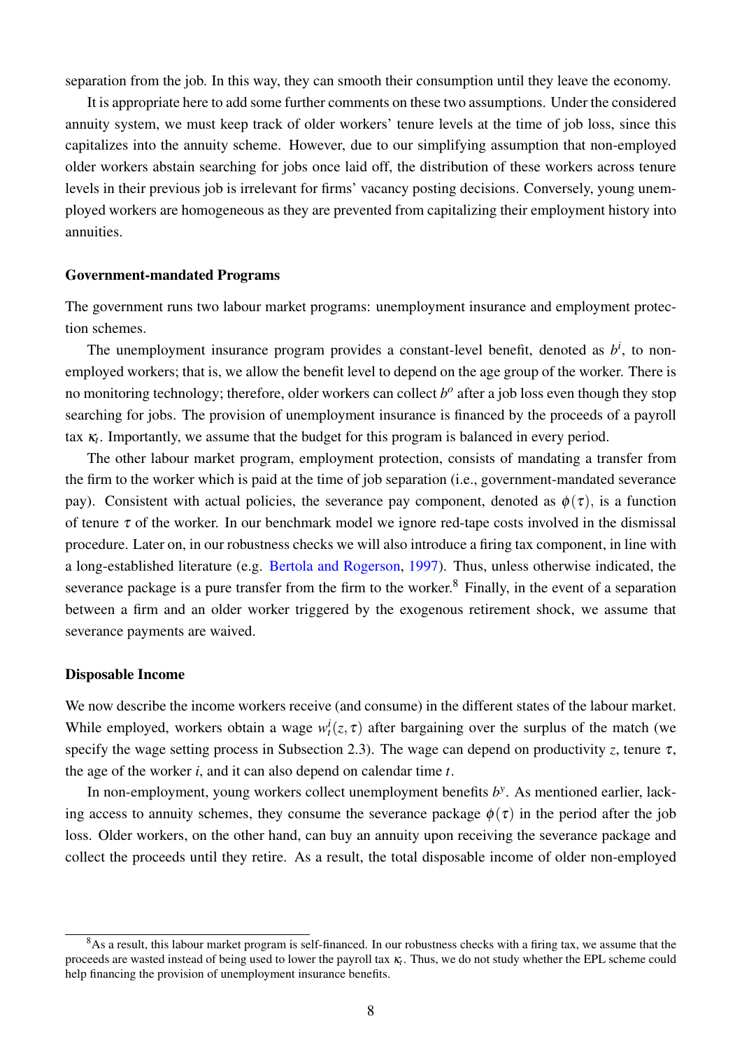separation from the job. In this way, they can smooth their consumption until they leave the economy.

It is appropriate here to add some further comments on these two assumptions. Under the considered annuity system, we must keep track of older workers' tenure levels at the time of job loss, since this capitalizes into the annuity scheme. However, due to our simplifying assumption that non-employed older workers abstain searching for jobs once laid off, the distribution of these workers across tenure levels in their previous job is irrelevant for firms' vacancy posting decisions. Conversely, young unemployed workers are homogeneous as they are prevented from capitalizing their employment history into annuities.

### Government-mandated Programs

The government runs two labour market programs: unemployment insurance and employment protection schemes.

The unemployment insurance program provides a constant-level benefit, denoted as $b^i$, to non-employed workers; that is, we allow the benefit level to depend on the age group of the worker. There is no monitoring technology; therefore, older workers can collect $b^o$ after a job loss even though they stop searching for jobs. The provision of unemployment insurance is financed by the proceeds of a payroll tax $\kappa_t$. Importantly, we assume that the budget for this program is balanced in every period.

The other labour market program, employment protection, consists of mandating a transfer from the firm to the worker which is paid at the time of job separation (i.e., government-mandated severance pay). Consistent with actual policies, the severance pay component, denoted as $\phi(\tau)$, is a function of tenure $\tau$ of the worker. In our benchmark model we ignore red-tape costs involved in the dismissal procedure. Later on, in our robustness checks we will also introduce a firing tax component, in line with a long-established literature (e.g. Bertola and Rogerson, 1997). Thus, unless otherwise indicated, the severance package is a pure transfer from the firm to the worker.[8] Finally, in the event of a separation between a firm and an older worker triggered by the exogenous retirement shock, we assume that severance payments are waived.

### Disposable Income

We now describe the income workers receive (and consume) in the different states of the labour market. While employed, workers obtain a wage $w_t^i(z,\tau)$ after bargaining over the surplus of the match (we specify the wage setting process in Subsection 2.3). The wage can depend on productivity $z$, tenure $\tau$, the age of the worker $i$, and it can also depend on calendar time $t$.

In non-employment, young workers collect unemployment benefits $b^y$. As mentioned earlier, lacking access to annuity schemes, they consume the severance package $\phi(\tau)$ in the period after the job loss. Older workers, on the other hand, can buy an annuity upon receiving the severance package and collect the proceeds until they retire. As a result, the total disposable income of older non-employed

[8] As a result, this labour market program is self-financed. In our robustness checks with a firing tax, we assume that the proceeds are wasted instead of being used to lower the payroll tax $\kappa_t$. Thus, we do not study whether the EPL scheme could help financing the provision of unemployment insurance benefits.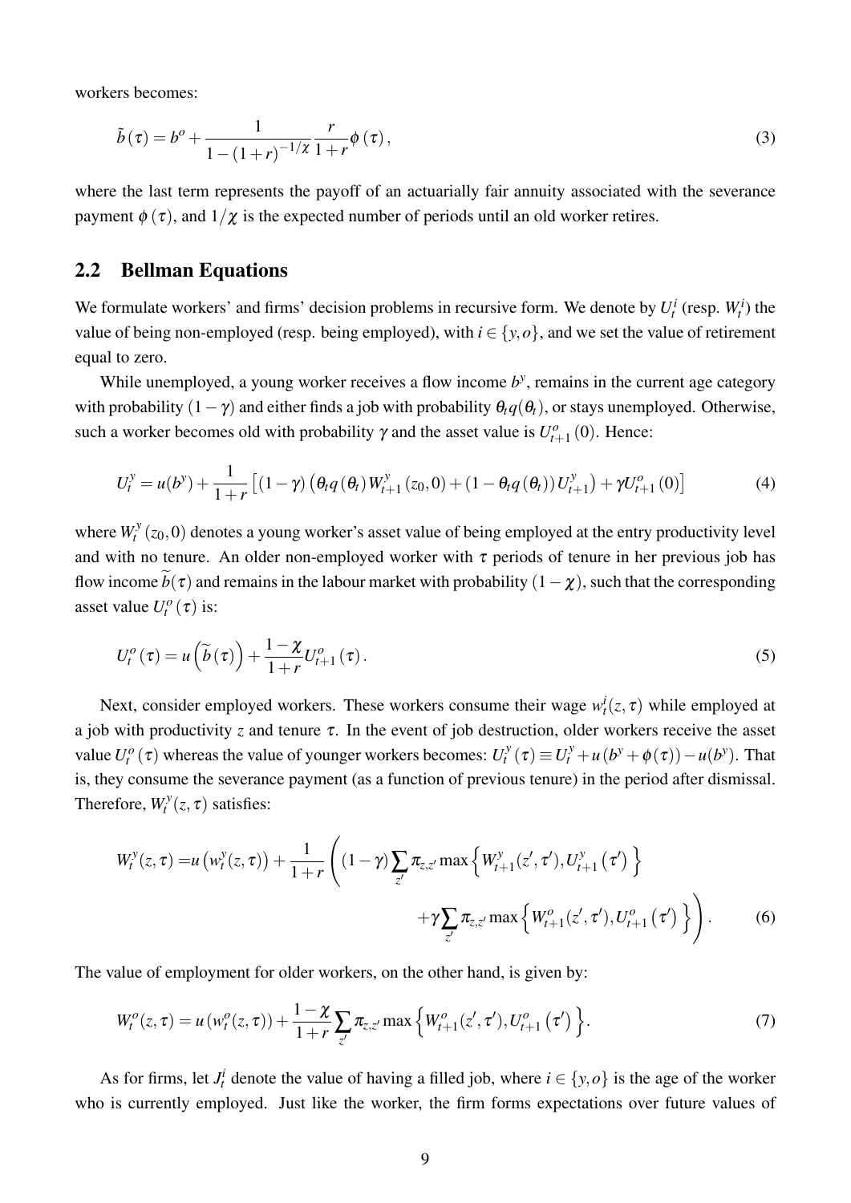workers becomes:

$$\tilde{b}(\tau) = b^o + \frac{1}{1-(1+r)^{-1/\chi}} \frac{r}{1+r} \phi(\tau), \tag{3}$$

where the last term represents the payoff of an actuarially fair annuity associated with the severance payment $\phi(\tau)$, and $1/\chi$ is the expected number of periods until an old worker retires.

## 2.2 Bellman Equations

We formulate workers' and firms' decision problems in recursive form. We denote by $U_t^i$ (resp. $W_t^i$) the value of being non-employed (resp. being employed), with $i \in \{y, o\}$, and we set the value of retirement equal to zero.

While unemployed, a young worker receives a flow income $b^y$, remains in the current age category with probability $(1-\gamma)$ and either finds a job with probability $\theta_t q(\theta_t)$, or stays unemployed. Otherwise, such a worker becomes old with probability $\gamma$ and the asset value is $U_{t+1}^o(0)$. Hence:

$$U_t^y = u(b^y) + \frac{1}{1+r}\left[(1-\gamma)\left(\theta_t q(\theta_t) W_{t+1}^y(z_0, 0) + (1-\theta_t q(\theta_t)) U_{t+1}^y\right) + \gamma U_{t+1}^o(0)\right] \tag{4}$$

where $W_t^y(z_0, 0)$ denotes a young worker's asset value of being employed at the entry productivity level and with no tenure. An older non-employed worker with $\tau$ periods of tenure in her previous job has flow income $\widetilde{b}(\tau)$ and remains in the labour market with probability $(1-\chi)$, such that the corresponding asset value $U_t^o(\tau)$ is:

$$U_t^o(\tau) = u\left(\widetilde{b}(\tau)\right) + \frac{1-\chi}{1+r} U_{t+1}^o(\tau). \tag{5}$$

Next, consider employed workers. These workers consume their wage $w_t^i(z, \tau)$ while employed at a job with productivity $z$ and tenure $\tau$. In the event of job destruction, older workers receive the asset value $U_t^o(\tau)$ whereas the value of younger workers becomes: $U_t^y(\tau) \equiv U_t^y + u(b^y + \phi(\tau)) - u(b^y)$. That is, they consume the severance payment (as a function of previous tenure) in the period after dismissal. Therefore, $W_t^y(z, \tau)$ satisfies:

$$\begin{aligned} W_t^y(z,\tau) = & u\left(w_t^y(z,\tau)\right) + \frac{1}{1+r}\left((1-\gamma)\sum_{z'} \pi_{z,z'} \max\left\{W_{t+1}^y(z',\tau'), U_{t+1}^y(\tau')\right\}\right. \\ & \left. + \gamma \sum_{z'} \pi_{z,z'} \max\left\{W_{t+1}^o(z',\tau'), U_{t+1}^o(\tau')\right\}\right). \end{aligned} \tag{6}$$

The value of employment for older workers, on the other hand, is given by:

$$W_t^o(z,\tau) = u\left(w_t^o(z,\tau)\right) + \frac{1-\chi}{1+r}\sum_{z'} \pi_{z,z'} \max\left\{W_{t+1}^o(z',\tau'), U_{t+1}^o(\tau')\right\}. \tag{7}$$

As for firms, let $J_t^i$ denote the value of having a filled job, where $i \in \{y, o\}$ is the age of the worker who is currently employed. Just like the worker, the firm forms expectations over future values of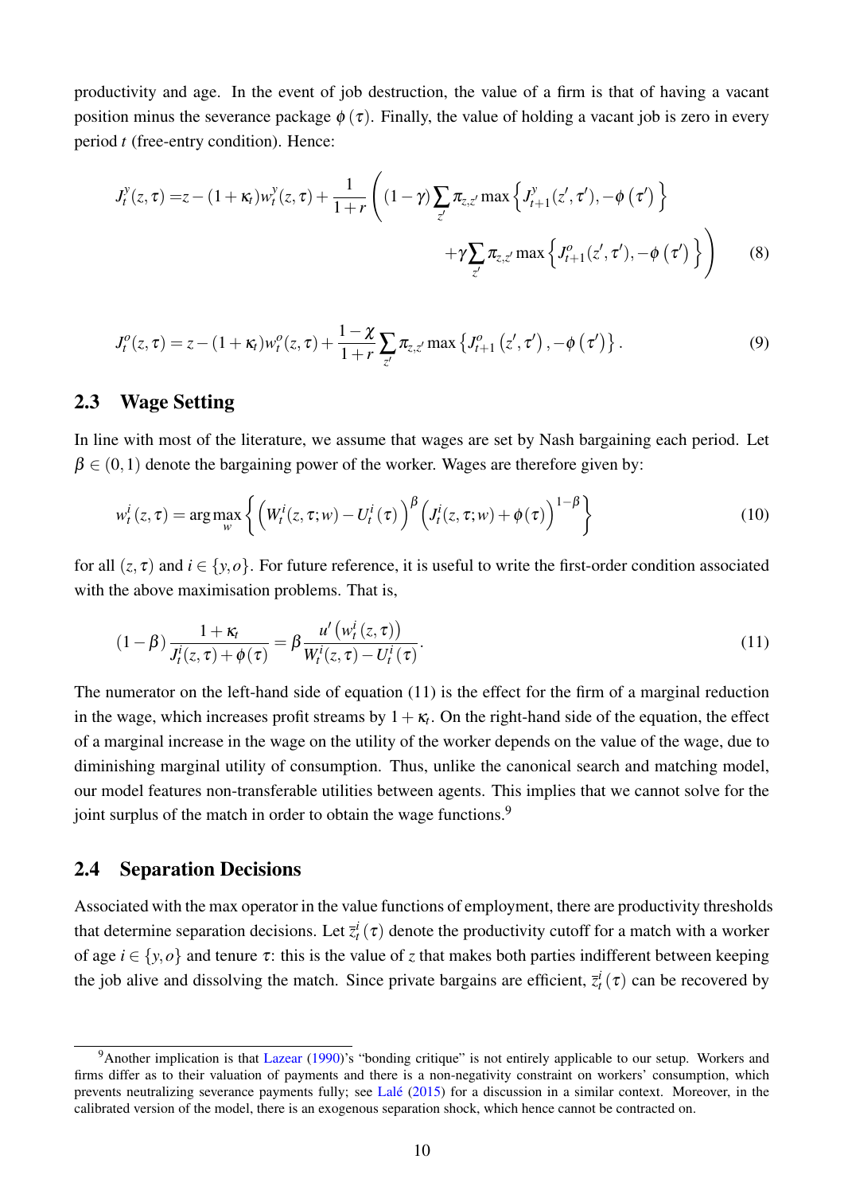productivity and age. In the event of job destruction, the value of a firm is that of having a vacant position minus the severance package $\phi(\tau)$. Finally, the value of holding a vacant job is zero in every period $t$ (free-entry condition). Hence:

$$
\begin{aligned}
J_t^y(z,\tau) =& z-(1+\kappa_t)w_t^y(z,\tau)+\frac{1}{1+r}\Bigg((1-\gamma)\sum_{z'}\pi_{z,z'}\max\left\{J_{t+1}^y(z',\tau'),-\phi\left(\tau'\right)\right\} \\
&+\gamma\sum_{z'}\pi_{z,z'}\max\left\{J_{t+1}^o(z',\tau'),-\phi\left(\tau'\right)\right\}\Bigg) \qquad (8)
\end{aligned}
$$

$$
J_t^o(z,\tau) = z-(1+\kappa_t)w_t^o(z,\tau)+\frac{1-\chi}{1+r}\sum_{z'}\pi_{z,z'}\max\left\{J_{t+1}^o\left(z',\tau'\right),-\phi\left(\tau'\right)\right\}. \qquad (9)
$$

## 2.3 Wage Setting

In line with most of the literature, we assume that wages are set by Nash bargaining each period. Let $\beta \in (0,1)$ denote the bargaining power of the worker. Wages are therefore given by:

$$
w_t^i(z,\tau) = \arg\max_w \left\{\left(W_t^i(z,\tau;w)-U_t^i(\tau)\right)^\beta\left(J_t^i(z,\tau;w)+\phi(\tau)\right)^{1-\beta}\right\} \qquad (10)
$$

for all $(z,\tau)$ and $i\in\{y,o\}$. For future reference, it is useful to write the first-order condition associated with the above maximisation problems. That is,

$$
(1-\beta)\frac{1+\kappa_t}{J_t^i(z,\tau)+\phi(\tau)} = \beta\frac{u'\left(w_t^i(z,\tau)\right)}{W_t^i(z,\tau)-U_t^i(\tau)}. \qquad (11)
$$

The numerator on the left-hand side of equation (11) is the effect for the firm of a marginal reduction in the wage, which increases profit streams by $1+\kappa_t$. On the right-hand side of the equation, the effect of a marginal increase in the wage on the utility of the worker depends on the value of the wage, due to diminishing marginal utility of consumption. Thus, unlike the canonical search and matching model, our model features non-transferable utilities between agents. This implies that we cannot solve for the joint surplus of the match in order to obtain the wage functions.[9]

## 2.4 Separation Decisions

Associated with the max operator in the value functions of employment, there are productivity thresholds that determine separation decisions. Let $\bar{z}_t^i(\tau)$ denote the productivity cutoff for a match with a worker of age $i\in\{y,o\}$ and tenure $\tau$: this is the value of $z$ that makes both parties indifferent between keeping the job alive and dissolving the match. Since private bargains are efficient, $\bar{z}_t^i(\tau)$ can be recovered by

[9] Another implication is that Lazear (1990)'s "bonding critique" is not entirely applicable to our setup. Workers and firms differ as to their valuation of payments and there is a non-negativity constraint on workers' consumption, which prevents neutralizing severance payments fully; see Lalé (2015) for a discussion in a similar context. Moreover, in the calibrated version of the model, there is an exogenous separation shock, which hence cannot be contracted on.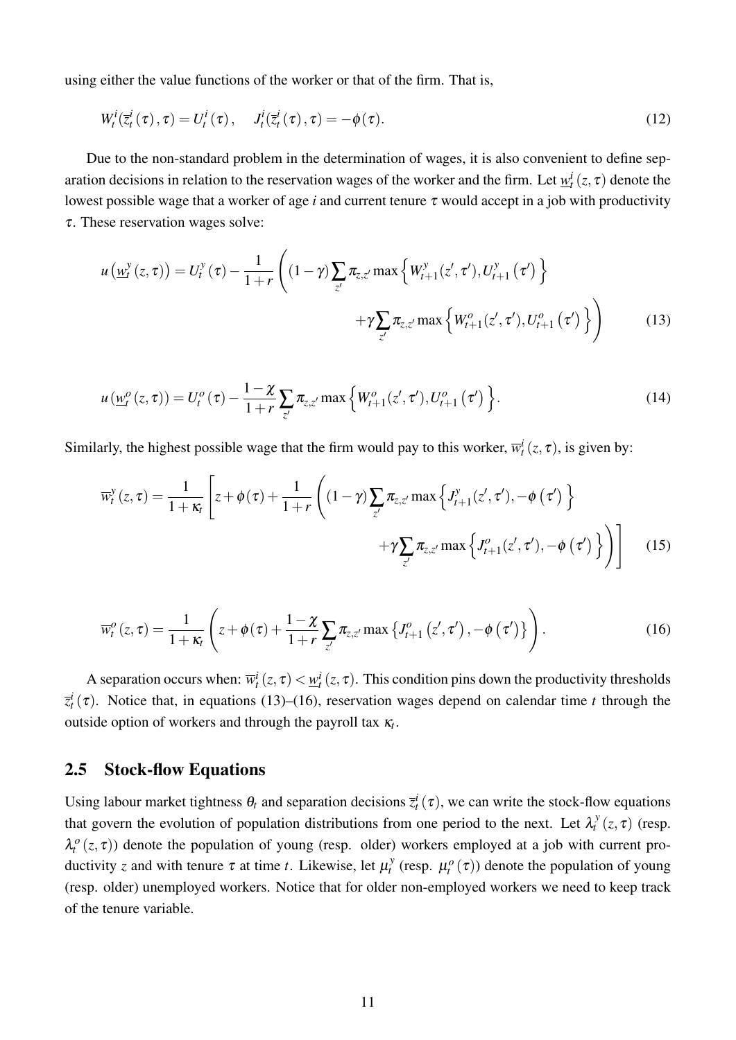using either the value functions of the worker or that of the firm. That is,

$$W_t^i(\bar{z}_t^i(\tau), \tau) = U_t^i(\tau), \quad J_t^i(\bar{z}_t^i(\tau), \tau) = -\phi(\tau). \tag{12}$$

Due to the non-standard problem in the determination of wages, it is also convenient to define separation decisions in relation to the reservation wages of the worker and the firm. Let $\underline{w}_t^i(z, \tau)$ denote the lowest possible wage that a worker of age $i$ and current tenure $\tau$ would accept in a job with productivity $\tau$. These reservation wages solve:

$$u\left(\underline{w}_t^y(z,\tau)\right) = U_t^y(\tau) - \frac{1}{1+r}\left((1-\gamma)\sum_{z'}\pi_{z,z'}\max\left\{W_{t+1}^y(z',\tau'), U_{t+1}^y(\tau')\right\} + \gamma\sum_{z'}\pi_{z,z'}\max\left\{W_{t+1}^o(z',\tau'), U_{t+1}^o(\tau')\right\}\right) \tag{13}$$

$$u\left(\underline{w}_t^o(z,\tau)\right) = U_t^o(\tau) - \frac{1-\chi}{1+r}\sum_{z'}\pi_{z,z'}\max\left\{W_{t+1}^o(z',\tau'), U_{t+1}^o(\tau')\right\}. \tag{14}$$

Similarly, the highest possible wage that the firm would pay to this worker, $\overline{w}_t^i(z,\tau)$, is given by:

$$\overline{w}_t^y(z,\tau) = \frac{1}{1+\kappa_t}\left[z + \phi(\tau) + \frac{1}{1+r}\left((1-\gamma)\sum_{z'}\pi_{z,z'}\max\left\{J_{t+1}^y(z',\tau'), -\phi(\tau')\right\} + \gamma\sum_{z'}\pi_{z,z'}\max\left\{J_{t+1}^o(z',\tau'), -\phi(\tau')\right\}\right)\right] \tag{15}$$

$$\overline{w}_t^o(z,\tau) = \frac{1}{1+\kappa_t}\left(z + \phi(\tau) + \frac{1-\chi}{1+r}\sum_{z'}\pi_{z,z'}\max\left\{J_{t+1}^o(z',\tau'), -\phi(\tau')\right\}\right). \tag{16}$$

A separation occurs when: $\overline{w}_t^i(z,\tau) < \underline{w}_t^i(z,\tau)$. This condition pins down the productivity thresholds $\bar{z}_t^i(\tau)$. Notice that, in equations (13)–(16), reservation wages depend on calendar time $t$ through the outside option of workers and through the payroll tax $\kappa_t$.

## 2.5 Stock-flow Equations

Using labour market tightness $\theta_t$ and separation decisions $\bar{z}_t^i(\tau)$, we can write the stock-flow equations that govern the evolution of population distributions from one period to the next. Let $\lambda_t^y(z,\tau)$ (resp. $\lambda_t^o(z,\tau)$) denote the population of young (resp. older) workers employed at a job with current productivity $z$ and with tenure $\tau$ at time $t$. Likewise, let $\mu_t^y$ (resp. $\mu_t^o(\tau)$) denote the population of young (resp. older) unemployed workers. Notice that for older non-employed workers we need to keep track of the tenure variable.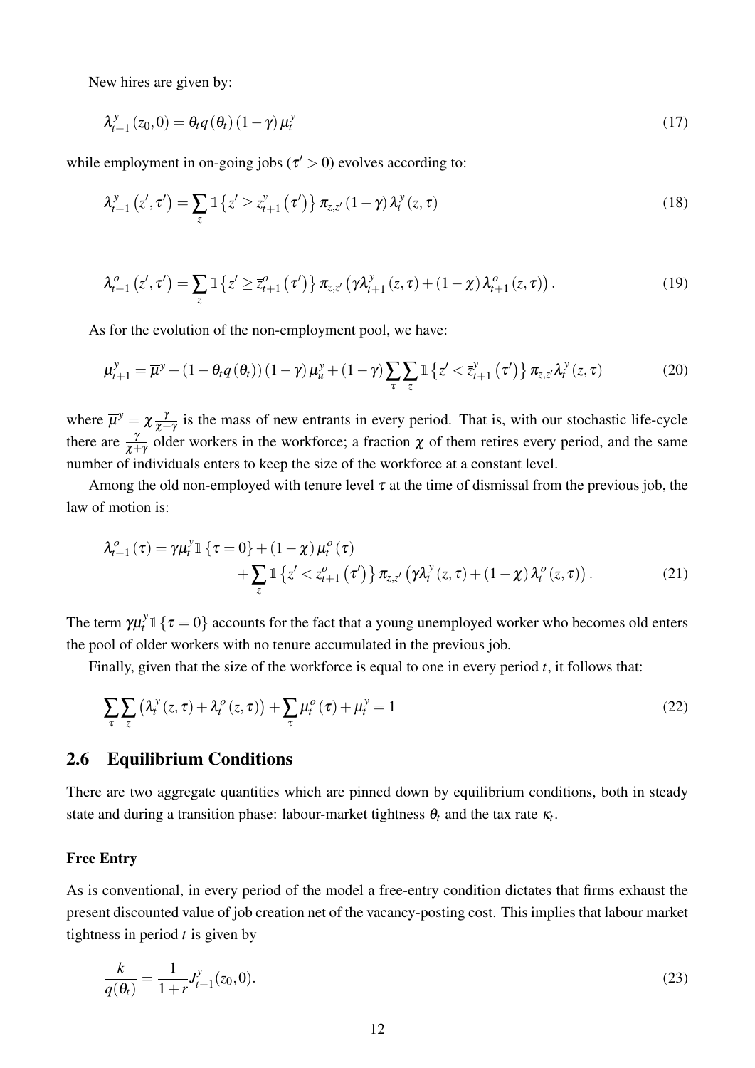New hires are given by:

$$\lambda_{t+1}^{y}(z_0, 0) = \theta_t q(\theta_t)(1-\gamma)\mu_t^{y} \tag{17}$$

while employment in on-going jobs ($\tau' > 0$) evolves according to:

$$\lambda_{t+1}^{y}(z', \tau') = \sum_{z} \mathbb{1}\{z' \geq \bar{z}_{t+1}^{y}(\tau')\} \pi_{z,z'} (1-\gamma) \lambda_t^{y}(z, \tau) \tag{18}$$

$$\lambda_{t+1}^{o}(z', \tau') = \sum_{z} \mathbb{1}\{z' \geq \bar{z}_{t+1}^{o}(\tau')\} \pi_{z,z'} \left(\gamma \lambda_{t+1}^{y}(z, \tau) + (1-\chi) \lambda_{t+1}^{o}(z, \tau)\right). \tag{19}$$

As for the evolution of the non-employment pool, we have:

$$\mu_{t+1}^{y} = \overline{\mu}^{y} + (1 - \theta_t q(\theta_t))(1-\gamma)\mu_u^{y} + (1-\gamma)\sum_{\tau}\sum_{z} \mathbb{1}\{z' < \bar{z}_{t+1}^{y}(\tau')\} \pi_{z,z'} \lambda_t^{y}(z, \tau) \tag{20}$$

where $\overline{\mu}^{y} = \chi \frac{\gamma}{\chi+\gamma}$ is the mass of new entrants in every period. That is, with our stochastic life-cycle there are $\frac{\gamma}{\chi+\gamma}$ older workers in the workforce; a fraction $\chi$ of them retires every period, and the same number of individuals enters to keep the size of the workforce at a constant level.

Among the old non-employed with tenure level $\tau$ at the time of dismissal from the previous job, the law of motion is:

$$\begin{aligned} \lambda_{t+1}^{o}(\tau) = \gamma \mu_t^{y} \mathbb{1}\{\tau = 0\} + (1-\chi)\mu_t^{o}(\tau) \\ + \sum_{z} \mathbb{1}\{z' < \bar{z}_{t+1}^{o}(\tau')\} \pi_{z,z'} \left(\gamma \lambda_t^{y}(z, \tau) + (1-\chi)\lambda_t^{o}(z, \tau)\right). \end{aligned} \tag{21}$$

The term $\gamma \mu_t^{y} \mathbb{1}\{\tau = 0\}$ accounts for the fact that a young unemployed worker who becomes old enters the pool of older workers with no tenure accumulated in the previous job.

Finally, given that the size of the workforce is equal to one in every period $t$, it follows that:

$$\sum_{\tau}\sum_{z} \left(\lambda_t^{y}(z, \tau) + \lambda_t^{o}(z, \tau)\right) + \sum_{\tau} \mu_t^{o}(\tau) + \mu_t^{y} = 1 \tag{22}$$

## 2.6 Equilibrium Conditions

There are two aggregate quantities which are pinned down by equilibrium conditions, both in steady state and during a transition phase: labour-market tightness $\theta_t$ and the tax rate $\kappa_t$.

**Free Entry**

As is conventional, in every period of the model a free-entry condition dictates that firms exhaust the present discounted value of job creation net of the vacancy-posting cost. This implies that labour market tightness in period $t$ is given by

$$\frac{k}{q(\theta_t)} = \frac{1}{1+r} J_{t+1}^{y}(z_0, 0). \tag{23}$$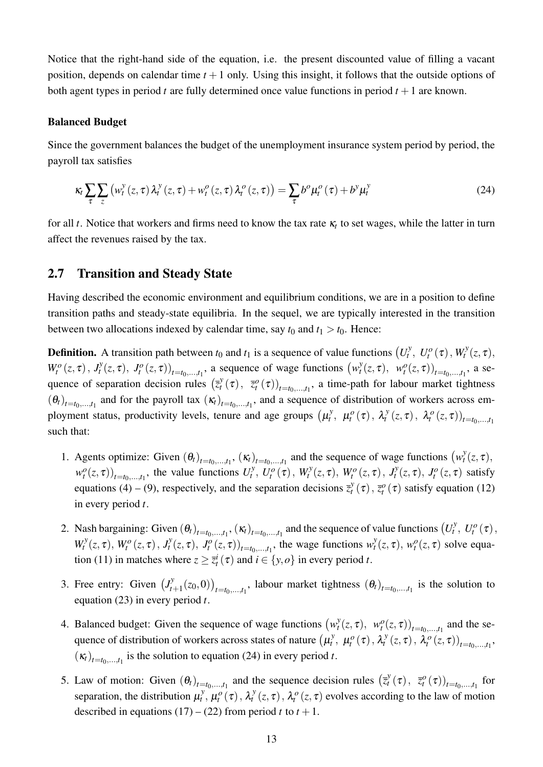Notice that the right-hand side of the equation, i.e. the present discounted value of filling a vacant position, depends on calendar time $t+1$ only. Using this insight, it follows that the outside options of both agent types in period $t$ are fully determined once value functions in period $t+1$ are known.

#### Balanced Budget

Since the government balances the budget of the unemployment insurance system period by period, the payroll tax satisfies

$$\kappa_t \sum_{\tau} \sum_{z} \left( w_t^y(z,\tau)\, \lambda_t^y(z,\tau) + w_t^o(z,\tau)\, \lambda_t^o(z,\tau) \right) = \sum_{\tau} b^o \mu_t^o(\tau) + b^y \mu_t^y \tag{24}$$

for all $t$. Notice that workers and firms need to know the tax rate $\kappa_t$ to set wages, while the latter in turn affect the revenues raised by the tax.

## 2.7 Transition and Steady State

Having described the economic environment and equilibrium conditions, we are in a position to define transition paths and steady-state equilibria. In the sequel, we are typically interested in the transition between two allocations indexed by calendar time, say $t_0$ and $t_1 > t_0$. Hence:

**Definition.** A transition path between $t_0$ and $t_1$ is a sequence of value functions $\left(U_t^y,\ U_t^o(\tau),\ W_t^y(z,\tau),\right.$ $\left.W_t^o(z,\tau),\ J_t^y(z,\tau),\ J_t^o(z,\tau)\right)_{t=t_0,\ldots,t_1}$, a sequence of wage functions $\left(w_t^y(z,\tau),\ w_t^o(z,\tau)\right)_{t=t_0,\ldots,t_1}$, a sequence of separation decision rules $\left(\bar{z}_t^y(\tau),\ \bar{z}_t^o(\tau)\right)_{t=t_0,\ldots,t_1}$, a time-path for labour market tightness $(\theta_t)_{t=t_0,\ldots,t_1}$ and for the payroll tax $(\kappa_t)_{t=t_0,\ldots,t_1}$, and a sequence of distribution of workers across employment status, productivity levels, tenure and age groups $\left(\mu_t^y,\ \mu_t^o(\tau),\ \lambda_t^y(z,\tau),\ \lambda_t^o(z,\tau)\right)_{t=t_0,\ldots,t_1}$ such that:

1. Agents optimize: Given $(\theta_t)_{t=t_0,\ldots,t_1}$, $(\kappa_t)_{t=t_0,\ldots,t_1}$ and the sequence of wage functions $\left(w_t^y(z,\tau),\right.$ $\left.w_t^o(z,\tau)\right)_{t=t_0,\ldots,t_1}$, the value functions $U_t^y$, $U_t^o(\tau)$, $W_t^y(z,\tau)$, $W_t^o(z,\tau)$, $J_t^y(z,\tau)$, $J_t^o(z,\tau)$ satisfy equations (4) – (9), respectively, and the separation decisions $\bar{z}_t^y(\tau)$, $\bar{z}_t^o(\tau)$ satisfy equation (12) in every period $t$.
2. Nash bargaining: Given $(\theta_t)_{t=t_0,\ldots,t_1}$, $(\kappa_t)_{t=t_0,\ldots,t_1}$ and the sequence of value functions $\left(U_t^y,\ U_t^o(\tau),\right.$ $\left.W_t^y(z,\tau),\ W_t^o(z,\tau),\ J_t^y(z,\tau),\ J_t^o(z,\tau)\right)_{t=t_0,\ldots,t_1}$, the wage functions $w_t^y(z,\tau)$, $w_t^o(z,\tau)$ solve equation (11) in matches where $z \geq \bar{z}_t^i(\tau)$ and $i \in \{y,o\}$ in every period $t$.
3. Free entry: Given $\left(J_{t+1}^y(z_0,0)\right)_{t=t_0,\ldots,t_1}$, labour market tightness $(\theta_t)_{t=t_0,\ldots,t_1}$ is the solution to equation (23) in every period $t$.
4. Balanced budget: Given the sequence of wage functions $\left(w_t^y(z,\tau),\ w_t^o(z,\tau)\right)_{t=t_0,\ldots,t_1}$ and the sequence of distribution of workers across states of nature $\left(\mu_t^y,\ \mu_t^o(\tau),\ \lambda_t^y(z,\tau),\ \lambda_t^o(z,\tau)\right)_{t=t_0,\ldots,t_1}$, $(\kappa_t)_{t=t_0,\ldots,t_1}$ is the solution to equation (24) in every period $t$.
5. Law of motion: Given $(\theta_t)_{t=t_0,\ldots,t_1}$ and the sequence decision rules $\left(\bar{z}_t^y(\tau),\ \bar{z}_t^o(\tau)\right)_{t=t_0,\ldots,t_1}$ for separation, the distribution $\mu_t^y$, $\mu_t^o(\tau)$, $\lambda_t^y(z,\tau)$, $\lambda_t^o(z,\tau)$ evolves according to the law of motion described in equations (17) – (22) from period $t$ to $t+1$.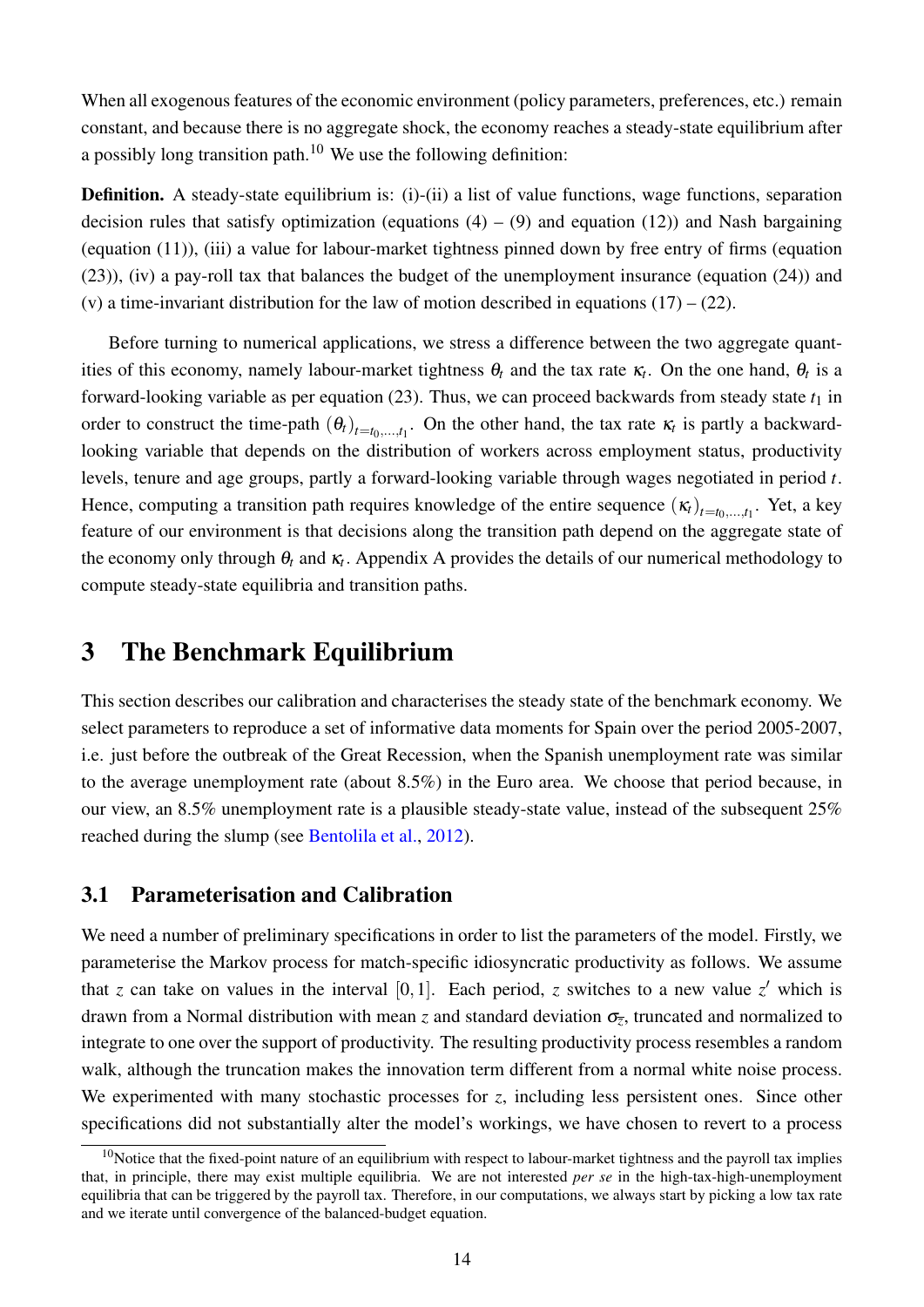When all exogenous features of the economic environment (policy parameters, preferences, etc.) remain constant, and because there is no aggregate shock, the economy reaches a steady-state equilibrium after a possibly long transition path.[10] We use the following definition:

**Definition.** A steady-state equilibrium is: (i)-(ii) a list of value functions, wage functions, separation decision rules that satisfy optimization (equations (4) – (9) and equation (12)) and Nash bargaining (equation (11)), (iii) a value for labour-market tightness pinned down by free entry of firms (equation (23)), (iv) a pay-roll tax that balances the budget of the unemployment insurance (equation (24)) and (v) a time-invariant distribution for the law of motion described in equations (17) – (22).

Before turning to numerical applications, we stress a difference between the two aggregate quantities of this economy, namely labour-market tightness $\theta_t$ and the tax rate $\kappa_t$. On the one hand, $\theta_t$ is a forward-looking variable as per equation (23). Thus, we can proceed backwards from steady state $t_1$ in order to construct the time-path $(\theta_t)_{t=t_0,\ldots,t_1}$. On the other hand, the tax rate $\kappa_t$ is partly a backward-looking variable that depends on the distribution of workers across employment status, productivity levels, tenure and age groups, partly a forward-looking variable through wages negotiated in period $t$. Hence, computing a transition path requires knowledge of the entire sequence $(\kappa_t)_{t=t_0,\ldots,t_1}$. Yet, a key feature of our environment is that decisions along the transition path depend on the aggregate state of the economy only through $\theta_t$ and $\kappa_t$. Appendix A provides the details of our numerical methodology to compute steady-state equilibria and transition paths.

# 3 The Benchmark Equilibrium

This section describes our calibration and characterises the steady state of the benchmark economy. We select parameters to reproduce a set of informative data moments for Spain over the period 2005-2007, i.e. just before the outbreak of the Great Recession, when the Spanish unemployment rate was similar to the average unemployment rate (about 8.5%) in the Euro area. We choose that period because, in our view, an 8.5% unemployment rate is a plausible steady-state value, instead of the subsequent 25% reached during the slump (see Bentolila et al., 2012).

## 3.1 Parameterisation and Calibration

We need a number of preliminary specifications in order to list the parameters of the model. Firstly, we parameterise the Markov process for match-specific idiosyncratic productivity as follows. We assume that $z$ can take on values in the interval $[0,1]$. Each period, $z$ switches to a new value $z'$ which is drawn from a Normal distribution with mean $z$ and standard deviation $\sigma_{\overline{z}}$, truncated and normalized to integrate to one over the support of productivity. The resulting productivity process resembles a random walk, although the truncation makes the innovation term different from a normal white noise process. We experimented with many stochastic processes for $z$, including less persistent ones. Since other specifications did not substantially alter the model's workings, we have chosen to revert to a process

[10] Notice that the fixed-point nature of an equilibrium with respect to labour-market tightness and the payroll tax implies that, in principle, there may exist multiple equilibria. We are not interested *per se* in the high-tax-high-unemployment equilibria that can be triggered by the payroll tax. Therefore, in our computations, we always start by picking a low tax rate and we iterate until convergence of the balanced-budget equation.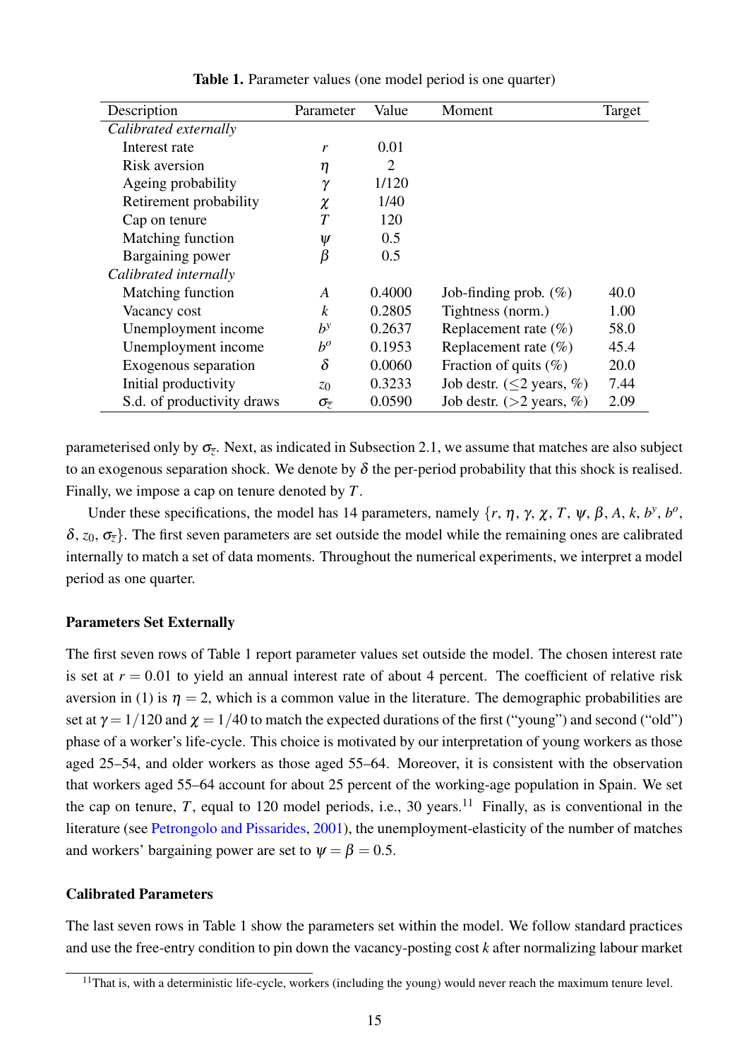**Table 1.** Parameter values (one model period is one quarter)

| Description | Parameter | Value | Moment | Target |
|---|---|---|---|---|
| *Calibrated externally* | | | | |
| Interest rate | $r$ | 0.01 | | |
| Risk aversion | $\eta$ | 2 | | |
| Ageing probability | $\gamma$ | 1/120 | | |
| Retirement probability | $\chi$ | 1/40 | | |
| Cap on tenure | $T$ | 120 | | |
| Matching function | $\psi$ | 0.5 | | |
| Bargaining power | $\beta$ | 0.5 | | |
| *Calibrated internally* | | | | |
| Matching function | $A$ | 0.4000 | Job-finding prob. (%) | 40.0 |
| Vacancy cost | $k$ | 0.2805 | Tightness (norm.) | 1.00 |
| Unemployment income | $b^y$ | 0.2637 | Replacement rate (%) | 58.0 |
| Unemployment income | $b^o$ | 0.1953 | Replacement rate (%) | 45.4 |
| Exogenous separation | $\delta$ | 0.0060 | Fraction of quits (%) | 20.0 |
| Initial productivity | $z_0$ | 0.3233 | Job destr. ($\leq$2 years, %) | 7.44 |
| S.d. of productivity draws | $\sigma_{\bar{z}}$ | 0.0590 | Job destr. ($>$2 years, %) | 2.09 |

parameterised only by $\sigma_{\bar{z}}$. Next, as indicated in Subsection 2.1, we assume that matches are also subject to an exogenous separation shock. We denote by $\delta$ the per-period probability that this shock is realised. Finally, we impose a cap on tenure denoted by $T$.

Under these specifications, the model has 14 parameters, namely $\{r, \eta, \gamma, \chi, T, \psi, \beta, A, k, b^y, b^o, \delta, z_0, \sigma_{\bar{z}}\}$. The first seven parameters are set outside the model while the remaining ones are calibrated internally to match a set of data moments. Throughout the numerical experiments, we interpret a model period as one quarter.

**Parameters Set Externally**

The first seven rows of Table 1 report parameter values set outside the model. The chosen interest rate is set at $r = 0.01$ to yield an annual interest rate of about 4 percent. The coefficient of relative risk aversion in (1) is $\eta = 2$, which is a common value in the literature. The demographic probabilities are set at $\gamma = 1/120$ and $\chi = 1/40$ to match the expected durations of the first ("young") and second ("old") phase of a worker's life-cycle. This choice is motivated by our interpretation of young workers as those aged 25–54, and older workers as those aged 55–64. Moreover, it is consistent with the observation that workers aged 55–64 account for about 25 percent of the working-age population in Spain. We set the cap on tenure, $T$, equal to 120 model periods, i.e., 30 years.[11] Finally, as is conventional in the literature (see Petrongolo and Pissarides, 2001), the unemployment-elasticity of the number of matches and workers' bargaining power are set to $\psi = \beta = 0.5$.

**Calibrated Parameters**

The last seven rows in Table 1 show the parameters set within the model. We follow standard practices and use the free-entry condition to pin down the vacancy-posting cost $k$ after normalizing labour market

[11] That is, with a deterministic life-cycle, workers (including the young) would never reach the maximum tenure level.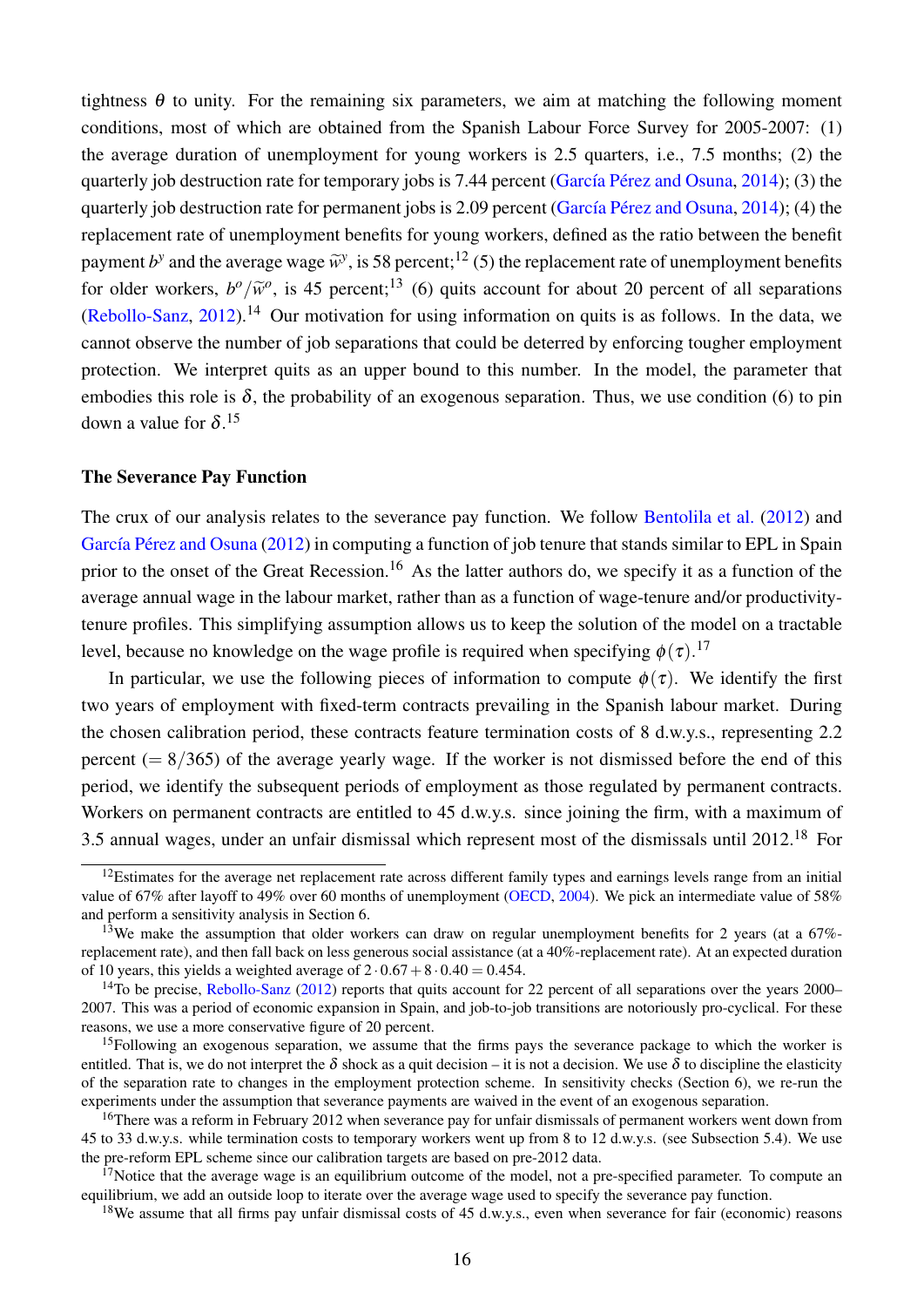tightness $\theta$ to unity. For the remaining six parameters, we aim at matching the following moment conditions, most of which are obtained from the Spanish Labour Force Survey for 2005-2007: (1) the average duration of unemployment for young workers is 2.5 quarters, i.e., 7.5 months; (2) the quarterly job destruction rate for temporary jobs is 7.44 percent (García Pérez and Osuna, 2014); (3) the quarterly job destruction rate for permanent jobs is 2.09 percent (García Pérez and Osuna, 2014); (4) the replacement rate of unemployment benefits for young workers, defined as the ratio between the benefit payment $b^y$ and the average wage $\widetilde{w}^y$, is 58 percent;[12] (5) the replacement rate of unemployment benefits for older workers, $b^o/\widetilde{w}^o$, is 45 percent;[13] (6) quits account for about 20 percent of all separations (Rebollo-Sanz, 2012).[14] Our motivation for using information on quits is as follows. In the data, we cannot observe the number of job separations that could be deterred by enforcing tougher employment protection. We interpret quits as an upper bound to this number. In the model, the parameter that embodies this role is $\delta$, the probability of an exogenous separation. Thus, we use condition (6) to pin down a value for $\delta$.[15]

### The Severance Pay Function

The crux of our analysis relates to the severance pay function. We follow Bentolila et al. (2012) and García Pérez and Osuna (2012) in computing a function of job tenure that stands similar to EPL in Spain prior to the onset of the Great Recession.[16] As the latter authors do, we specify it as a function of the average annual wage in the labour market, rather than as a function of wage-tenure and/or productivity-tenure profiles. This simplifying assumption allows us to keep the solution of the model on a tractable level, because no knowledge on the wage profile is required when specifying $\phi(\tau)$.[17]

In particular, we use the following pieces of information to compute $\phi(\tau)$. We identify the first two years of employment with fixed-term contracts prevailing in the Spanish labour market. During the chosen calibration period, these contracts feature termination costs of 8 d.w.y.s., representing 2.2 percent ($= 8/365$) of the average yearly wage. If the worker is not dismissed before the end of this period, we identify the subsequent periods of employment as those regulated by permanent contracts. Workers on permanent contracts are entitled to 45 d.w.y.s. since joining the firm, with a maximum of 3.5 annual wages, under an unfair dismissal which represent most of the dismissals until 2012.[18] For

---

[12] Estimates for the average net replacement rate across different family types and earnings levels range from an initial value of 67% after layoff to 49% over 60 months of unemployment (OECD, 2004). We pick an intermediate value of 58% and perform a sensitivity analysis in Section 6.

[13] We make the assumption that older workers can draw on regular unemployment benefits for 2 years (at a 67%-replacement rate), and then fall back on less generous social assistance (at a 40%-replacement rate). At an expected duration of 10 years, this yields a weighted average of $2 \cdot 0.67 + 8 \cdot 0.40 = 0.454$.

[14] To be precise, Rebollo-Sanz (2012) reports that quits account for 22 percent of all separations over the years 2000–2007. This was a period of economic expansion in Spain, and job-to-job transitions are notoriously pro-cyclical. For these reasons, we use a more conservative figure of 20 percent.

[15] Following an exogenous separation, we assume that the firms pays the severance package to which the worker is entitled. That is, we do not interpret the $\delta$ shock as a quit decision – it is not a decision. We use $\delta$ to discipline the elasticity of the separation rate to changes in the employment protection scheme. In sensitivity checks (Section 6), we re-run the experiments under the assumption that severance payments are waived in the event of an exogenous separation.

[16] There was a reform in February 2012 when severance pay for unfair dismissals of permanent workers went down from 45 to 33 d.w.y.s. while termination costs to temporary workers went up from 8 to 12 d.w.y.s. (see Subsection 5.4). We use the pre-reform EPL scheme since our calibration targets are based on pre-2012 data.

[17] Notice that the average wage is an equilibrium outcome of the model, not a pre-specified parameter. To compute an equilibrium, we add an outside loop to iterate over the average wage used to specify the severance pay function.

[18] We assume that all firms pay unfair dismissal costs of 45 d.w.y.s., even when severance for fair (economic) reasons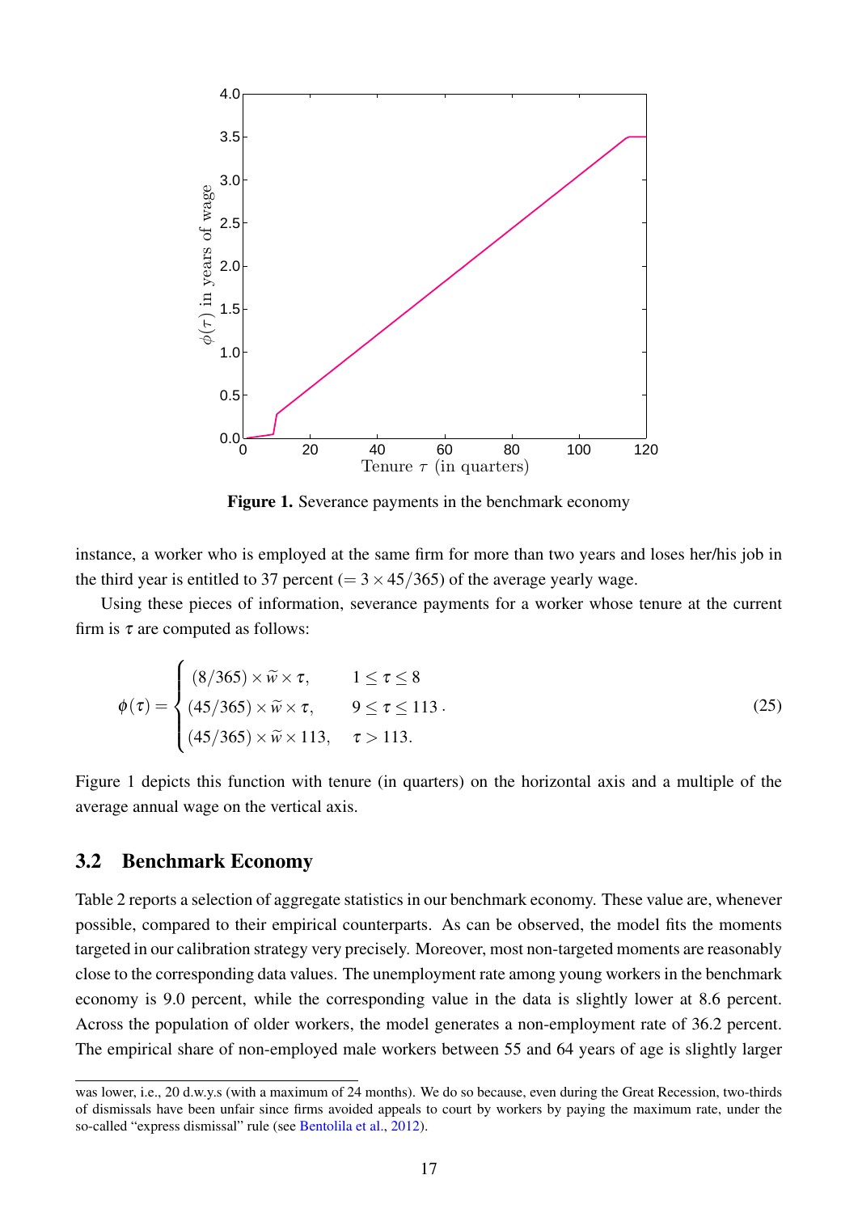**Figure 1.** Severance payments in the benchmark economy

instance, a worker who is employed at the same firm for more than two years and loses her/his job in the third year is entitled to 37 percent ($= 3 \times 45/365$) of the average yearly wage.

Using these pieces of information, severance payments for a worker whose tenure at the current firm is $\tau$ are computed as follows:

$$\phi(\tau) = \begin{cases} (8/365) \times \widetilde{w} \times \tau, & 1 \leq \tau \leq 8 \\ (45/365) \times \widetilde{w} \times \tau, & 9 \leq \tau \leq 113 \\ (45/365) \times \widetilde{w} \times 113, & \tau > 113. \end{cases} \tag{25}$$

Figure 1 depicts this function with tenure (in quarters) on the horizontal axis and a multiple of the average annual wage on the vertical axis.

## 3.2 Benchmark Economy

Table 2 reports a selection of aggregate statistics in our benchmark economy. These value are, whenever possible, compared to their empirical counterparts. As can be observed, the model fits the moments targeted in our calibration strategy very precisely. Moreover, most non-targeted moments are reasonably close to the corresponding data values. The unemployment rate among young workers in the benchmark economy is 9.0 percent, while the corresponding value in the data is slightly lower at 8.6 percent. Across the population of older workers, the model generates a non-employment rate of 36.2 percent. The empirical share of non-employed male workers between 55 and 64 years of age is slightly larger

---

was lower, i.e., 20 d.w.y.s (with a maximum of 24 months). We do so because, even during the Great Recession, two-thirds of dismissals have been unfair since firms avoided appeals to court by workers by paying the maximum rate, under the so-called "express dismissal" rule (see Bentolila et al., 2012).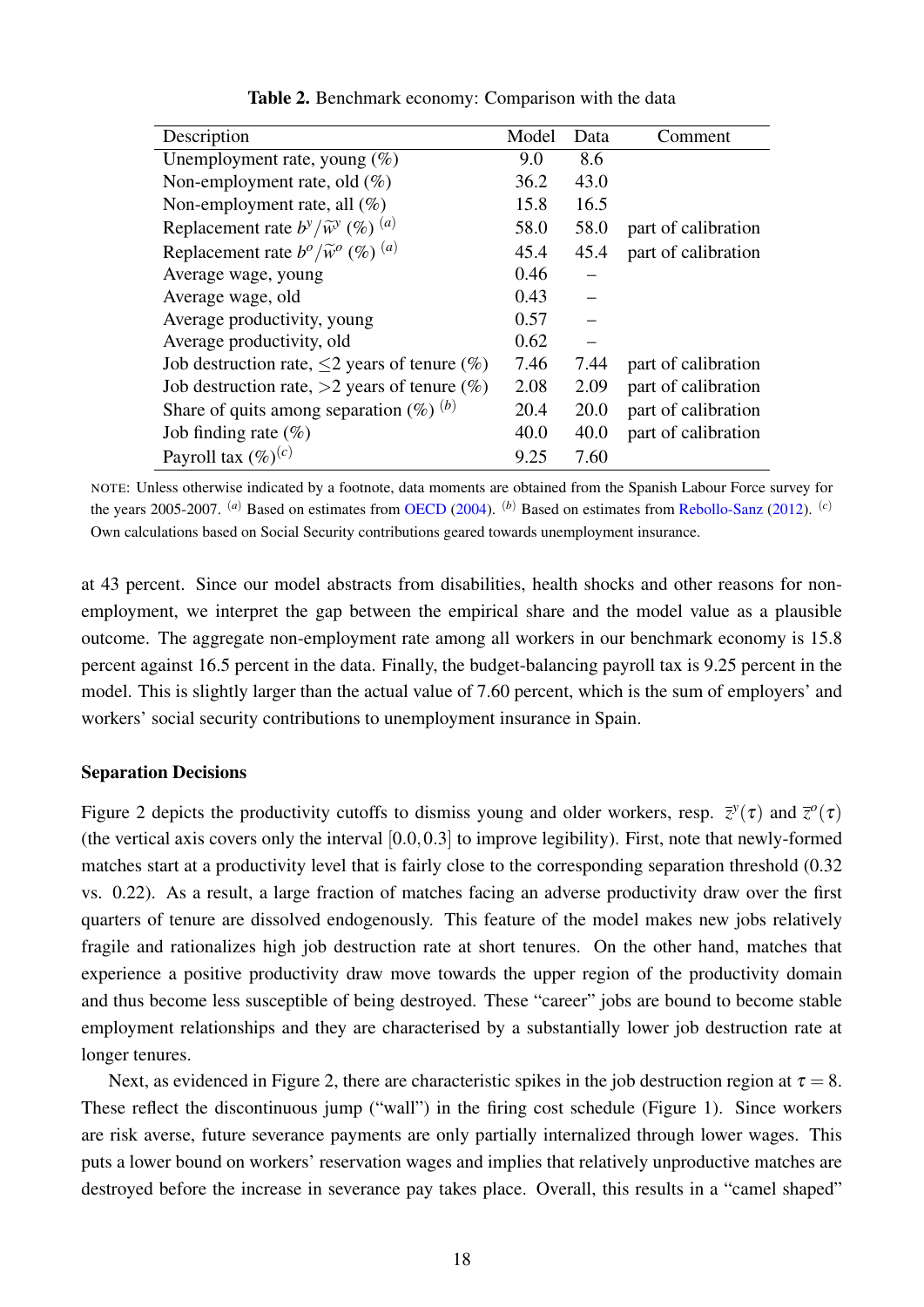**Table 2.** Benchmark economy: Comparison with the data

| Description | Model | Data | Comment |
|---|---|---|---|
| Unemployment rate, young (%) | 9.0 | 8.6 | |
| Non-employment rate, old (%) | 36.2 | 43.0 | |
| Non-employment rate, all (%) | 15.8 | 16.5 | |
| Replacement rate $b^y/\widetilde{w}^y$ (%) [(a)] | 58.0 | 58.0 | part of calibration |
| Replacement rate $b^o/\widetilde{w}^o$ (%) [(a)] | 45.4 | 45.4 | part of calibration |
| Average wage, young | 0.46 | – | |
| Average wage, old | 0.43 | – | |
| Average productivity, young | 0.57 | – | |
| Average productivity, old | 0.62 | – | |
| Job destruction rate, ≤2 years of tenure (%) | 7.46 | 7.44 | part of calibration |
| Job destruction rate, >2 years of tenure (%) | 2.08 | 2.09 | part of calibration |
| Share of quits among separation (%) [(b)] | 20.4 | 20.0 | part of calibration |
| Job finding rate (%) | 40.0 | 40.0 | part of calibration |
| Payroll tax (%)[(c)] | 9.25 | 7.60 | |

NOTE: Unless otherwise indicated by a footnote, data moments are obtained from the Spanish Labour Force survey for the years 2005-2007. [(a)] Based on estimates from OECD (2004). [(b)] Based on estimates from Rebollo-Sanz (2012). [(c)] Own calculations based on Social Security contributions geared towards unemployment insurance.

at 43 percent. Since our model abstracts from disabilities, health shocks and other reasons for non-employment, we interpret the gap between the empirical share and the model value as a plausible outcome. The aggregate non-employment rate among all workers in our benchmark economy is 15.8 percent against 16.5 percent in the data. Finally, the budget-balancing payroll tax is 9.25 percent in the model. This is slightly larger than the actual value of 7.60 percent, which is the sum of employers' and workers' social security contributions to unemployment insurance in Spain.

**Separation Decisions**

Figure 2 depicts the productivity cutoffs to dismiss young and older workers, resp. $\bar{z}^y(\tau)$ and $\bar{z}^o(\tau)$ (the vertical axis covers only the interval $[0.0, 0.3]$ to improve legibility). First, note that newly-formed matches start at a productivity level that is fairly close to the corresponding separation threshold (0.32 vs. 0.22). As a result, a large fraction of matches facing an adverse productivity draw over the first quarters of tenure are dissolved endogenously. This feature of the model makes new jobs relatively fragile and rationalizes high job destruction rate at short tenures. On the other hand, matches that experience a positive productivity draw move towards the upper region of the productivity domain and thus become less susceptible of being destroyed. These "career" jobs are bound to become stable employment relationships and they are characterised by a substantially lower job destruction rate at longer tenures.

Next, as evidenced in Figure 2, there are characteristic spikes in the job destruction region at $\tau = 8$. These reflect the discontinuous jump ("wall") in the firing cost schedule (Figure 1). Since workers are risk averse, future severance payments are only partially internalized through lower wages. This puts a lower bound on workers' reservation wages and implies that relatively unproductive matches are destroyed before the increase in severance pay takes place. Overall, this results in a "camel shaped"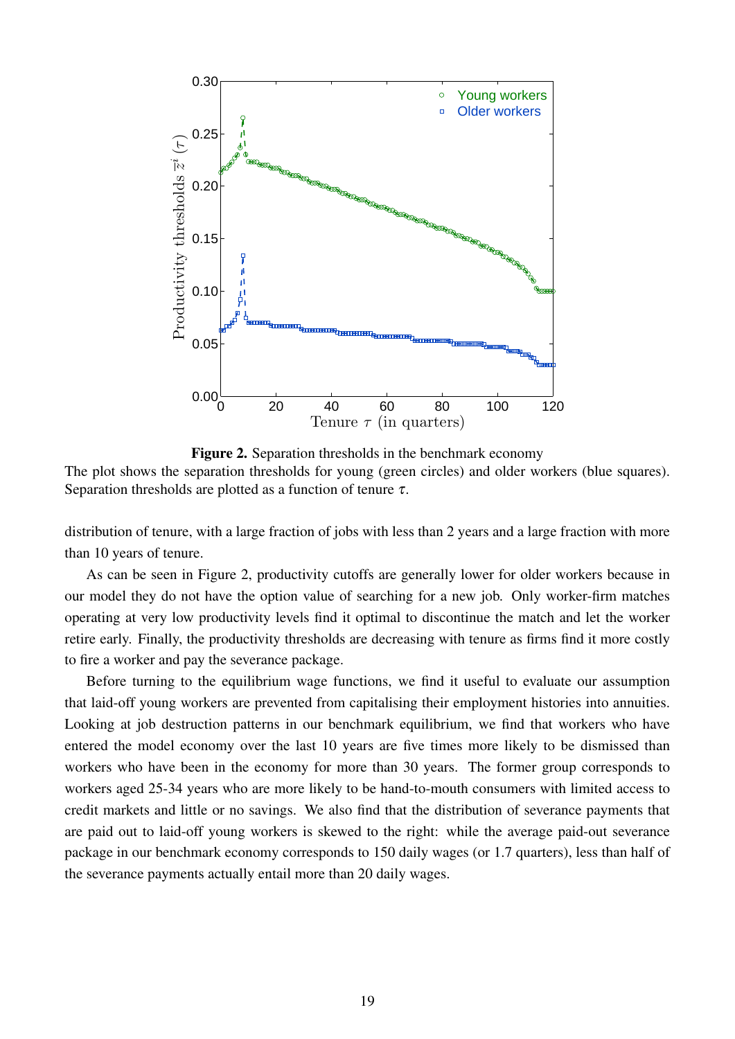**Figure 2.** Separation thresholds in the benchmark economy
The plot shows the separation thresholds for young (green circles) and older workers (blue squares). Separation thresholds are plotted as a function of tenure $\tau$.

distribution of tenure, with a large fraction of jobs with less than 2 years and a large fraction with more than 10 years of tenure.

As can be seen in Figure 2, productivity cutoffs are generally lower for older workers because in our model they do not have the option value of searching for a new job. Only worker-firm matches operating at very low productivity levels find it optimal to discontinue the match and let the worker retire early. Finally, the productivity thresholds are decreasing with tenure as firms find it more costly to fire a worker and pay the severance package.

Before turning to the equilibrium wage functions, we find it useful to evaluate our assumption that laid-off young workers are prevented from capitalising their employment histories into annuities. Looking at job destruction patterns in our benchmark equilibrium, we find that workers who have entered the model economy over the last 10 years are five times more likely to be dismissed than workers who have been in the economy for more than 30 years. The former group corresponds to workers aged 25-34 years who are more likely to be hand-to-mouth consumers with limited access to credit markets and little or no savings. We also find that the distribution of severance payments that are paid out to laid-off young workers is skewed to the right: while the average paid-out severance package in our benchmark economy corresponds to 150 daily wages (or 1.7 quarters), less than half of the severance payments actually entail more than 20 daily wages.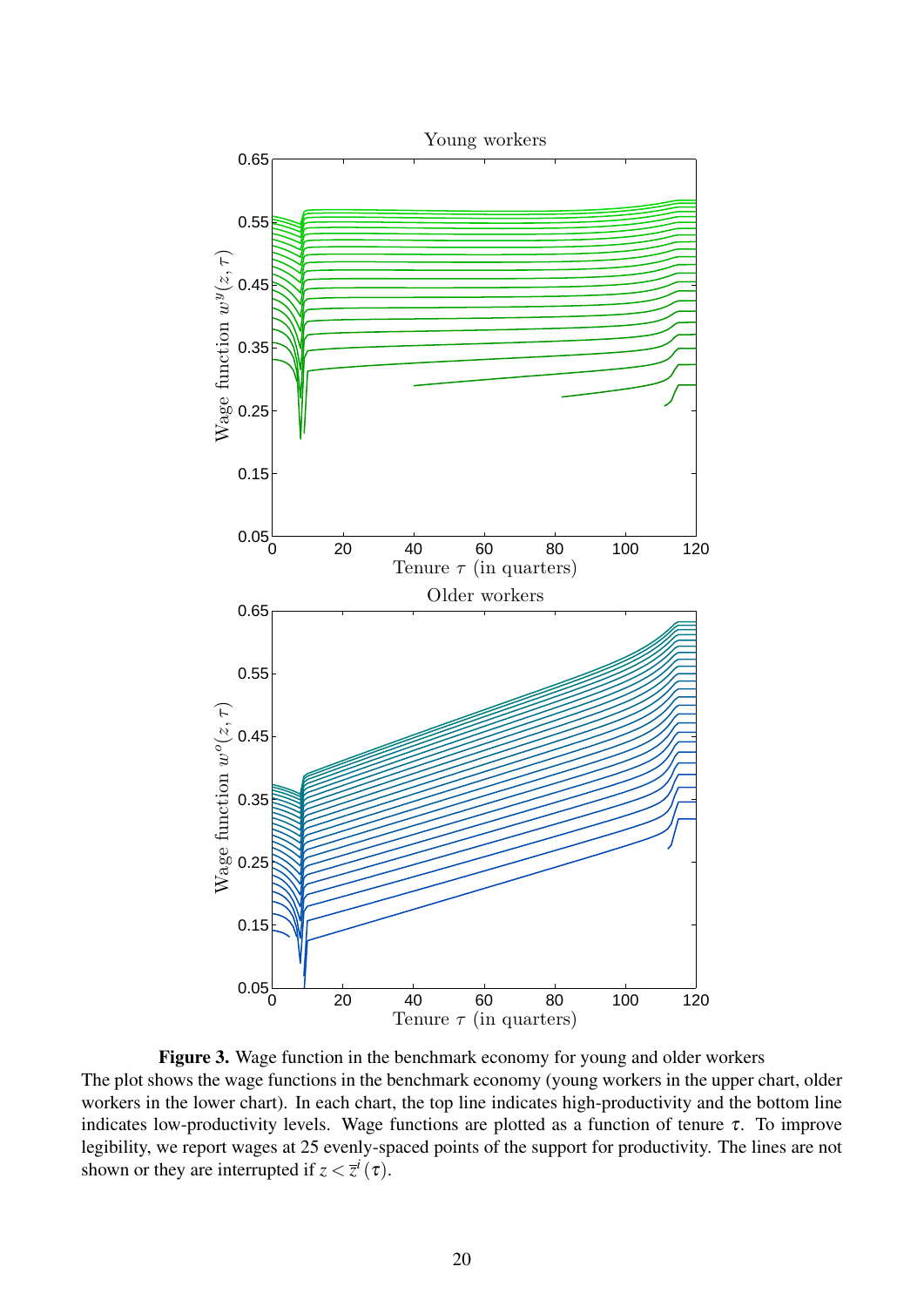**Figure 3.** Wage function in the benchmark economy for young and older workers

The plot shows the wage functions in the benchmark economy (young workers in the upper chart, older workers in the lower chart). In each chart, the top line indicates high-productivity and the bottom line indicates low-productivity levels. Wage functions are plotted as a function of tenure $\tau$. To improve legibility, we report wages at 25 evenly-spaced points of the support for productivity. The lines are not shown or they are interrupted if $z < \overline{z}^i(\tau)$.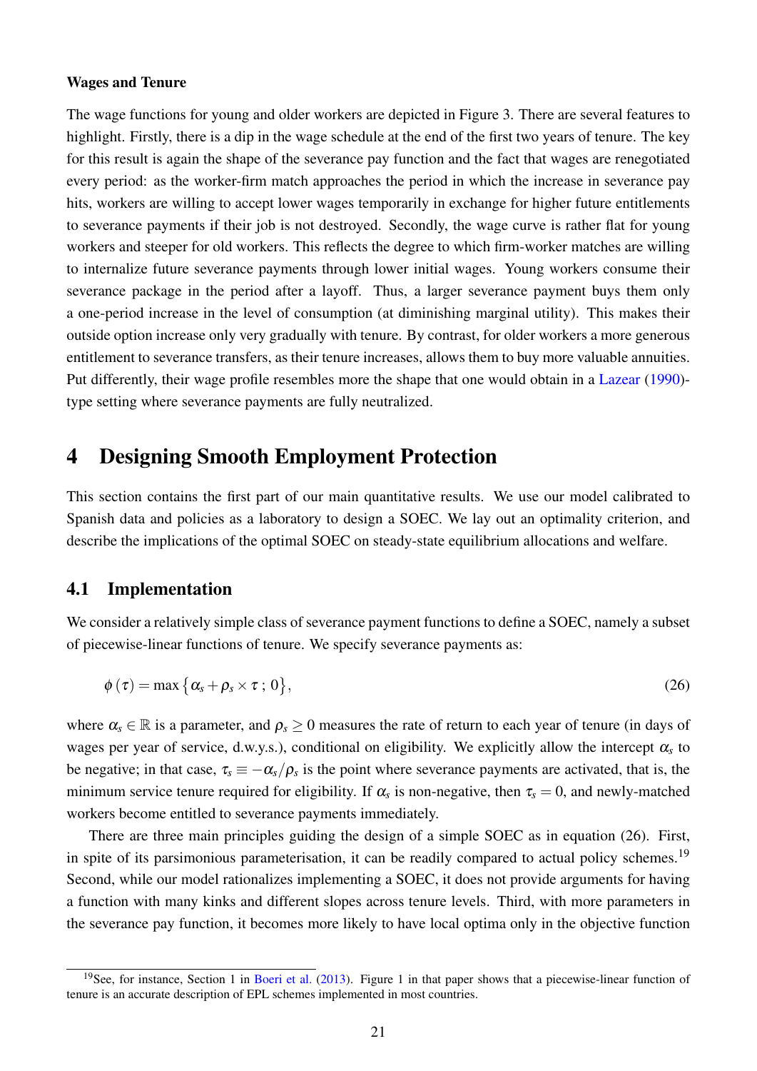**Wages and Tenure**

The wage functions for young and older workers are depicted in Figure 3. There are several features to highlight. Firstly, there is a dip in the wage schedule at the end of the first two years of tenure. The key for this result is again the shape of the severance pay function and the fact that wages are renegotiated every period: as the worker-firm match approaches the period in which the increase in severance pay hits, workers are willing to accept lower wages temporarily in exchange for higher future entitlements to severance payments if their job is not destroyed. Secondly, the wage curve is rather flat for young workers and steeper for old workers. This reflects the degree to which firm-worker matches are willing to internalize future severance payments through lower initial wages. Young workers consume their severance package in the period after a layoff. Thus, a larger severance payment buys them only a one-period increase in the level of consumption (at diminishing marginal utility). This makes their outside option increase only very gradually with tenure. By contrast, for older workers a more generous entitlement to severance transfers, as their tenure increases, allows them to buy more valuable annuities. Put differently, their wage profile resembles more the shape that one would obtain in a Lazear (1990)-type setting where severance payments are fully neutralized.

# 4 Designing Smooth Employment Protection

This section contains the first part of our main quantitative results. We use our model calibrated to Spanish data and policies as a laboratory to design a SOEC. We lay out an optimality criterion, and describe the implications of the optimal SOEC on steady-state equilibrium allocations and welfare.

## 4.1 Implementation

We consider a relatively simple class of severance payment functions to define a SOEC, namely a subset of piecewise-linear functions of tenure. We specify severance payments as:

$$\phi(\tau) = \max\left\{\alpha_s + \rho_s \times \tau \,;\, 0\right\}, \tag{26}$$

where $\alpha_s \in \mathbb{R}$ is a parameter, and $\rho_s \geq 0$ measures the rate of return to each year of tenure (in days of wages per year of service, d.w.y.s.), conditional on eligibility. We explicitly allow the intercept $\alpha_s$ to be negative; in that case, $\tau_s \equiv -\alpha_s/\rho_s$ is the point where severance payments are activated, that is, the minimum service tenure required for eligibility. If $\alpha_s$ is non-negative, then $\tau_s = 0$, and newly-matched workers become entitled to severance payments immediately.

There are three main principles guiding the design of a simple SOEC as in equation (26). First, in spite of its parsimonious parameterisation, it can be readily compared to actual policy schemes.[19] Second, while our model rationalizes implementing a SOEC, it does not provide arguments for having a function with many kinks and different slopes across tenure levels. Third, with more parameters in the severance pay function, it becomes more likely to have local optima only in the objective function

[19] See, for instance, Section 1 in Boeri et al. (2013). Figure 1 in that paper shows that a piecewise-linear function of tenure is an accurate description of EPL schemes implemented in most countries.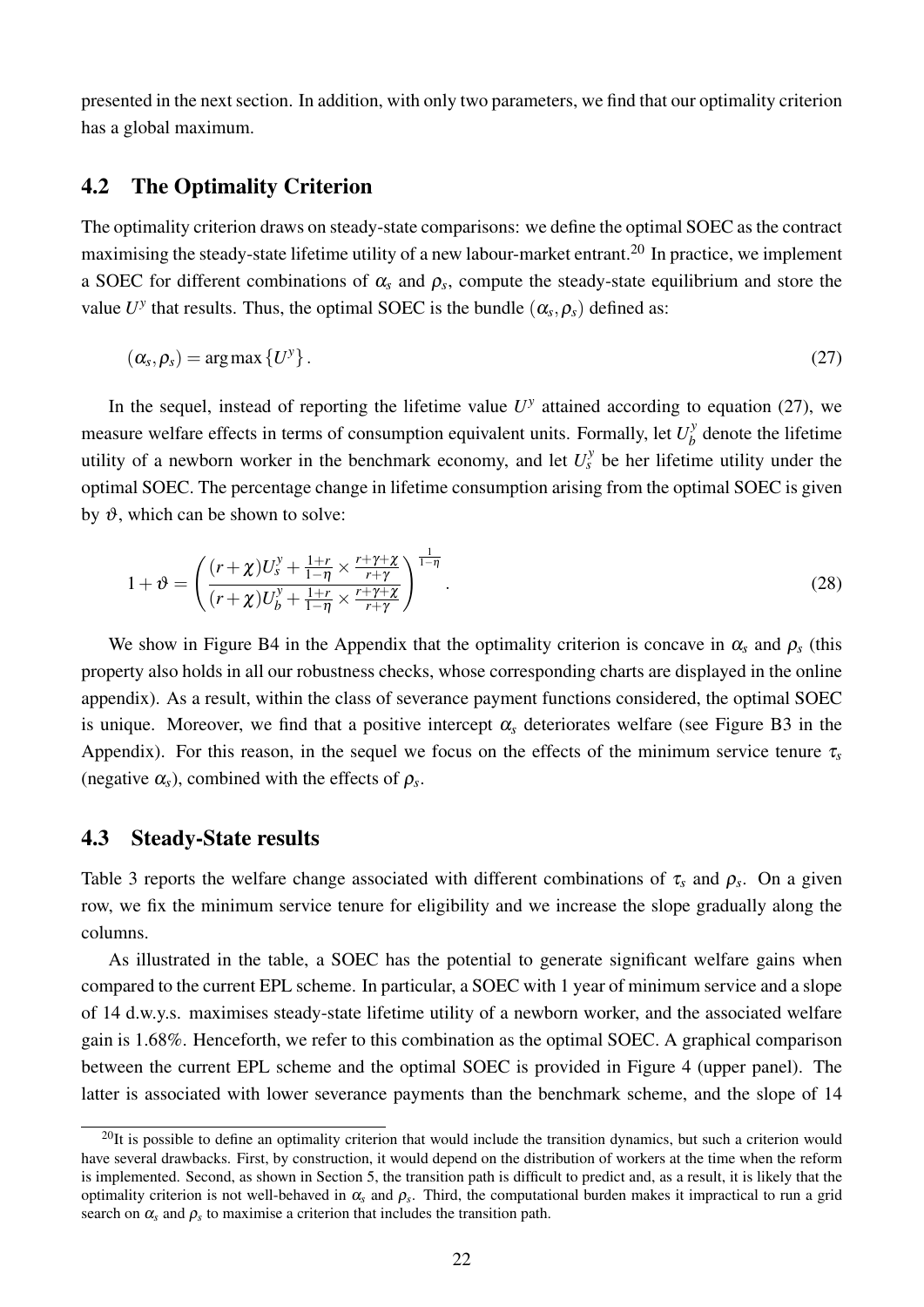presented in the next section. In addition, with only two parameters, we find that our optimality criterion has a global maximum.

## 4.2 The Optimality Criterion

The optimality criterion draws on steady-state comparisons: we define the optimal SOEC as the contract maximising the steady-state lifetime utility of a new labour-market entrant.[20] In practice, we implement a SOEC for different combinations of $\alpha_s$ and $\rho_s$, compute the steady-state equilibrium and store the value $U^y$ that results. Thus, the optimal SOEC is the bundle $(\alpha_s, \rho_s)$ defined as:

$$(\alpha_s, \rho_s) = \arg\max \{U^y\}. \tag{27}$$

In the sequel, instead of reporting the lifetime value $U^y$ attained according to equation (27), we measure welfare effects in terms of consumption equivalent units. Formally, let $U_b^y$ denote the lifetime utility of a newborn worker in the benchmark economy, and let $U_s^y$ be her lifetime utility under the optimal SOEC. The percentage change in lifetime consumption arising from the optimal SOEC is given by $\vartheta$, which can be shown to solve:

$$1 + \vartheta = \left( \frac{(r+\chi)U_s^y + \frac{1+r}{1-\eta} \times \frac{r+\gamma+\chi}{r+\gamma}}{(r+\chi)U_b^y + \frac{1+r}{1-\eta} \times \frac{r+\gamma+\chi}{r+\gamma}} \right)^{\frac{1}{1-\eta}}. \tag{28}$$

We show in Figure B4 in the Appendix that the optimality criterion is concave in $\alpha_s$ and $\rho_s$ (this property also holds in all our robustness checks, whose corresponding charts are displayed in the online appendix). As a result, within the class of severance payment functions considered, the optimal SOEC is unique. Moreover, we find that a positive intercept $\alpha_s$ deteriorates welfare (see Figure B3 in the Appendix). For this reason, in the sequel we focus on the effects of the minimum service tenure $\tau_s$ (negative $\alpha_s$), combined with the effects of $\rho_s$.

## 4.3 Steady-State results

Table 3 reports the welfare change associated with different combinations of $\tau_s$ and $\rho_s$. On a given row, we fix the minimum service tenure for eligibility and we increase the slope gradually along the columns.

As illustrated in the table, a SOEC has the potential to generate significant welfare gains when compared to the current EPL scheme. In particular, a SOEC with 1 year of minimum service and a slope of 14 d.w.y.s. maximises steady-state lifetime utility of a newborn worker, and the associated welfare gain is 1.68%. Henceforth, we refer to this combination as the optimal SOEC. A graphical comparison between the current EPL scheme and the optimal SOEC is provided in Figure 4 (upper panel). The latter is associated with lower severance payments than the benchmark scheme, and the slope of 14

[20] It is possible to define an optimality criterion that would include the transition dynamics, but such a criterion would have several drawbacks. First, by construction, it would depend on the distribution of workers at the time when the reform is implemented. Second, as shown in Section 5, the transition path is difficult to predict and, as a result, it is likely that the optimality criterion is not well-behaved in $\alpha_s$ and $\rho_s$. Third, the computational burden makes it impractical to run a grid search on $\alpha_s$ and $\rho_s$ to maximise a criterion that includes the transition path.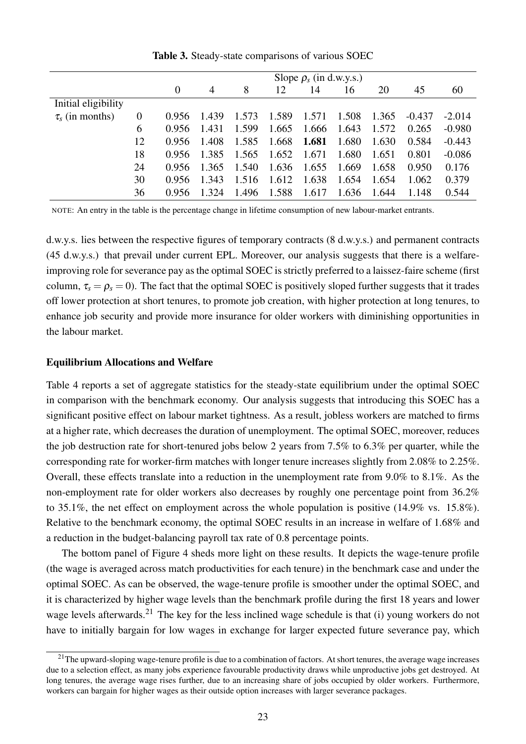**Table 3.** Steady-state comparisons of various SOEC

| | | Slope $\rho_s$ (in d.w.y.s.) | | | | | | | | |
|---|---|---|---|---|---|---|---|---|---|---|
| | | 0 | 4 | 8 | 12 | 14 | 16 | 20 | 45 | 60 |
| Initial eligibility | | | | | | | | | | |
| $\tau_s$ (in months) | 0 | 0.956 | 1.439 | 1.573 | 1.589 | 1.571 | 1.508 | 1.365 | -0.437 | -2.014 |
| | 6 | 0.956 | 1.431 | 1.599 | 1.665 | 1.666 | 1.643 | 1.572 | 0.265 | -0.980 |
| | 12 | 0.956 | 1.408 | 1.585 | 1.668 | **1.681** | 1.680 | 1.630 | 0.584 | -0.443 |
| | 18 | 0.956 | 1.385 | 1.565 | 1.652 | 1.671 | 1.680 | 1.651 | 0.801 | -0.086 |
| | 24 | 0.956 | 1.365 | 1.540 | 1.636 | 1.655 | 1.669 | 1.658 | 0.950 | 0.176 |
| | 30 | 0.956 | 1.343 | 1.516 | 1.612 | 1.638 | 1.654 | 1.654 | 1.062 | 0.379 |
| | 36 | 0.956 | 1.324 | 1.496 | 1.588 | 1.617 | 1.636 | 1.644 | 1.148 | 0.544 |

NOTE: An entry in the table is the percentage change in lifetime consumption of new labour-market entrants.

d.w.y.s. lies between the respective figures of temporary contracts (8 d.w.y.s.) and permanent contracts (45 d.w.y.s.) that prevail under current EPL. Moreover, our analysis suggests that there is a welfare-improving role for severance pay as the optimal SOEC is strictly preferred to a laissez-faire scheme (first column, $\tau_s = \rho_s = 0$). The fact that the optimal SOEC is positively sloped further suggests that it trades off lower protection at short tenures, to promote job creation, with higher protection at long tenures, to enhance job security and provide more insurance for older workers with diminishing opportunities in the labour market.

**Equilibrium Allocations and Welfare**

Table 4 reports a set of aggregate statistics for the steady-state equilibrium under the optimal SOEC in comparison with the benchmark economy. Our analysis suggests that introducing this SOEC has a significant positive effect on labour market tightness. As a result, jobless workers are matched to firms at a higher rate, which decreases the duration of unemployment. The optimal SOEC, moreover, reduces the job destruction rate for short-tenured jobs below 2 years from 7.5% to 6.3% per quarter, while the corresponding rate for worker-firm matches with longer tenure increases slightly from 2.08% to 2.25%. Overall, these effects translate into a reduction in the unemployment rate from 9.0% to 8.1%. As the non-employment rate for older workers also decreases by roughly one percentage point from 36.2% to 35.1%, the net effect on employment across the whole population is positive (14.9% vs. 15.8%). Relative to the benchmark economy, the optimal SOEC results in an increase in welfare of 1.68% and a reduction in the budget-balancing payroll tax rate of 0.8 percentage points.

The bottom panel of Figure 4 sheds more light on these results. It depicts the wage-tenure profile (the wage is averaged across match productivities for each tenure) in the benchmark case and under the optimal SOEC. As can be observed, the wage-tenure profile is smoother under the optimal SOEC, and it is characterized by higher wage levels than the benchmark profile during the first 18 years and lower wage levels afterwards.[21] The key for the less inclined wage schedule is that (i) young workers do not have to initially bargain for low wages in exchange for larger expected future severance pay, which

[21] The upward-sloping wage-tenure profile is due to a combination of factors. At short tenures, the average wage increases due to a selection effect, as many jobs experience favourable productivity draws while unproductive jobs get destroyed. At long tenures, the average wage rises further, due to an increasing share of jobs occupied by older workers. Furthermore, workers can bargain for higher wages as their outside option increases with larger severance packages.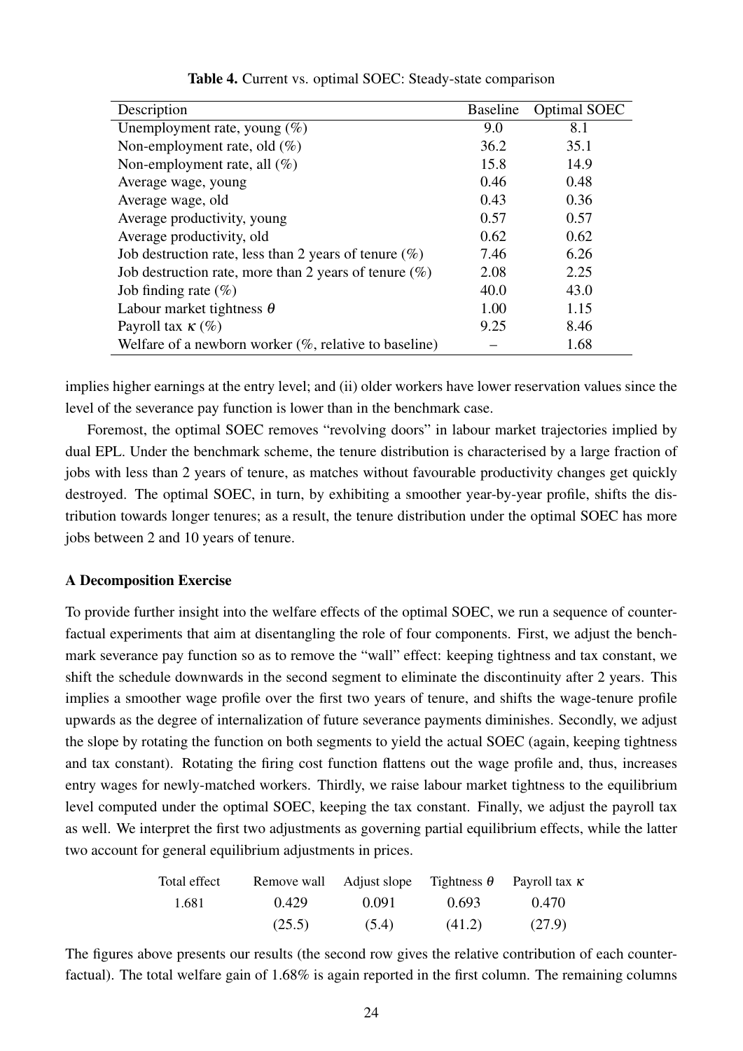**Table 4.** Current vs. optimal SOEC: Steady-state comparison

| Description | Baseline | Optimal SOEC |
|---|---|---|
| Unemployment rate, young (%) | 9.0 | 8.1 |
| Non-employment rate, old (%) | 36.2 | 35.1 |
| Non-employment rate, all (%) | 15.8 | 14.9 |
| Average wage, young | 0.46 | 0.48 |
| Average wage, old | 0.43 | 0.36 |
| Average productivity, young | 0.57 | 0.57 |
| Average productivity, old | 0.62 | 0.62 |
| Job destruction rate, less than 2 years of tenure (%) | 7.46 | 6.26 |
| Job destruction rate, more than 2 years of tenure (%) | 2.08 | 2.25 |
| Job finding rate (%) | 40.0 | 43.0 |
| Labour market tightness $\theta$ | 1.00 | 1.15 |
| Payroll tax $\kappa$ (%) | 9.25 | 8.46 |
| Welfare of a newborn worker (%, relative to baseline) | – | 1.68 |

implies higher earnings at the entry level; and (ii) older workers have lower reservation values since the level of the severance pay function is lower than in the benchmark case.

Foremost, the optimal SOEC removes "revolving doors" in labour market trajectories implied by dual EPL. Under the benchmark scheme, the tenure distribution is characterised by a large fraction of jobs with less than 2 years of tenure, as matches without favourable productivity changes get quickly destroyed. The optimal SOEC, in turn, by exhibiting a smoother year-by-year profile, shifts the distribution towards longer tenures; as a result, the tenure distribution under the optimal SOEC has more jobs between 2 and 10 years of tenure.

**A Decomposition Exercise**

To provide further insight into the welfare effects of the optimal SOEC, we run a sequence of counterfactual experiments that aim at disentangling the role of four components. First, we adjust the benchmark severance pay function so as to remove the "wall" effect: keeping tightness and tax constant, we shift the schedule downwards in the second segment to eliminate the discontinuity after 2 years. This implies a smoother wage profile over the first two years of tenure, and shifts the wage-tenure profile upwards as the degree of internalization of future severance payments diminishes. Secondly, we adjust the slope by rotating the function on both segments to yield the actual SOEC (again, keeping tightness and tax constant). Rotating the firing cost function flattens out the wage profile and, thus, increases entry wages for newly-matched workers. Thirdly, we raise labour market tightness to the equilibrium level computed under the optimal SOEC, keeping the tax constant. Finally, we adjust the payroll tax as well. We interpret the first two adjustments as governing partial equilibrium effects, while the latter two account for general equilibrium adjustments in prices.

| Total effect | Remove wall | Adjust slope | Tightness $\theta$ | Payroll tax $\kappa$ |
|---|---|---|---|---|
| 1.681 | 0.429 | 0.091 | 0.693 | 0.470 |
| | (25.5) | (5.4) | (41.2) | (27.9) |

The figures above presents our results (the second row gives the relative contribution of each counterfactual). The total welfare gain of 1.68% is again reported in the first column. The remaining columns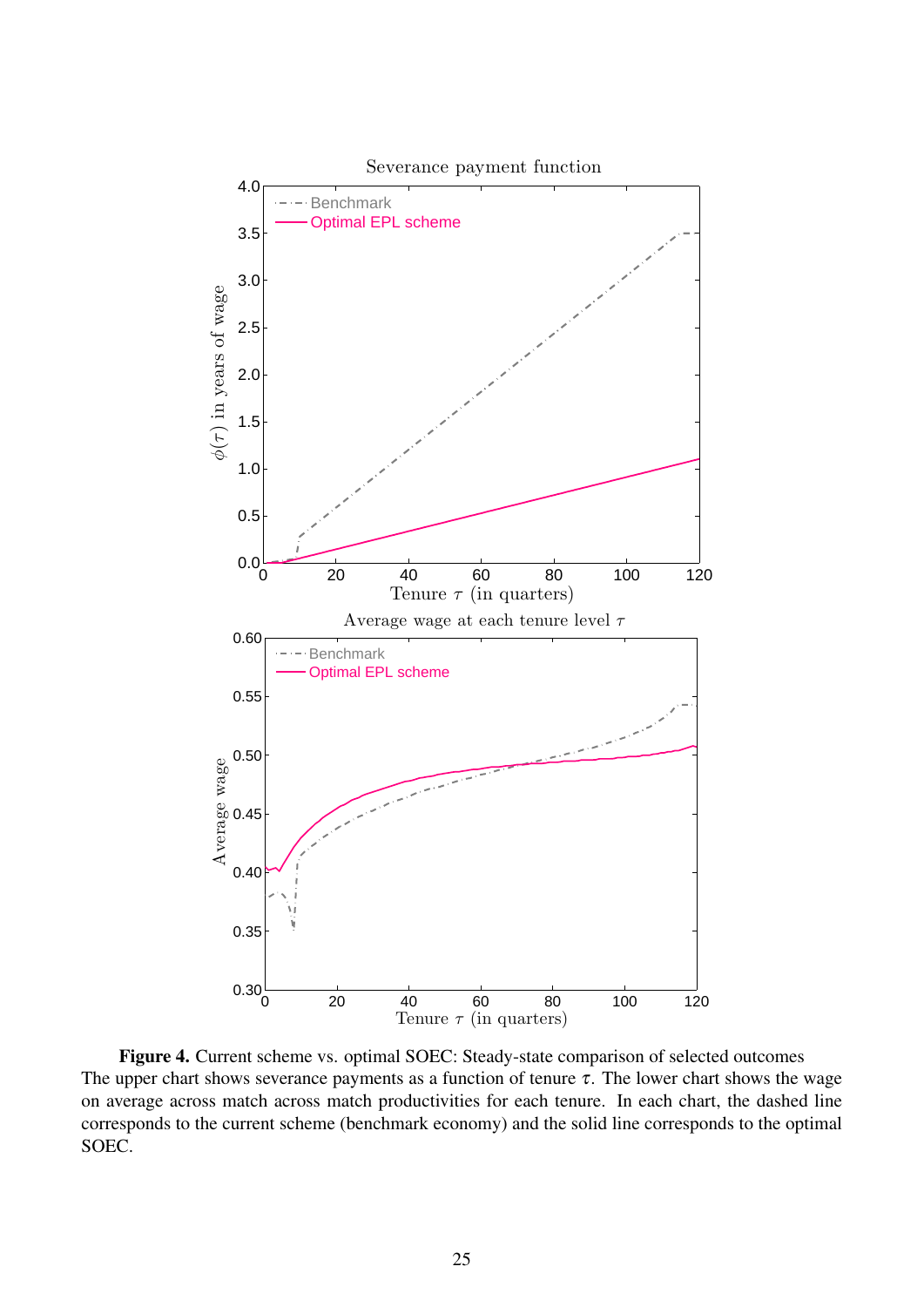**Figure 4.** Current scheme vs. optimal SOEC: Steady-state comparison of selected outcomes
The upper chart shows severance payments as a function of tenure $\tau$. The lower chart shows the wage on average across match across match productivities for each tenure. In each chart, the dashed line corresponds to the current scheme (benchmark economy) and the solid line corresponds to the optimal SOEC.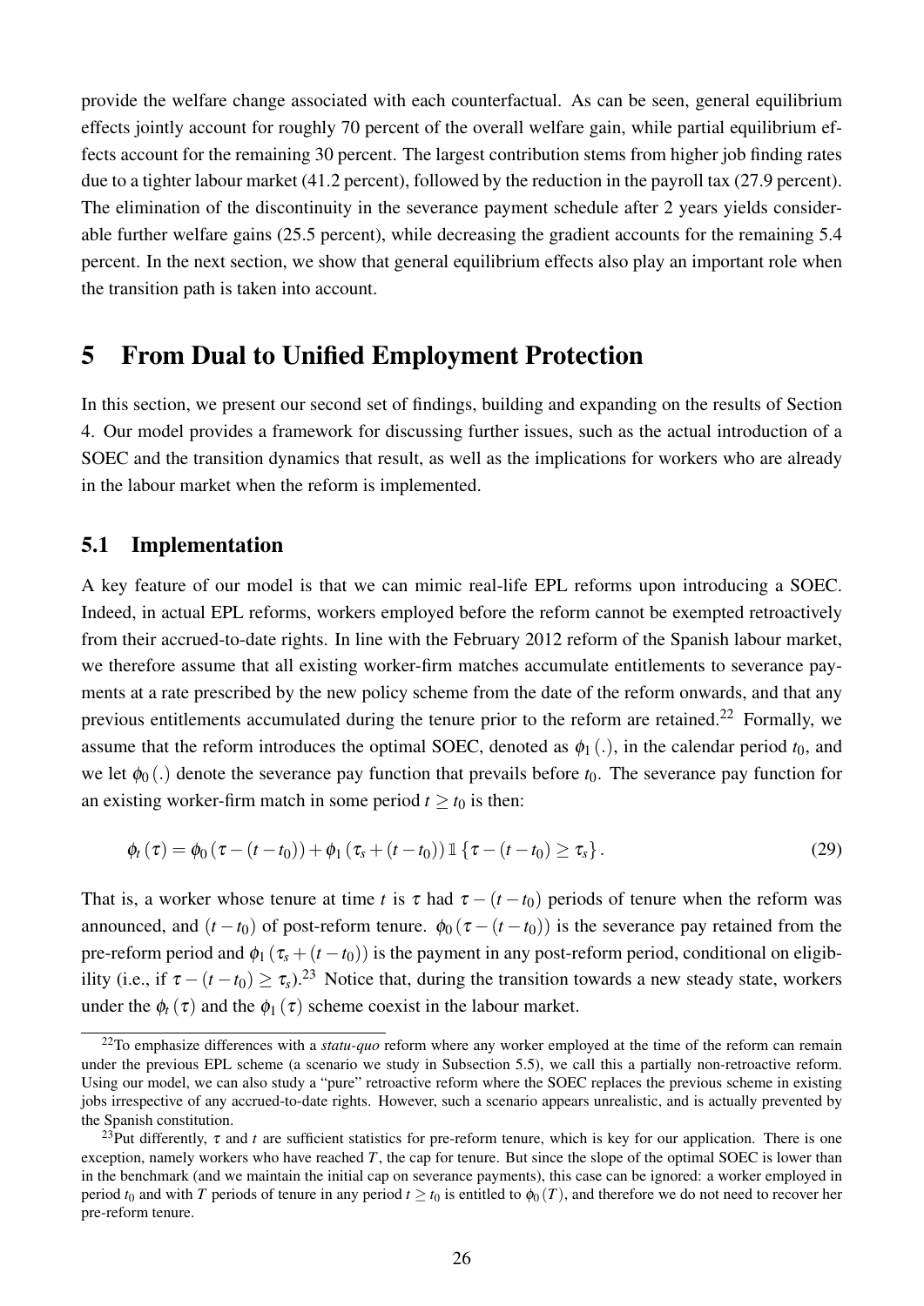provide the welfare change associated with each counterfactual. As can be seen, general equilibrium effects jointly account for roughly 70 percent of the overall welfare gain, while partial equilibrium effects account for the remaining 30 percent. The largest contribution stems from higher job finding rates due to a tighter labour market (41.2 percent), followed by the reduction in the payroll tax (27.9 percent). The elimination of the discontinuity in the severance payment schedule after 2 years yields considerable further welfare gains (25.5 percent), while decreasing the gradient accounts for the remaining 5.4 percent. In the next section, we show that general equilibrium effects also play an important role when the transition path is taken into account.

# 5 From Dual to Unified Employment Protection

In this section, we present our second set of findings, building and expanding on the results of Section 4. Our model provides a framework for discussing further issues, such as the actual introduction of a SOEC and the transition dynamics that result, as well as the implications for workers who are already in the labour market when the reform is implemented.

## 5.1 Implementation

A key feature of our model is that we can mimic real-life EPL reforms upon introducing a SOEC. Indeed, in actual EPL reforms, workers employed before the reform cannot be exempted retroactively from their accrued-to-date rights. In line with the February 2012 reform of the Spanish labour market, we therefore assume that all existing worker-firm matches accumulate entitlements to severance payments at a rate prescribed by the new policy scheme from the date of the reform onwards, and that any previous entitlements accumulated during the tenure prior to the reform are retained.[22] Formally, we assume that the reform introduces the optimal SOEC, denoted as $\phi_1(.)$, in the calendar period $t_0$, and we let $\phi_0(.)$ denote the severance pay function that prevails before $t_0$. The severance pay function for an existing worker-firm match in some period $t \geq t_0$ is then:

$$\phi_t(\tau) = \phi_0(\tau - (t - t_0)) + \phi_1(\tau_s + (t - t_0)) \mathbb{1}\{\tau - (t - t_0) \geq \tau_s\}. \tag{29}$$

That is, a worker whose tenure at time $t$ is $\tau$ had $\tau - (t - t_0)$ periods of tenure when the reform was announced, and $(t - t_0)$ of post-reform tenure. $\phi_0(\tau - (t - t_0))$ is the severance pay retained from the pre-reform period and $\phi_1(\tau_s + (t - t_0))$ is the payment in any post-reform period, conditional on eligibility (i.e., if $\tau - (t - t_0) \geq \tau_s$).[23] Notice that, during the transition towards a new steady state, workers under the $\phi_t(\tau)$ and the $\phi_1(\tau)$ scheme coexist in the labour market.

[22] To emphasize differences with a *statu-quo* reform where any worker employed at the time of the reform can remain under the previous EPL scheme (a scenario we study in Subsection 5.5), we call this a partially non-retroactive reform. Using our model, we can also study a "pure" retroactive reform where the SOEC replaces the previous scheme in existing jobs irrespective of any accrued-to-date rights. However, such a scenario appears unrealistic, and is actually prevented by the Spanish constitution.

[23] Put differently, $\tau$ and $t$ are sufficient statistics for pre-reform tenure, which is key for our application. There is one exception, namely workers who have reached $T$, the cap for tenure. But since the slope of the optimal SOEC is lower than in the benchmark (and we maintain the initial cap on severance payments), this case can be ignored: a worker employed in period $t_0$ and with $T$ periods of tenure in any period $t \geq t_0$ is entitled to $\phi_0(T)$, and therefore we do not need to recover her pre-reform tenure.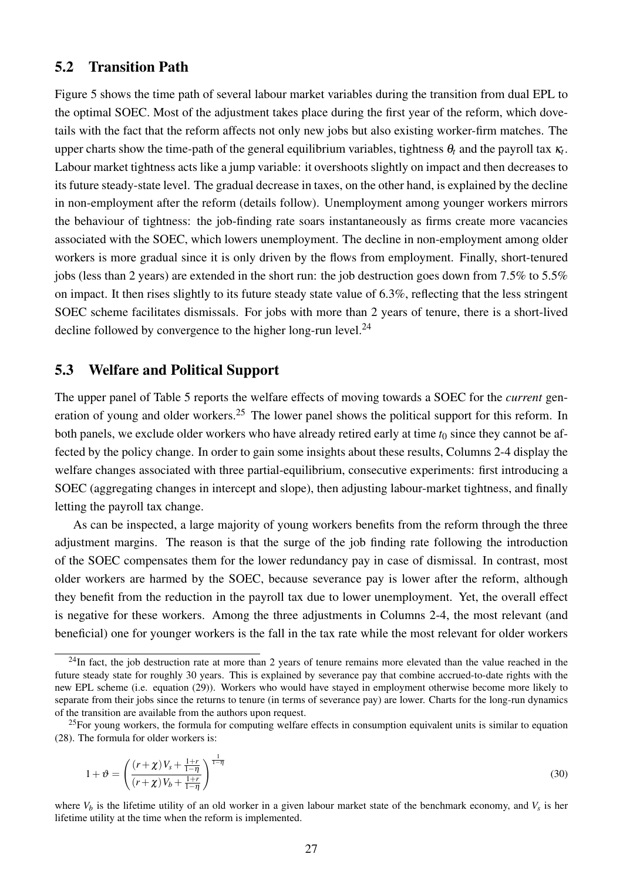## 5.2 Transition Path

Figure 5 shows the time path of several labour market variables during the transition from dual EPL to the optimal SOEC. Most of the adjustment takes place during the first year of the reform, which dovetails with the fact that the reform affects not only new jobs but also existing worker-firm matches. The upper charts show the time-path of the general equilibrium variables, tightness $\theta_t$ and the payroll tax $\kappa_t$. Labour market tightness acts like a jump variable: it overshoots slightly on impact and then decreases to its future steady-state level. The gradual decrease in taxes, on the other hand, is explained by the decline in non-employment after the reform (details follow). Unemployment among younger workers mirrors the behaviour of tightness: the job-finding rate soars instantaneously as firms create more vacancies associated with the SOEC, which lowers unemployment. The decline in non-employment among older workers is more gradual since it is only driven by the flows from employment. Finally, short-tenured jobs (less than 2 years) are extended in the short run: the job destruction goes down from 7.5% to 5.5% on impact. It then rises slightly to its future steady state value of 6.3%, reflecting that the less stringent SOEC scheme facilitates dismissals. For jobs with more than 2 years of tenure, there is a short-lived decline followed by convergence to the higher long-run level.[24]

## 5.3 Welfare and Political Support

The upper panel of Table 5 reports the welfare effects of moving towards a SOEC for the *current* generation of young and older workers.[25] The lower panel shows the political support for this reform. In both panels, we exclude older workers who have already retired early at time $t_0$ since they cannot be affected by the policy change. In order to gain some insights about these results, Columns 2-4 display the welfare changes associated with three partial-equilibrium, consecutive experiments: first introducing a SOEC (aggregating changes in intercept and slope), then adjusting labour-market tightness, and finally letting the payroll tax change.

As can be inspected, a large majority of young workers benefits from the reform through the three adjustment margins. The reason is that the surge of the job finding rate following the introduction of the SOEC compensates them for the lower redundancy pay in case of dismissal. In contrast, most older workers are harmed by the SOEC, because severance pay is lower after the reform, although they benefit from the reduction in the payroll tax due to lower unemployment. Yet, the overall effect is negative for these workers. Among the three adjustments in Columns 2-4, the most relevant (and beneficial) one for younger workers is the fall in the tax rate while the most relevant for older workers

[24] In fact, the job destruction rate at more than 2 years of tenure remains more elevated than the value reached in the future steady state for roughly 30 years. This is explained by severance pay that combine accrued-to-date rights with the new EPL scheme (i.e. equation (29)). Workers who would have stayed in employment otherwise become more likely to separate from their jobs since the returns to tenure (in terms of severance pay) are lower. Charts for the long-run dynamics of the transition are available from the authors upon request.

[25] For young workers, the formula for computing welfare effects in consumption equivalent units is similar to equation (28). The formula for older workers is:

$$1+\vartheta = \left( \frac{(r+\chi)V_s + \frac{1+r}{1-\eta}}{(r+\chi)V_b + \frac{1+r}{1-\eta}} \right)^{\frac{1}{1-\eta}} \tag{30}$$

where $V_b$ is the lifetime utility of an old worker in a given labour market state of the benchmark economy, and $V_s$ is her lifetime utility at the time when the reform is implemented.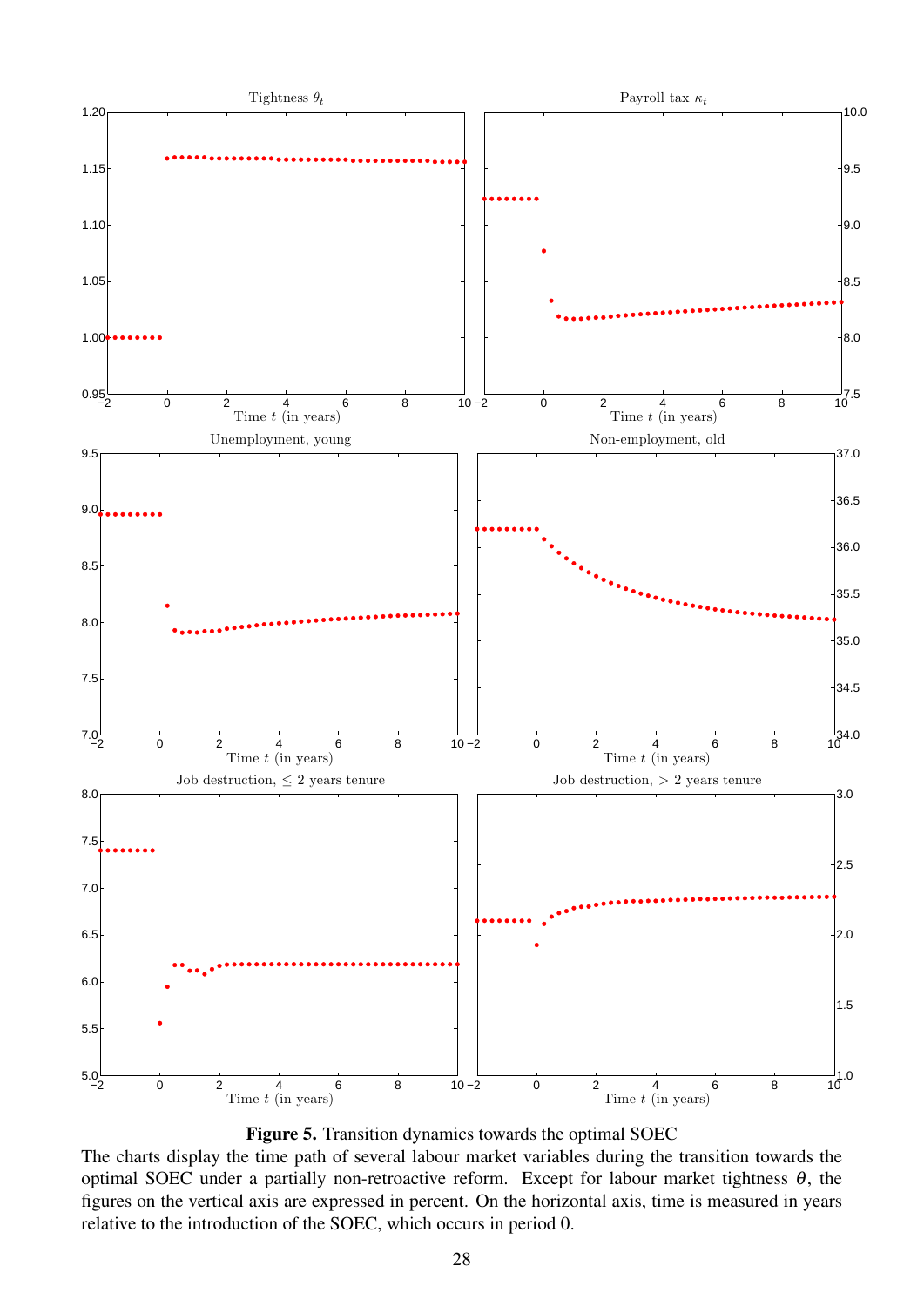**Figure 5.** Transition dynamics towards the optimal SOEC

The charts display the time path of several labour market variables during the transition towards the optimal SOEC under a partially non-retroactive reform. Except for labour market tightness $\theta$, the figures on the vertical axis are expressed in percent. On the horizontal axis, time is measured in years relative to the introduction of the SOEC, which occurs in period 0.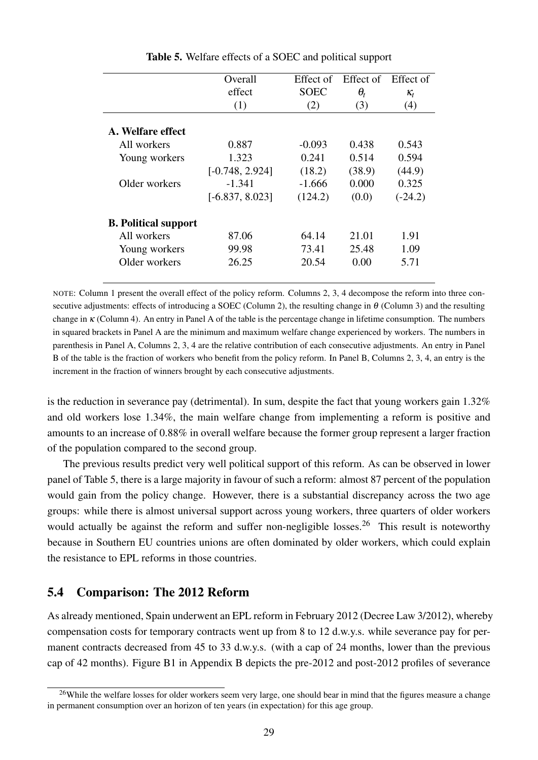**Table 5.** Welfare effects of a SOEC and political support

| | Overall effect | Effect of SOEC | Effect of $\theta_t$ | Effect of $\kappa_t$ |
|---|---|---|---|---|
| | (1) | (2) | (3) | (4) |
| **A. Welfare effect** | | | | |
| All workers | 0.887 | -0.093 | 0.438 | 0.543 |
| Young workers | 1.323 | 0.241 | 0.514 | 0.594 |
| | [-0.748, 2.924] | (18.2) | (38.9) | (44.9) |
| Older workers | -1.341 | -1.666 | 0.000 | 0.325 |
| | [-6.837, 8.023] | (124.2) | (0.0) | (-24.2) |
| **B. Political support** | | | | |
| All workers | 87.06 | 64.14 | 21.01 | 1.91 |
| Young workers | 99.98 | 73.41 | 25.48 | 1.09 |
| Older workers | 26.25 | 20.54 | 0.00 | 5.71 |

NOTE: Column 1 present the overall effect of the policy reform. Columns 2, 3, 4 decompose the reform into three consecutive adjustments: effects of introducing a SOEC (Column 2), the resulting change in $\theta$ (Column 3) and the resulting change in $\kappa$ (Column 4). An entry in Panel A of the table is the percentage change in lifetime consumption. The numbers in squared brackets in Panel A are the minimum and maximum welfare change experienced by workers. The numbers in parenthesis in Panel A, Columns 2, 3, 4 are the relative contribution of each consecutive adjustments. An entry in Panel B of the table is the fraction of workers who benefit from the policy reform. In Panel B, Columns 2, 3, 4, an entry is the increment in the fraction of winners brought by each consecutive adjustments.

is the reduction in severance pay (detrimental). In sum, despite the fact that young workers gain 1.32% and old workers lose 1.34%, the main welfare change from implementing a reform is positive and amounts to an increase of 0.88% in overall welfare because the former group represent a larger fraction of the population compared to the second group.

The previous results predict very well political support of this reform. As can be observed in lower panel of Table 5, there is a large majority in favour of such a reform: almost 87 percent of the population would gain from the policy change. However, there is a substantial discrepancy across the two age groups: while there is almost universal support across young workers, three quarters of older workers would actually be against the reform and suffer non-negligible losses.[26] This result is noteworthy because in Southern EU countries unions are often dominated by older workers, which could explain the resistance to EPL reforms in those countries.

## 5.4 Comparison: The 2012 Reform

As already mentioned, Spain underwent an EPL reform in February 2012 (Decree Law 3/2012), whereby compensation costs for temporary contracts went up from 8 to 12 d.w.y.s. while severance pay for permanent contracts decreased from 45 to 33 d.w.y.s. (with a cap of 24 months, lower than the previous cap of 42 months). Figure B1 in Appendix B depicts the pre-2012 and post-2012 profiles of severance

[26] While the welfare losses for older workers seem very large, one should bear in mind that the figures measure a change in permanent consumption over an horizon of ten years (in expectation) for this age group.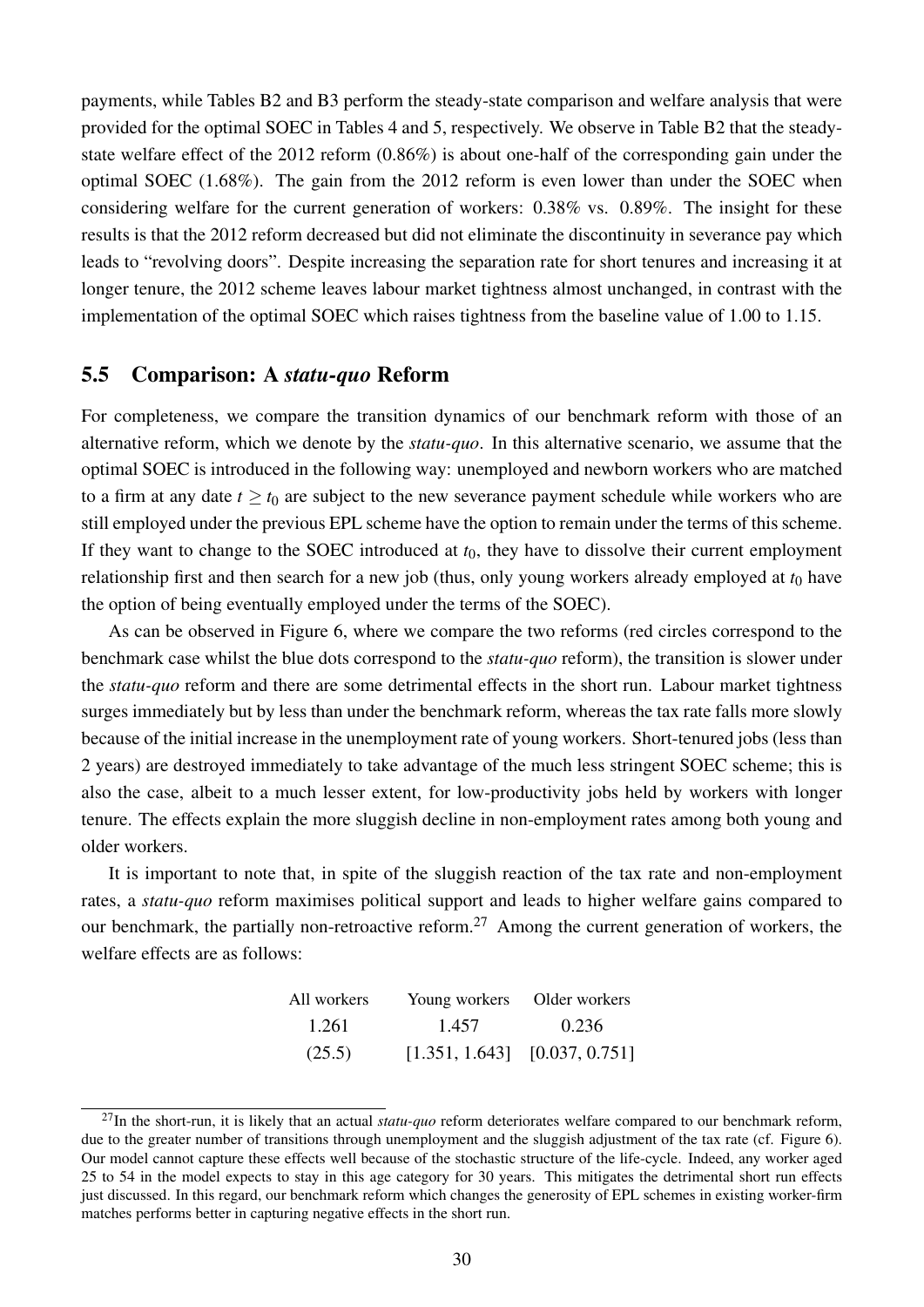payments, while Tables B2 and B3 perform the steady-state comparison and welfare analysis that were provided for the optimal SOEC in Tables 4 and 5, respectively. We observe in Table B2 that the steady-state welfare effect of the 2012 reform (0.86%) is about one-half of the corresponding gain under the optimal SOEC (1.68%). The gain from the 2012 reform is even lower than under the SOEC when considering welfare for the current generation of workers: 0.38% vs. 0.89%. The insight for these results is that the 2012 reform decreased but did not eliminate the discontinuity in severance pay which leads to "revolving doors". Despite increasing the separation rate for short tenures and increasing it at longer tenure, the 2012 scheme leaves labour market tightness almost unchanged, in contrast with the implementation of the optimal SOEC which raises tightness from the baseline value of 1.00 to 1.15.

## 5.5 Comparison: A *statu-quo* Reform

For completeness, we compare the transition dynamics of our benchmark reform with those of an alternative reform, which we denote by the *statu-quo*. In this alternative scenario, we assume that the optimal SOEC is introduced in the following way: unemployed and newborn workers who are matched to a firm at any date $t \geq t_0$ are subject to the new severance payment schedule while workers who are still employed under the previous EPL scheme have the option to remain under the terms of this scheme. If they want to change to the SOEC introduced at $t_0$, they have to dissolve their current employment relationship first and then search for a new job (thus, only young workers already employed at $t_0$ have the option of being eventually employed under the terms of the SOEC).

As can be observed in Figure 6, where we compare the two reforms (red circles correspond to the benchmark case whilst the blue dots correspond to the *statu-quo* reform), the transition is slower under the *statu-quo* reform and there are some detrimental effects in the short run. Labour market tightness surges immediately but by less than under the benchmark reform, whereas the tax rate falls more slowly because of the initial increase in the unemployment rate of young workers. Short-tenured jobs (less than 2 years) are destroyed immediately to take advantage of the much less stringent SOEC scheme; this is also the case, albeit to a much lesser extent, for low-productivity jobs held by workers with longer tenure. The effects explain the more sluggish decline in non-employment rates among both young and older workers.

It is important to note that, in spite of the sluggish reaction of the tax rate and non-employment rates, a *statu-quo* reform maximises political support and leads to higher welfare gains compared to our benchmark, the partially non-retroactive reform.[27] Among the current generation of workers, the welfare effects are as follows:

| All workers | Young workers | Older workers |
|---|---|---|
| 1.261 | 1.457 | 0.236 |
| (25.5) | [1.351, 1.643] | [0.037, 0.751] |

[27] In the short-run, it is likely that an actual *statu-quo* reform deteriorates welfare compared to our benchmark reform, due to the greater number of transitions through unemployment and the sluggish adjustment of the tax rate (cf. Figure 6). Our model cannot capture these effects well because of the stochastic structure of the life-cycle. Indeed, any worker aged 25 to 54 in the model expects to stay in this age category for 30 years. This mitigates the detrimental short run effects just discussed. In this regard, our benchmark reform which changes the generosity of EPL schemes in existing worker-firm matches performs better in capturing negative effects in the short run.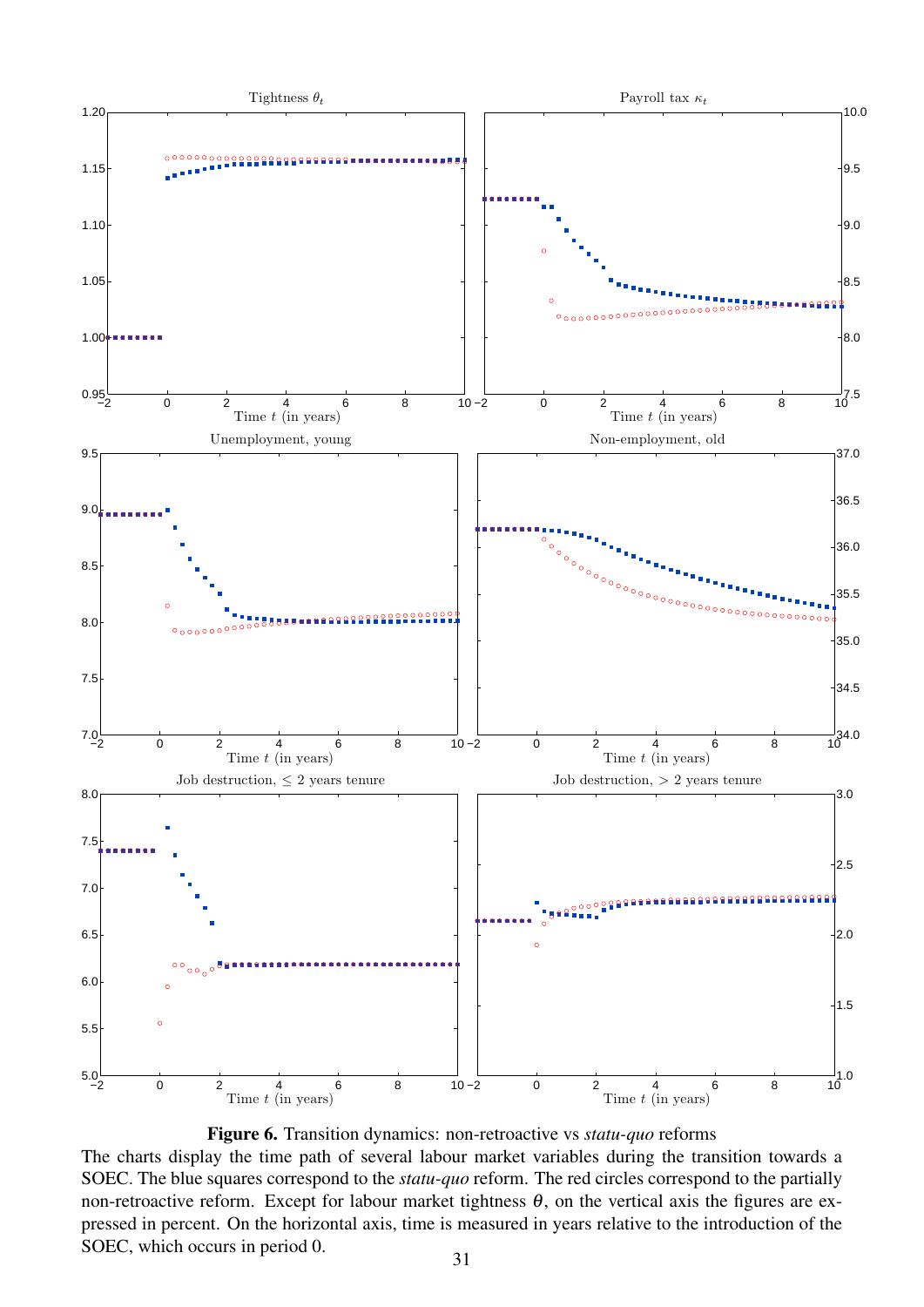**Figure 6.** Transition dynamics: non-retroactive vs *statu-quo* reforms

The charts display the time path of several labour market variables during the transition towards a SOEC. The blue squares correspond to the *statu-quo* reform. The red circles correspond to the partially non-retroactive reform. Except for labour market tightness $\theta$, on the vertical axis the figures are expressed in percent. On the horizontal axis, time is measured in years relative to the introduction of the SOEC, which occurs in period 0.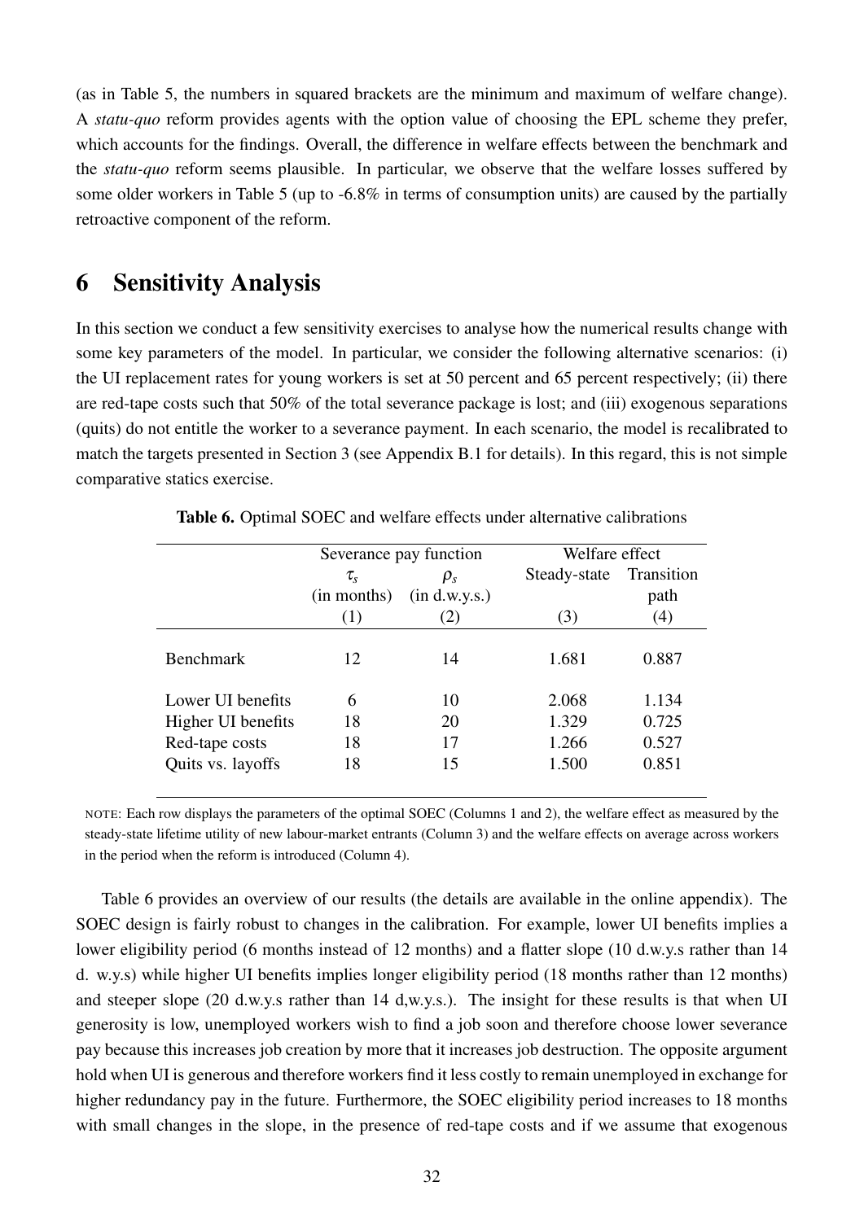(as in Table 5, the numbers in squared brackets are the minimum and maximum of welfare change). A *statu-quo* reform provides agents with the option value of choosing the EPL scheme they prefer, which accounts for the findings. Overall, the difference in welfare effects between the benchmark and the *statu-quo* reform seems plausible. In particular, we observe that the welfare losses suffered by some older workers in Table 5 (up to -6.8% in terms of consumption units) are caused by the partially retroactive component of the reform.

# 6 Sensitivity Analysis

In this section we conduct a few sensitivity exercises to analyse how the numerical results change with some key parameters of the model. In particular, we consider the following alternative scenarios: (i) the UI replacement rates for young workers is set at 50 percent and 65 percent respectively; (ii) there are red-tape costs such that 50% of the total severance package is lost; and (iii) exogenous separations (quits) do not entitle the worker to a severance payment. In each scenario, the model is recalibrated to match the targets presented in Section 3 (see Appendix B.1 for details). In this regard, this is not simple comparative statics exercise.

**Table 6.** Optimal SOEC and welfare effects under alternative calibrations

| | Severance pay function | | Welfare effect | |
|---|---|---|---|---|
| | $\tau_s$ (in months) | $\rho_s$ (in d.w.y.s.) | Steady-state | Transition path |
| | (1) | (2) | (3) | (4) |
| Benchmark | 12 | 14 | 1.681 | 0.887 |
| Lower UI benefits | 6 | 10 | 2.068 | 1.134 |
| Higher UI benefits | 18 | 20 | 1.329 | 0.725 |
| Red-tape costs | 18 | 17 | 1.266 | 0.527 |
| Quits vs. layoffs | 18 | 15 | 1.500 | 0.851 |

NOTE: Each row displays the parameters of the optimal SOEC (Columns 1 and 2), the welfare effect as measured by the steady-state lifetime utility of new labour-market entrants (Column 3) and the welfare effects on average across workers in the period when the reform is introduced (Column 4).

Table 6 provides an overview of our results (the details are available in the online appendix). The SOEC design is fairly robust to changes in the calibration. For example, lower UI benefits implies a lower eligibility period (6 months instead of 12 months) and a flatter slope (10 d.w.y.s rather than 14 d. w.y.s) while higher UI benefits implies longer eligibility period (18 months rather than 12 months) and steeper slope (20 d.w.y.s rather than 14 d,w.y.s.). The insight for these results is that when UI generosity is low, unemployed workers wish to find a job soon and therefore choose lower severance pay because this increases job creation by more that it increases job destruction. The opposite argument hold when UI is generous and therefore workers find it less costly to remain unemployed in exchange for higher redundancy pay in the future. Furthermore, the SOEC eligibility period increases to 18 months with small changes in the slope, in the presence of red-tape costs and if we assume that exogenous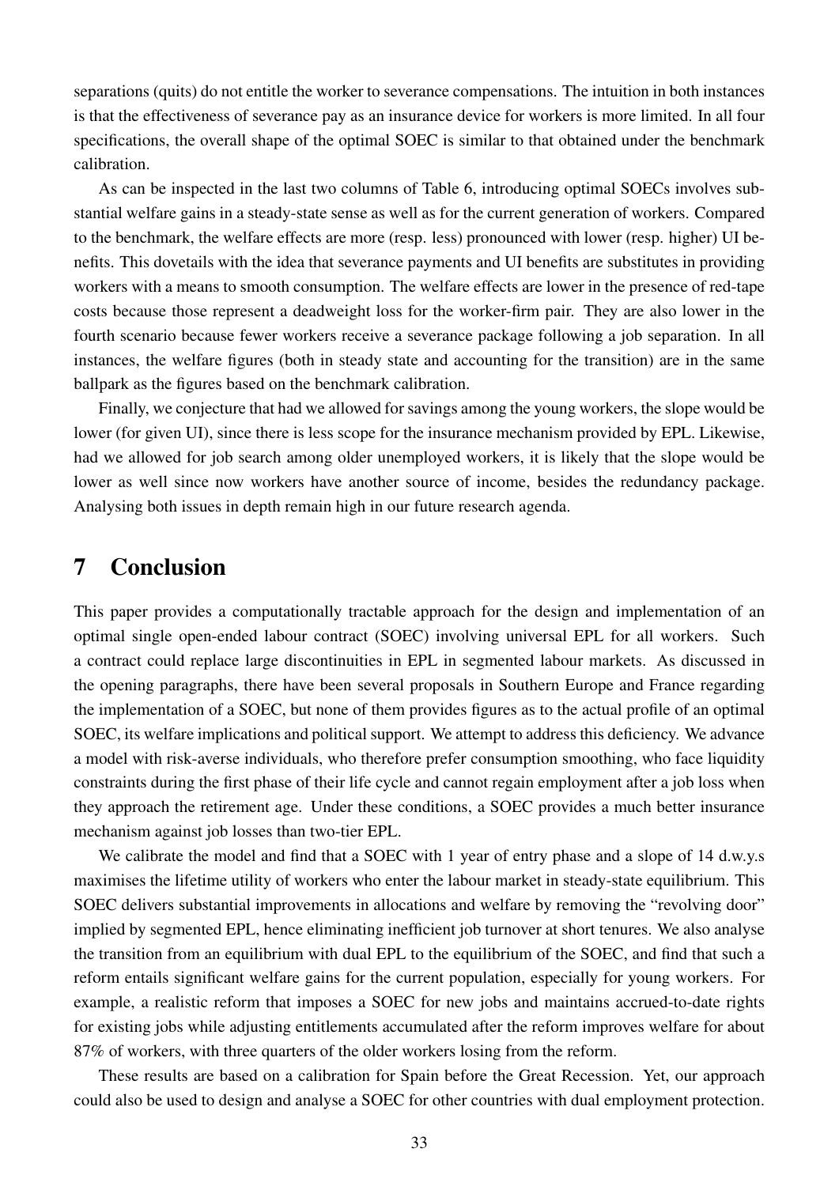separations (quits) do not entitle the worker to severance compensations. The intuition in both instances is that the effectiveness of severance pay as an insurance device for workers is more limited. In all four specifications, the overall shape of the optimal SOEC is similar to that obtained under the benchmark calibration.

As can be inspected in the last two columns of Table 6, introducing optimal SOECs involves substantial welfare gains in a steady-state sense as well as for the current generation of workers. Compared to the benchmark, the welfare effects are more (resp. less) pronounced with lower (resp. higher) UI benefits. This dovetails with the idea that severance payments and UI benefits are substitutes in providing workers with a means to smooth consumption. The welfare effects are lower in the presence of red-tape costs because those represent a deadweight loss for the worker-firm pair. They are also lower in the fourth scenario because fewer workers receive a severance package following a job separation. In all instances, the welfare figures (both in steady state and accounting for the transition) are in the same ballpark as the figures based on the benchmark calibration.

Finally, we conjecture that had we allowed for savings among the young workers, the slope would be lower (for given UI), since there is less scope for the insurance mechanism provided by EPL. Likewise, had we allowed for job search among older unemployed workers, it is likely that the slope would be lower as well since now workers have another source of income, besides the redundancy package. Analysing both issues in depth remain high in our future research agenda.

# 7 Conclusion

This paper provides a computationally tractable approach for the design and implementation of an optimal single open-ended labour contract (SOEC) involving universal EPL for all workers. Such a contract could replace large discontinuities in EPL in segmented labour markets. As discussed in the opening paragraphs, there have been several proposals in Southern Europe and France regarding the implementation of a SOEC, but none of them provides figures as to the actual profile of an optimal SOEC, its welfare implications and political support. We attempt to address this deficiency. We advance a model with risk-averse individuals, who therefore prefer consumption smoothing, who face liquidity constraints during the first phase of their life cycle and cannot regain employment after a job loss when they approach the retirement age. Under these conditions, a SOEC provides a much better insurance mechanism against job losses than two-tier EPL.

We calibrate the model and find that a SOEC with 1 year of entry phase and a slope of 14 d.w.y.s maximises the lifetime utility of workers who enter the labour market in steady-state equilibrium. This SOEC delivers substantial improvements in allocations and welfare by removing the "revolving door" implied by segmented EPL, hence eliminating inefficient job turnover at short tenures. We also analyse the transition from an equilibrium with dual EPL to the equilibrium of the SOEC, and find that such a reform entails significant welfare gains for the current population, especially for young workers. For example, a realistic reform that imposes a SOEC for new jobs and maintains accrued-to-date rights for existing jobs while adjusting entitlements accumulated after the reform improves welfare for about 87% of workers, with three quarters of the older workers losing from the reform.

These results are based on a calibration for Spain before the Great Recession. Yet, our approach could also be used to design and analyse a SOEC for other countries with dual employment protection.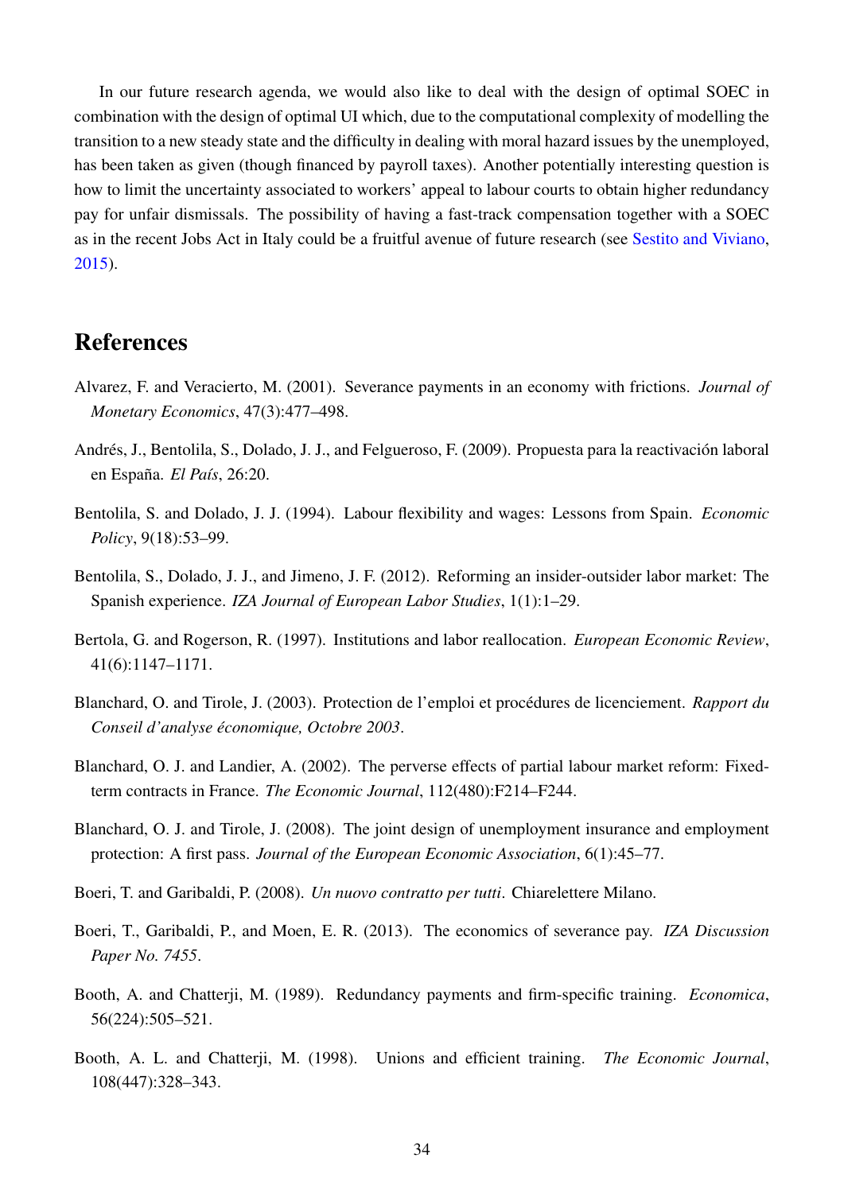In our future research agenda, we would also like to deal with the design of optimal SOEC in combination with the design of optimal UI which, due to the computational complexity of modelling the transition to a new steady state and the difficulty in dealing with moral hazard issues by the unemployed, has been taken as given (though financed by payroll taxes). Another potentially interesting question is how to limit the uncertainty associated to workers' appeal to labour courts to obtain higher redundancy pay for unfair dismissals. The possibility of having a fast-track compensation together with a SOEC as in the recent Jobs Act in Italy could be a fruitful avenue of future research (see Sestito and Viviano, 2015).

# References

Alvarez, F. and Veracierto, M. (2001). Severance payments in an economy with frictions. *Journal of Monetary Economics*, 47(3):477–498.

Andrés, J., Bentolila, S., Dolado, J. J., and Felgueroso, F. (2009). Propuesta para la reactivación laboral en España. *El País*, 26:20.

Bentolila, S. and Dolado, J. J. (1994). Labour flexibility and wages: Lessons from Spain. *Economic Policy*, 9(18):53–99.

Bentolila, S., Dolado, J. J., and Jimeno, J. F. (2012). Reforming an insider-outsider labor market: The Spanish experience. *IZA Journal of European Labor Studies*, 1(1):1–29.

Bertola, G. and Rogerson, R. (1997). Institutions and labor reallocation. *European Economic Review*, 41(6):1147–1171.

Blanchard, O. and Tirole, J. (2003). Protection de l'emploi et procédures de licenciement. *Rapport du Conseil d'analyse économique, Octobre 2003*.

Blanchard, O. J. and Landier, A. (2002). The perverse effects of partial labour market reform: Fixed-term contracts in France. *The Economic Journal*, 112(480):F214–F244.

Blanchard, O. J. and Tirole, J. (2008). The joint design of unemployment insurance and employment protection: A first pass. *Journal of the European Economic Association*, 6(1):45–77.

Boeri, T. and Garibaldi, P. (2008). *Un nuovo contratto per tutti*. Chiarelettere Milano.

Boeri, T., Garibaldi, P., and Moen, E. R. (2013). The economics of severance pay. *IZA Discussion Paper No. 7455*.

Booth, A. and Chatterji, M. (1989). Redundancy payments and firm-specific training. *Economica*, 56(224):505–521.

Booth, A. L. and Chatterji, M. (1998). Unions and efficient training. *The Economic Journal*, 108(447):328–343.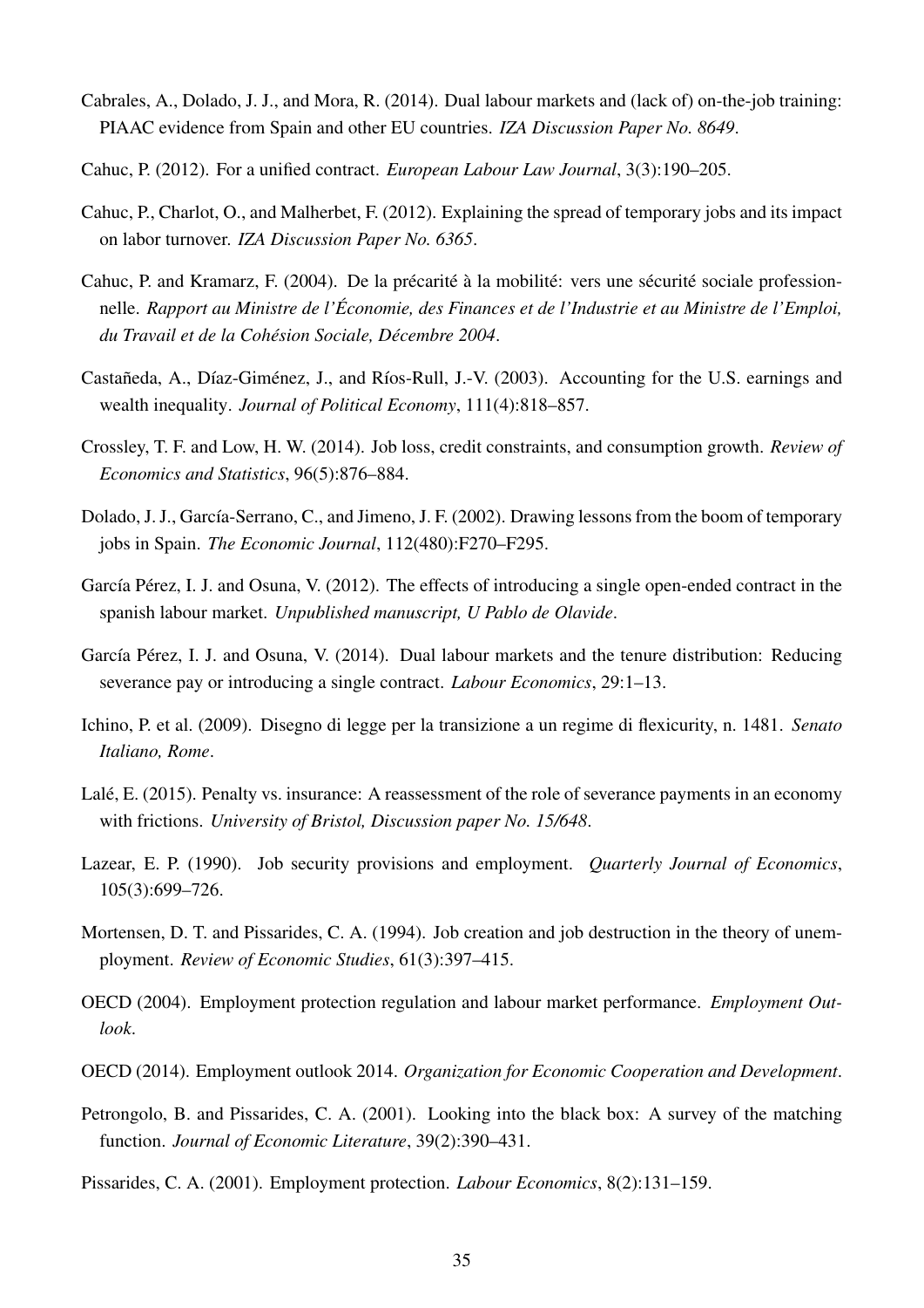Cabrales, A., Dolado, J. J., and Mora, R. (2014). Dual labour markets and (lack of) on-the-job training: PIAAC evidence from Spain and other EU countries. *IZA Discussion Paper No. 8649*.

Cahuc, P. (2012). For a unified contract. *European Labour Law Journal*, 3(3):190–205.

Cahuc, P., Charlot, O., and Malherbet, F. (2012). Explaining the spread of temporary jobs and its impact on labor turnover. *IZA Discussion Paper No. 6365*.

Cahuc, P. and Kramarz, F. (2004). De la précarité à la mobilité: vers une sécurité sociale professionnelle. *Rapport au Ministre de l'Économie, des Finances et de l'Industrie et au Ministre de l'Emploi, du Travail et de la Cohésion Sociale, Décembre 2004*.

Castañeda, A., Díaz-Giménez, J., and Ríos-Rull, J.-V. (2003). Accounting for the U.S. earnings and wealth inequality. *Journal of Political Economy*, 111(4):818–857.

Crossley, T. F. and Low, H. W. (2014). Job loss, credit constraints, and consumption growth. *Review of Economics and Statistics*, 96(5):876–884.

Dolado, J. J., García-Serrano, C., and Jimeno, J. F. (2002). Drawing lessons from the boom of temporary jobs in Spain. *The Economic Journal*, 112(480):F270–F295.

García Pérez, I. J. and Osuna, V. (2012). The effects of introducing a single open-ended contract in the spanish labour market. *Unpublished manuscript, U Pablo de Olavide*.

García Pérez, I. J. and Osuna, V. (2014). Dual labour markets and the tenure distribution: Reducing severance pay or introducing a single contract. *Labour Economics*, 29:1–13.

Ichino, P. et al. (2009). Disegno di legge per la transizione a un regime di flexicurity, n. 1481. *Senato Italiano, Rome*.

Lalé, E. (2015). Penalty vs. insurance: A reassessment of the role of severance payments in an economy with frictions. *University of Bristol, Discussion paper No. 15/648*.

Lazear, E. P. (1990). Job security provisions and employment. *Quarterly Journal of Economics*, 105(3):699–726.

Mortensen, D. T. and Pissarides, C. A. (1994). Job creation and job destruction in the theory of unemployment. *Review of Economic Studies*, 61(3):397–415.

OECD (2004). Employment protection regulation and labour market performance. *Employment Outlook*.

OECD (2014). Employment outlook 2014. *Organization for Economic Cooperation and Development*.

Petrongolo, B. and Pissarides, C. A. (2001). Looking into the black box: A survey of the matching function. *Journal of Economic Literature*, 39(2):390–431.

Pissarides, C. A. (2001). Employment protection. *Labour Economics*, 8(2):131–159.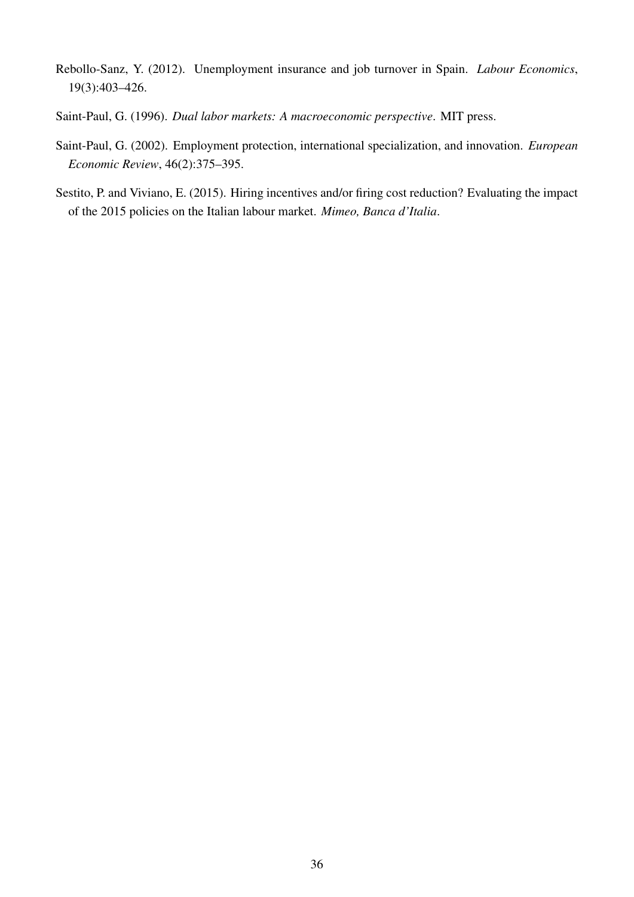Rebollo-Sanz, Y. (2012). Unemployment insurance and job turnover in Spain. *Labour Economics*, 19(3):403–426.

Saint-Paul, G. (1996). *Dual labor markets: A macroeconomic perspective*. MIT press.

Saint-Paul, G. (2002). Employment protection, international specialization, and innovation. *European Economic Review*, 46(2):375–395.

Sestito, P. and Viviano, E. (2015). Hiring incentives and/or firing cost reduction? Evaluating the impact of the 2015 policies on the Italian labour market. *Mimeo, Banca d'Italia*.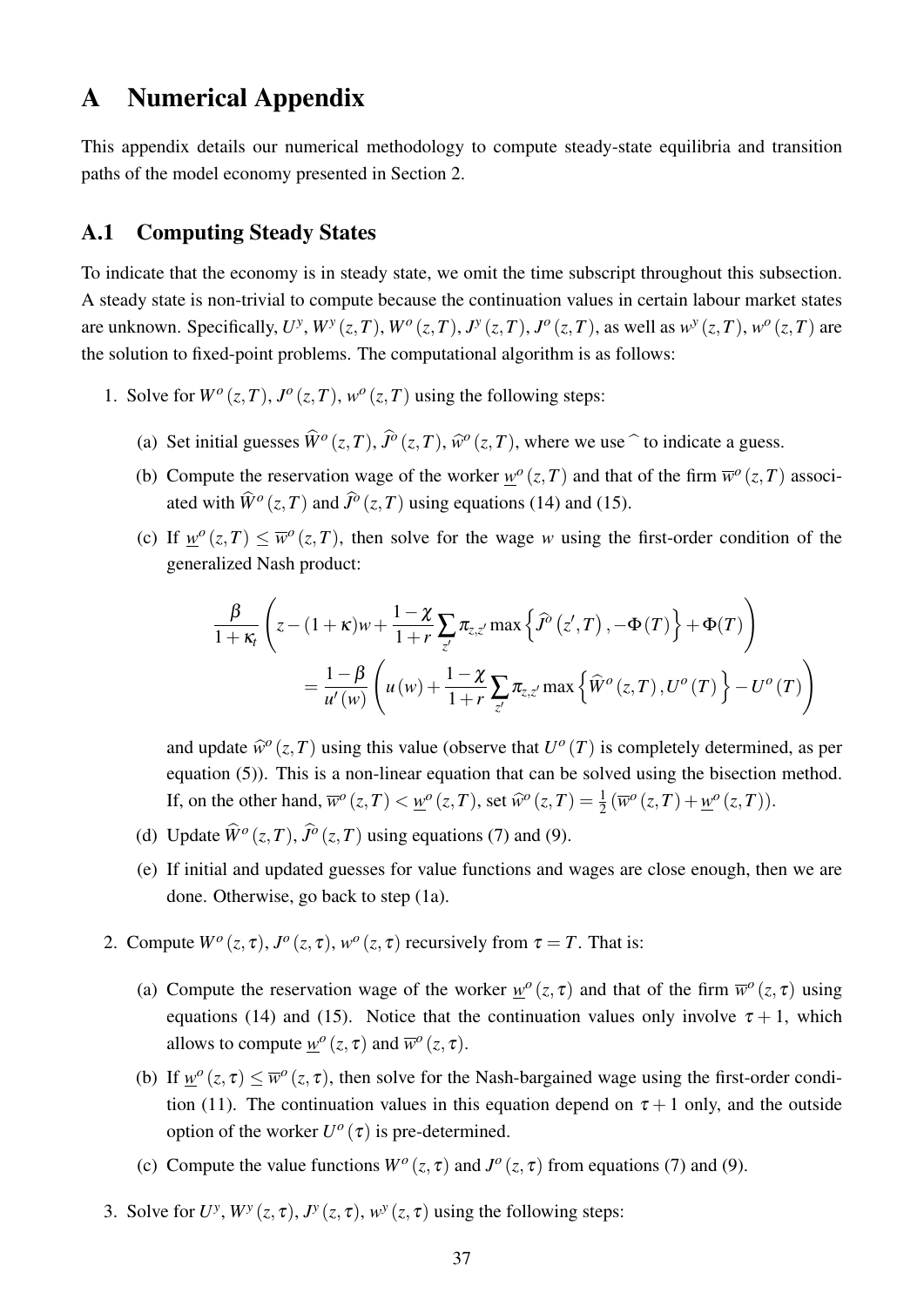# A Numerical Appendix

This appendix details our numerical methodology to compute steady-state equilibria and transition paths of the model economy presented in Section 2.

## A.1 Computing Steady States

To indicate that the economy is in steady state, we omit the time subscript throughout this subsection. A steady state is non-trivial to compute because the continuation values in certain labour market states are unknown. Specifically, $U^y$, $W^y(z,T)$, $W^o(z,T)$, $J^y(z,T)$, $J^o(z,T)$, as well as $w^y(z,T)$, $w^o(z,T)$ are the solution to fixed-point problems. The computational algorithm is as follows:

1. Solve for $W^o(z,T)$, $J^o(z,T)$, $w^o(z,T)$ using the following steps:

   (a) Set initial guesses $\widehat{W}^o(z,T)$, $\widehat{J}^o(z,T)$, $\widehat{w}^o(z,T)$, where we use $\widehat{}$ to indicate a guess.

   (b) Compute the reservation wage of the worker $\underline{w}^o(z,T)$ and that of the firm $\overline{w}^o(z,T)$ associated with $\widehat{W}^o(z,T)$ and $\widehat{J}^o(z,T)$ using equations (14) and (15).

   (c) If $\underline{w}^o(z,T) \leq \overline{w}^o(z,T)$, then solve for the wage $w$ using the first-order condition of the generalized Nash product:

   $$\frac{\beta}{1+\kappa_t}\left(z-(1+\kappa)w+\frac{1-\chi}{1+r}\sum_{z'}\pi_{z,z'}\max\left\{\widehat{J}^o\left(z',T\right),-\Phi(T)\right\}+\Phi(T)\right)$$
   $$=\frac{1-\beta}{u'(w)}\left(u(w)+\frac{1-\chi}{1+r}\sum_{z'}\pi_{z,z'}\max\left\{\widehat{W}^o(z,T),U^o(T)\right\}-U^o(T)\right)$$

   and update $\widehat{w}^o(z,T)$ using this value (observe that $U^o(T)$ is completely determined, as per equation (5)). This is a non-linear equation that can be solved using the bisection method. If, on the other hand, $\overline{w}^o(z,T) < \underline{w}^o(z,T)$, set $\widehat{w}^o(z,T) = \frac{1}{2}\left(\overline{w}^o(z,T)+\underline{w}^o(z,T)\right)$.

   (d) Update $\widehat{W}^o(z,T)$, $\widehat{J}^o(z,T)$ using equations (7) and (9).

   (e) If initial and updated guesses for value functions and wages are close enough, then we are done. Otherwise, go back to step (1a).

2. Compute $W^o(z,\tau)$, $J^o(z,\tau)$, $w^o(z,\tau)$ recursively from $\tau = T$. That is:

   (a) Compute the reservation wage of the worker $\underline{w}^o(z,\tau)$ and that of the firm $\overline{w}^o(z,\tau)$ using equations (14) and (15). Notice that the continuation values only involve $\tau+1$, which allows to compute $\underline{w}^o(z,\tau)$ and $\overline{w}^o(z,\tau)$.

   (b) If $\underline{w}^o(z,\tau) \leq \overline{w}^o(z,\tau)$, then solve for the Nash-bargained wage using the first-order condition (11). The continuation values in this equation depend on $\tau+1$ only, and the outside option of the worker $U^o(\tau)$ is pre-determined.

   (c) Compute the value functions $W^o(z,\tau)$ and $J^o(z,\tau)$ from equations (7) and (9).

3. Solve for $U^y$, $W^y(z,\tau)$, $J^y(z,\tau)$, $w^y(z,\tau)$ using the following steps: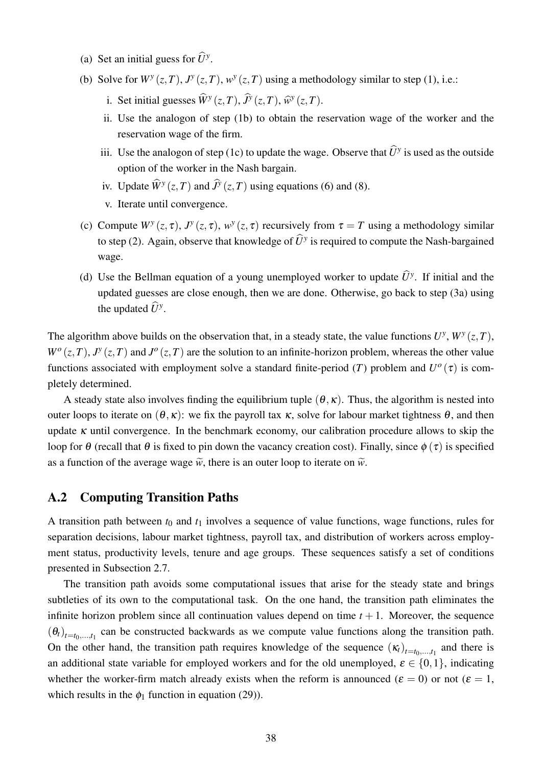(a) Set an initial guess for $\widehat{U}^y$.

(b) Solve for $W^y(z,T)$, $J^y(z,T)$, $w^y(z,T)$ using a methodology similar to step (1), i.e.:

  i. Set initial guesses $\widehat{W}^y(z,T)$, $\widehat{J}^y(z,T)$, $\widehat{w}^y(z,T)$.

  ii. Use the analogon of step (1b) to obtain the reservation wage of the worker and the reservation wage of the firm.

  iii. Use the analogon of step (1c) to update the wage. Observe that $\widehat{U}^y$ is used as the outside option of the worker in the Nash bargain.

  iv. Update $\widehat{W}^y(z,T)$ and $\widehat{J}^y(z,T)$ using equations (6) and (8).

  v. Iterate until convergence.

(c) Compute $W^y(z,\tau)$, $J^y(z,\tau)$, $w^y(z,\tau)$ recursively from $\tau = T$ using a methodology similar to step (2). Again, observe that knowledge of $\widehat{U}^y$ is required to compute the Nash-bargained wage.

(d) Use the Bellman equation of a young unemployed worker to update $\widehat{U}^y$. If initial and the updated guesses are close enough, then we are done. Otherwise, go back to step (3a) using the updated $\widehat{U}^y$.

The algorithm above builds on the observation that, in a steady state, the value functions $U^y$, $W^y(z,T)$, $W^o(z,T)$, $J^y(z,T)$ and $J^o(z,T)$ are the solution to an infinite-horizon problem, whereas the other value functions associated with employment solve a standard finite-period ($T$) problem and $U^o(\tau)$ is completely determined.

A steady state also involves finding the equilibrium tuple $(\theta, \kappa)$. Thus, the algorithm is nested into outer loops to iterate on $(\theta, \kappa)$: we fix the payroll tax $\kappa$, solve for labour market tightness $\theta$, and then update $\kappa$ until convergence. In the benchmark economy, our calibration procedure allows to skip the loop for $\theta$ (recall that $\theta$ is fixed to pin down the vacancy creation cost). Finally, since $\phi(\tau)$ is specified as a function of the average wage $\widetilde{w}$, there is an outer loop to iterate on $\widetilde{w}$.

## A.2 Computing Transition Paths

A transition path between $t_0$ and $t_1$ involves a sequence of value functions, wage functions, rules for separation decisions, labour market tightness, payroll tax, and distribution of workers across employment status, productivity levels, tenure and age groups. These sequences satisfy a set of conditions presented in Subsection 2.7.

The transition path avoids some computational issues that arise for the steady state and brings subtleties of its own to the computational task. On the one hand, the transition path eliminates the infinite horizon problem since all continuation values depend on time $t+1$. Moreover, the sequence $(\theta_t)_{t=t_0,\ldots,t_1}$ can be constructed backwards as we compute value functions along the transition path. On the other hand, the transition path requires knowledge of the sequence $(\kappa_t)_{t=t_0,\ldots,t_1}$ and there is an additional state variable for employed workers and for the old unemployed, $\varepsilon \in \{0,1\}$, indicating whether the worker-firm match already exists when the reform is announced ($\varepsilon = 0$) or not ($\varepsilon = 1$, which results in the $\phi_1$ function in equation (29)).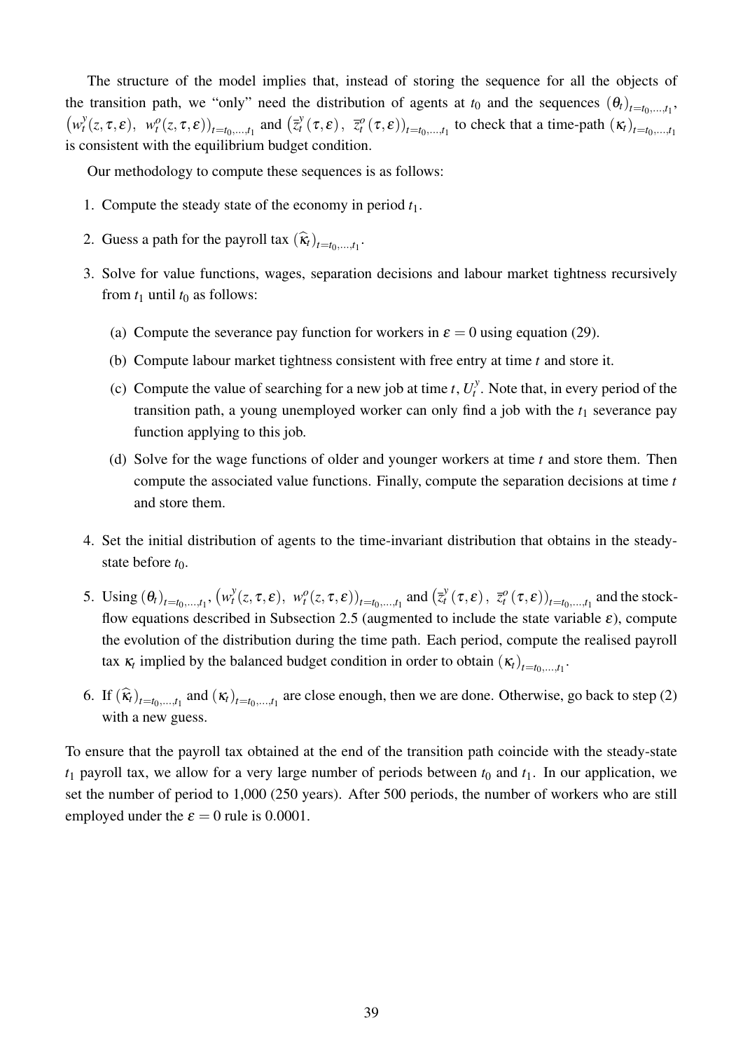The structure of the model implies that, instead of storing the sequence for all the objects of the transition path, we "only" need the distribution of agents at $t_0$ and the sequences $(\theta_t)_{t=t_0,\ldots,t_1}$, $\left(w_t^y(z,\tau,\varepsilon),\ w_t^o(z,\tau,\varepsilon)\right)_{t=t_0,\ldots,t_1}$ and $\left(\bar{z}_t^y(\tau,\varepsilon),\ \bar{z}_t^o(\tau,\varepsilon)\right)_{t=t_0,\ldots,t_1}$ to check that a time-path $(\kappa_t)_{t=t_0,\ldots,t_1}$ is consistent with the equilibrium budget condition.

Our methodology to compute these sequences is as follows:

1. Compute the steady state of the economy in period $t_1$.
2. Guess a path for the payroll tax $(\widehat{\kappa}_t)_{t=t_0,\ldots,t_1}$.
3. Solve for value functions, wages, separation decisions and labour market tightness recursively from $t_1$ until $t_0$ as follows:
   (a) Compute the severance pay function for workers in $\varepsilon = 0$ using equation (29).
   (b) Compute labour market tightness consistent with free entry at time $t$ and store it.
   (c) Compute the value of searching for a new job at time $t$, $U_t^y$. Note that, in every period of the transition path, a young unemployed worker can only find a job with the $t_1$ severance pay function applying to this job.
   (d) Solve for the wage functions of older and younger workers at time $t$ and store them. Then compute the associated value functions. Finally, compute the separation decisions at time $t$ and store them.
4. Set the initial distribution of agents to the time-invariant distribution that obtains in the steady-state before $t_0$.
5. Using $(\theta_t)_{t=t_0,\ldots,t_1}$, $\left(w_t^y(z,\tau,\varepsilon),\ w_t^o(z,\tau,\varepsilon)\right)_{t=t_0,\ldots,t_1}$ and $\left(\bar{z}_t^y(\tau,\varepsilon),\ \bar{z}_t^o(\tau,\varepsilon)\right)_{t=t_0,\ldots,t_1}$ and the stock-flow equations described in Subsection 2.5 (augmented to include the state variable $\varepsilon$), compute the evolution of the distribution during the time path. Each period, compute the realised payroll tax $\kappa_t$ implied by the balanced budget condition in order to obtain $(\kappa_t)_{t=t_0,\ldots,t_1}$.
6. If $(\widehat{\kappa}_t)_{t=t_0,\ldots,t_1}$ and $(\kappa_t)_{t=t_0,\ldots,t_1}$ are close enough, then we are done. Otherwise, go back to step (2) with a new guess.

To ensure that the payroll tax obtained at the end of the transition path coincide with the steady-state $t_1$ payroll tax, we allow for a very large number of periods between $t_0$ and $t_1$. In our application, we set the number of period to 1,000 (250 years). After 500 periods, the number of workers who are still employed under the $\varepsilon = 0$ rule is 0.0001.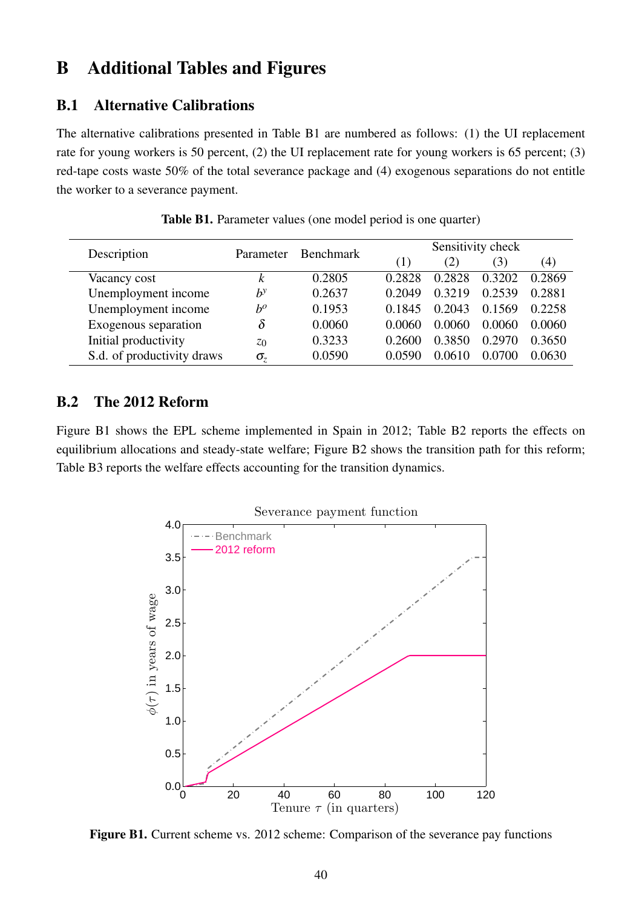# B Additional Tables and Figures

## B.1 Alternative Calibrations

The alternative calibrations presented in Table B1 are numbered as follows: (1) the UI replacement rate for young workers is 50 percent, (2) the UI replacement rate for young workers is 65 percent; (3) red-tape costs waste 50% of the total severance package and (4) exogenous separations do not entitle the worker to a severance payment.

**Table B1.** Parameter values (one model period is one quarter)

| Description | Parameter | Benchmark | Sensitivity check | | | |
|---|---|---|---|---|---|---|
| | | | (1) | (2) | (3) | (4) |
| Vacancy cost | $k$ | 0.2805 | 0.2828 | 0.2828 | 0.3202 | 0.2869 |
| Unemployment income | $b^y$ | 0.2637 | 0.2049 | 0.3219 | 0.2539 | 0.2881 |
| Unemployment income | $b^o$ | 0.1953 | 0.1845 | 0.2043 | 0.1569 | 0.2258 |
| Exogenous separation | $\delta$ | 0.0060 | 0.0060 | 0.0060 | 0.0060 | 0.0060 |
| Initial productivity | $z_0$ | 0.3233 | 0.2600 | 0.3850 | 0.2970 | 0.3650 |
| S.d. of productivity draws | $\sigma_z$ | 0.0590 | 0.0590 | 0.0610 | 0.0700 | 0.0630 |

## B.2 The 2012 Reform

Figure B1 shows the EPL scheme implemented in Spain in 2012; Table B2 reports the effects on equilibrium allocations and steady-state welfare; Figure B2 shows the transition path for this reform; Table B3 reports the welfare effects accounting for the transition dynamics.

**Figure B1.** Current scheme vs. 2012 scheme: Comparison of the severance pay functions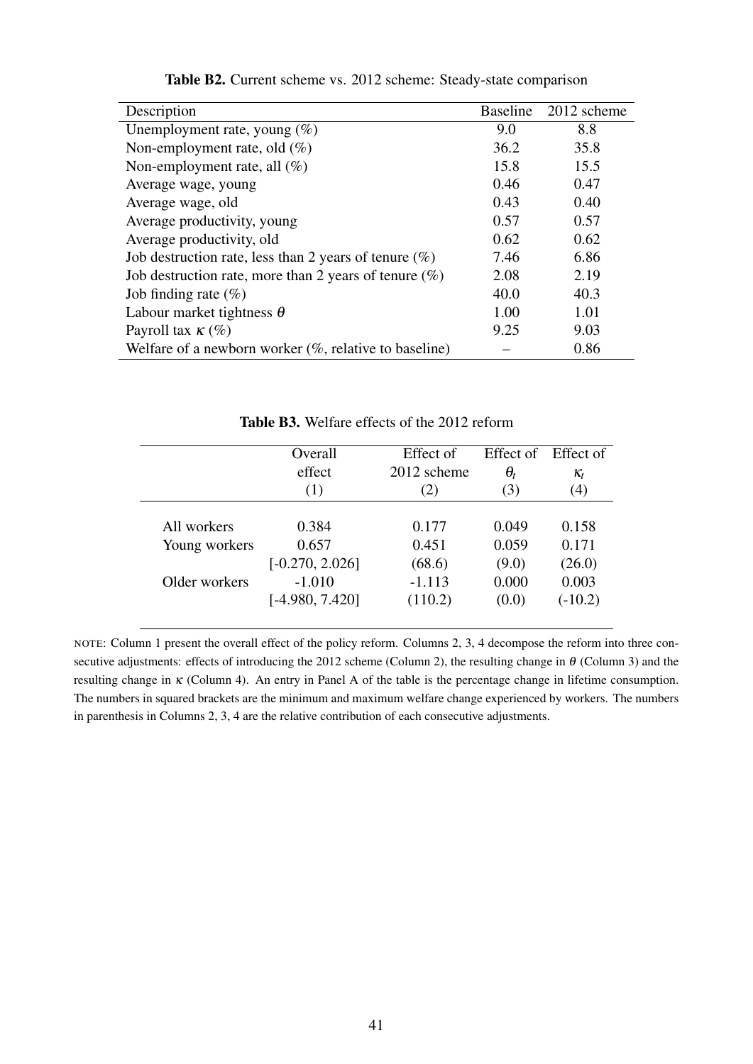**Table B2.** Current scheme vs. 2012 scheme: Steady-state comparison

| Description | Baseline | 2012 scheme |
|---|---|---|
| Unemployment rate, young (%) | 9.0 | 8.8 |
| Non-employment rate, old (%) | 36.2 | 35.8 |
| Non-employment rate, all (%) | 15.8 | 15.5 |
| Average wage, young | 0.46 | 0.47 |
| Average wage, old | 0.43 | 0.40 |
| Average productivity, young | 0.57 | 0.57 |
| Average productivity, old | 0.62 | 0.62 |
| Job destruction rate, less than 2 years of tenure (%) | 7.46 | 6.86 |
| Job destruction rate, more than 2 years of tenure (%) | 2.08 | 2.19 |
| Job finding rate (%) | 40.0 | 40.3 |
| Labour market tightness $\theta$ | 1.00 | 1.01 |
| Payroll tax $\kappa$ (%) | 9.25 | 9.03 |
| Welfare of a newborn worker (%, relative to baseline) | – | 0.86 |

**Table B3.** Welfare effects of the 2012 reform

| | Overall effect (1) | Effect of 2012 scheme (2) | Effect of $\theta_t$ (3) | Effect of $\kappa_t$ (4) |
|---|---|---|---|---|
| All workers | 0.384 | 0.177 | 0.049 | 0.158 |
| Young workers | 0.657 | 0.451 | 0.059 | 0.171 |
| | [-0.270, 2.026] | (68.6) | (9.0) | (26.0) |
| Older workers | -1.010 | -1.113 | 0.000 | 0.003 |
| | [-4.980, 7.420] | (110.2) | (0.0) | (-10.2) |

NOTE: Column 1 present the overall effect of the policy reform. Columns 2, 3, 4 decompose the reform into three consecutive adjustments: effects of introducing the 2012 scheme (Column 2), the resulting change in $\theta$ (Column 3) and the resulting change in $\kappa$ (Column 4). An entry in Panel A of the table is the percentage change in lifetime consumption. The numbers in squared brackets are the minimum and maximum welfare change experienced by workers. The numbers in parenthesis in Columns 2, 3, 4 are the relative contribution of each consecutive adjustments.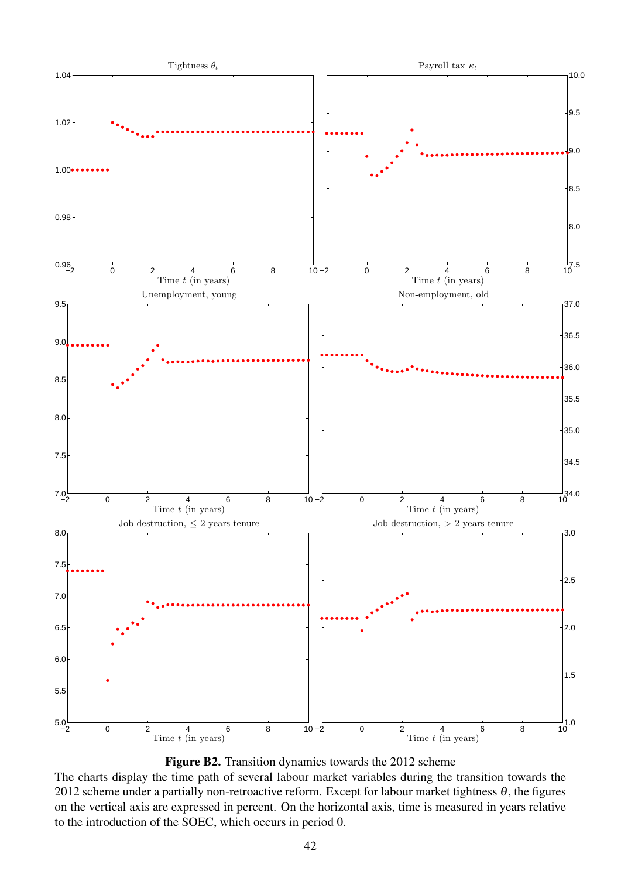**Figure B2.** Transition dynamics towards the 2012 scheme

The charts display the time path of several labour market variables during the transition towards the 2012 scheme under a partially non-retroactive reform. Except for labour market tightness $\theta$, the figures on the vertical axis are expressed in percent. On the horizontal axis, time is measured in years relative to the introduction of the SOEC, which occurs in period 0.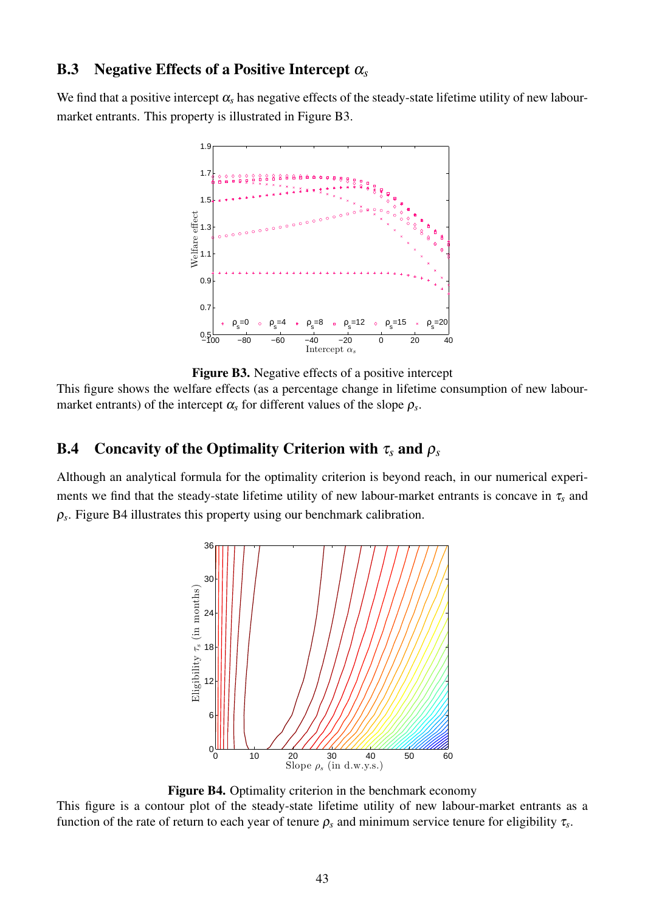## B.3 Negative Effects of a Positive Intercept $\alpha_s$

We find that a positive intercept $\alpha_s$ has negative effects of the steady-state lifetime utility of new labour-market entrants. This property is illustrated in Figure B3.

1.9
1.7
1.5
1.3
1.1
0.9
0.7
0.5
Welfare effect
−100 −80 −60 −40 −20 0 20 40
Intercept $\alpha_s$
$\rho_s$=0 $\rho_s$=4 $\rho_s$=8 $\rho_s$=12 $\rho_s$=15 $\rho_s$=20

**Figure B3.** Negative effects of a positive intercept

This figure shows the welfare effects (as a percentage change in lifetime consumption of new labour-market entrants) of the intercept $\alpha_s$ for different values of the slope $\rho_s$.

## B.4 Concavity of the Optimality Criterion with $\tau_s$ and $\rho_s$

Although an analytical formula for the optimality criterion is beyond reach, in our numerical experiments we find that the steady-state lifetime utility of new labour-market entrants is concave in $\tau_s$ and $\rho_s$. Figure B4 illustrates this property using our benchmark calibration.

36
30
24
18
12
6
0
Eligibility $\tau_s$ (in months)
0 10 20 30 40 50 60
Slope $\rho_s$ (in d.w.y.s.)

**Figure B4.** Optimality criterion in the benchmark economy

This figure is a contour plot of the steady-state lifetime utility of new labour-market entrants as a function of the rate of return to each year of tenure $\rho_s$ and minimum service tenure for eligibility $\tau_s$.